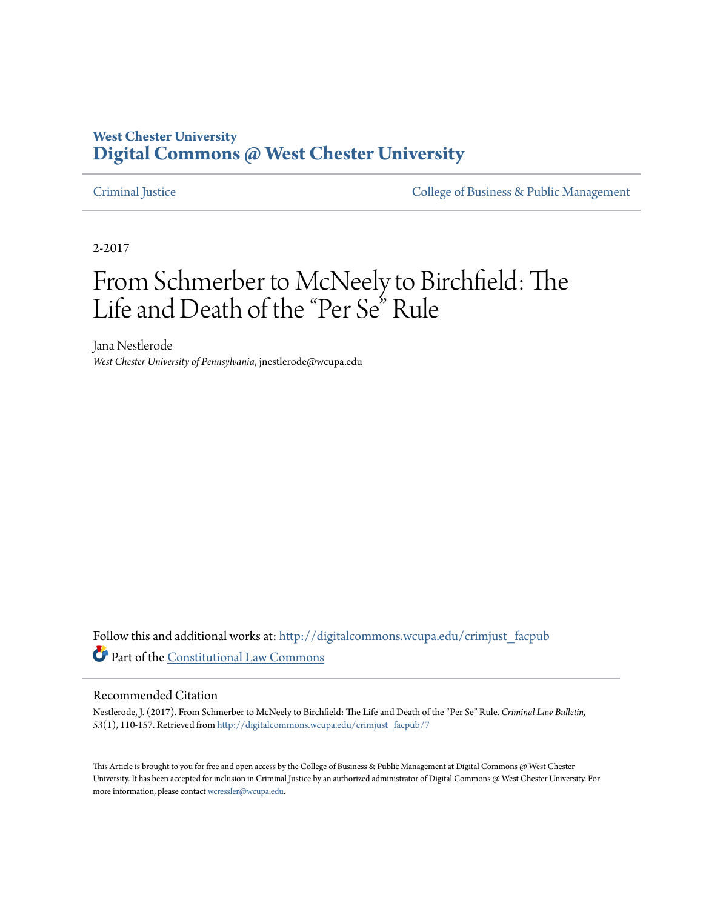**West Chester University**
**Digital Commons @ West Chester University**

Criminal Justice | College of Business & Public Management

2-2017

# From Schmerber to McNeely to Birchfield: The Life and Death of the "Per Se" Rule

Jana Nestlerode
*West Chester University of Pennsylvania*, jnestlerode@wcupa.edu

Follow this and additional works at: http://digitalcommons.wcupa.edu/crimjust_facpub

Part of the Constitutional Law Commons

## Recommended Citation

Nestlerode, J. (2017). From Schmerber to McNeely to Birchfield: The Life and Death of the "Per Se" Rule. *Criminal Law Bulletin,* 53(1), 110-157. Retrieved from http://digitalcommons.wcupa.edu/crimjust_facpub/7

This Article is brought to you for free and open access by the College of Business & Public Management at Digital Commons @ West Chester University. It has been accepted for inclusion in Criminal Justice by an authorized administrator of Digital Commons @ West Chester University. For more information, please contact wcressler@wcupa.edu.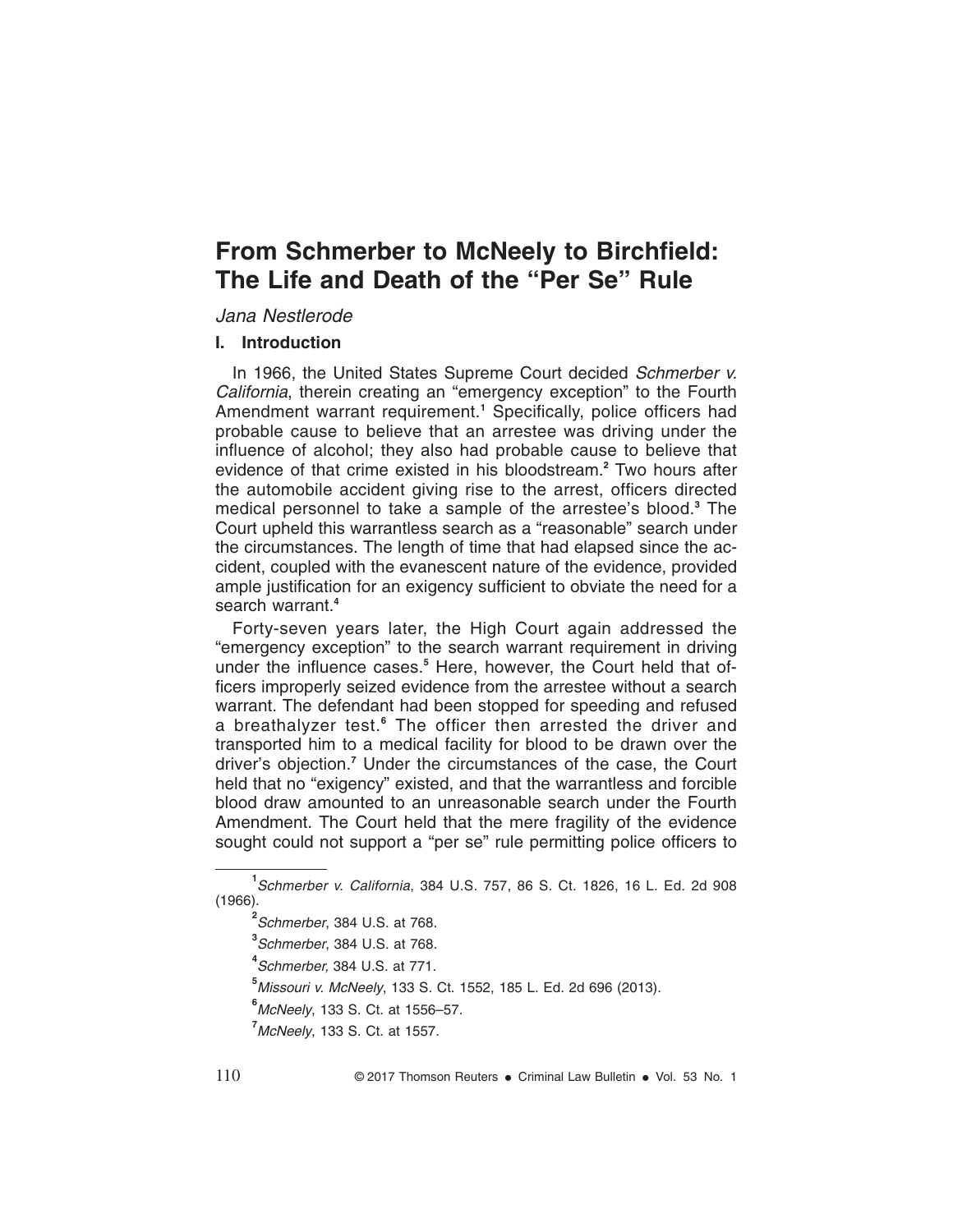# From Schmerber to McNeely to Birchfield: The Life and Death of the "Per Se" Rule

*Jana Nestlerode*

## I. Introduction

In 1966, the United States Supreme Court decided *Schmerber v. California*, therein creating an "emergency exception" to the Fourth Amendment warrant requirement.[1] Specifically, police officers had probable cause to believe that an arrestee was driving under the influence of alcohol; they also had probable cause to believe that evidence of that crime existed in his bloodstream.[2] Two hours after the automobile accident giving rise to the arrest, officers directed medical personnel to take a sample of the arrestee's blood.[3] The Court upheld this warrantless search as a "reasonable" search under the circumstances. The length of time that had elapsed since the accident, coupled with the evanescent nature of the evidence, provided ample justification for an exigency sufficient to obviate the need for a search warrant.[4]

Forty-seven years later, the High Court again addressed the "emergency exception" to the search warrant requirement in driving under the influence cases.[5] Here, however, the Court held that officers improperly seized evidence from the arrestee without a search warrant. The defendant had been stopped for speeding and refused a breathalyzer test.[6] The officer then arrested the driver and transported him to a medical facility for blood to be drawn over the driver's objection.[7] Under the circumstances of the case, the Court held that no "exigency" existed, and that the warrantless and forcible blood draw amounted to an unreasonable search under the Fourth Amendment. The Court held that the mere fragility of the evidence sought could not support a "per se" rule permitting police officers to

---

[1] *Schmerber v. California*, 384 U.S. 757, 86 S. Ct. 1826, 16 L. Ed. 2d 908 (1966).

[2] *Schmerber*, 384 U.S. at 768.

[3] *Schmerber*, 384 U.S. at 768.

[4] *Schmerber,* 384 U.S. at 771.

[5] *Missouri v. McNeely*, 133 S. Ct. 1552, 185 L. Ed. 2d 696 (2013).

[6] *McNeely*, 133 S. Ct. at 1556–57.

[7] *McNeely*, 133 S. Ct. at 1557.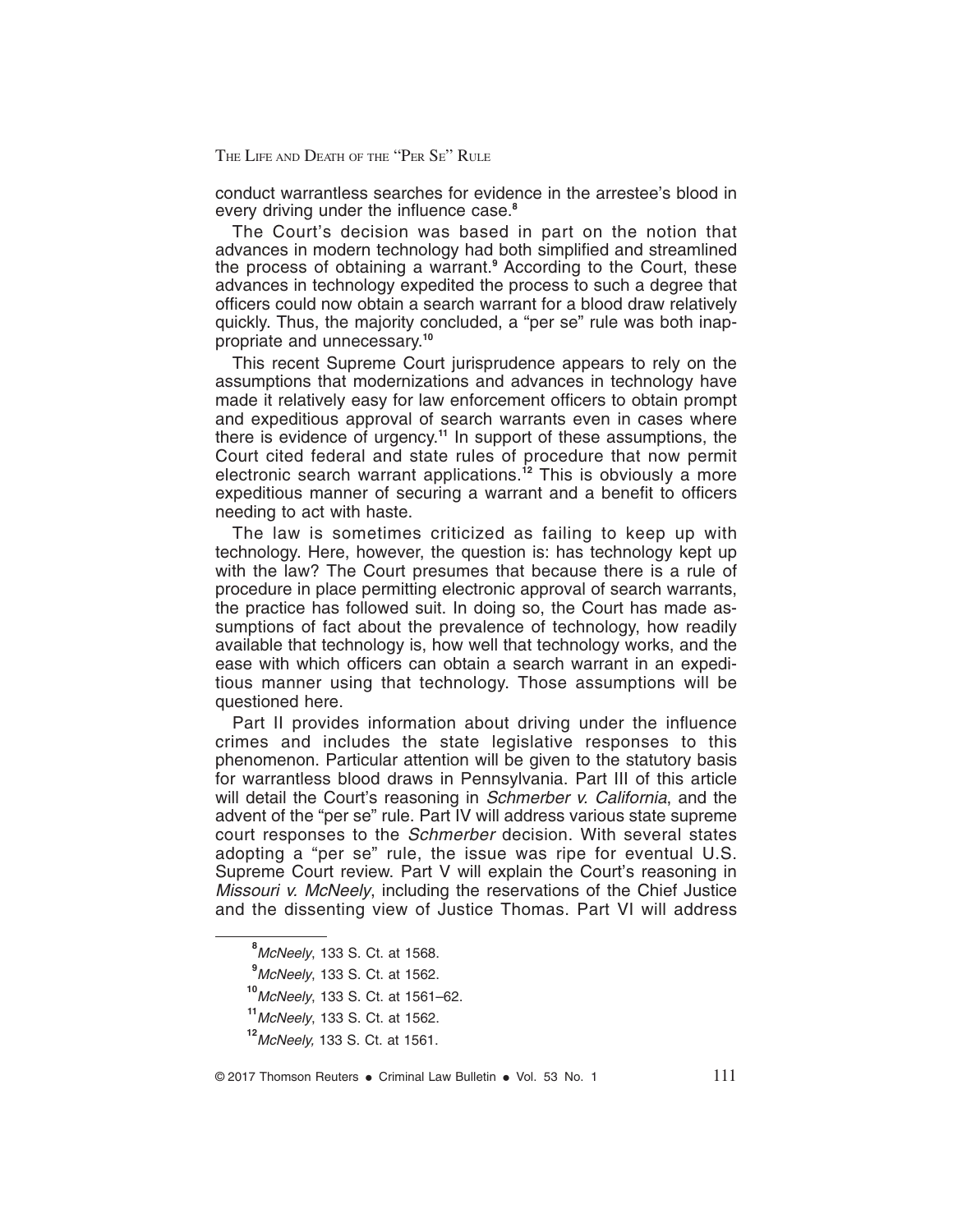conduct warrantless searches for evidence in the arrestee's blood in every driving under the influence case.[8]

The Court's decision was based in part on the notion that advances in modern technology had both simplified and streamlined the process of obtaining a warrant.[9] According to the Court, these advances in technology expedited the process to such a degree that officers could now obtain a search warrant for a blood draw relatively quickly. Thus, the majority concluded, a "per se" rule was both inappropriate and unnecessary.[10]

This recent Supreme Court jurisprudence appears to rely on the assumptions that modernizations and advances in technology have made it relatively easy for law enforcement officers to obtain prompt and expeditious approval of search warrants even in cases where there is evidence of urgency.[11] In support of these assumptions, the Court cited federal and state rules of procedure that now permit electronic search warrant applications.[12] This is obviously a more expeditious manner of securing a warrant and a benefit to officers needing to act with haste.

The law is sometimes criticized as failing to keep up with technology. Here, however, the question is: has technology kept up with the law? The Court presumes that because there is a rule of procedure in place permitting electronic approval of search warrants, the practice has followed suit. In doing so, the Court has made assumptions of fact about the prevalence of technology, how readily available that technology is, how well that technology works, and the ease with which officers can obtain a search warrant in an expeditious manner using that technology. Those assumptions will be questioned here.

Part II provides information about driving under the influence crimes and includes the state legislative responses to this phenomenon. Particular attention will be given to the statutory basis for warrantless blood draws in Pennsylvania. Part III of this article will detail the Court's reasoning in *Schmerber v. California*, and the advent of the "per se" rule. Part IV will address various state supreme court responses to the *Schmerber* decision. With several states adopting a "per se" rule, the issue was ripe for eventual U.S. Supreme Court review. Part V will explain the Court's reasoning in *Missouri v. McNeely*, including the reservations of the Chief Justice and the dissenting view of Justice Thomas. Part VI will address

---

[8] *McNeely*, 133 S. Ct. at 1568.

[9] *McNeely*, 133 S. Ct. at 1562.

[10] *McNeely*, 133 S. Ct. at 1561–62.

[11] *McNeely*, 133 S. Ct. at 1562.

[12] *McNeely*, 133 S. Ct. at 1561.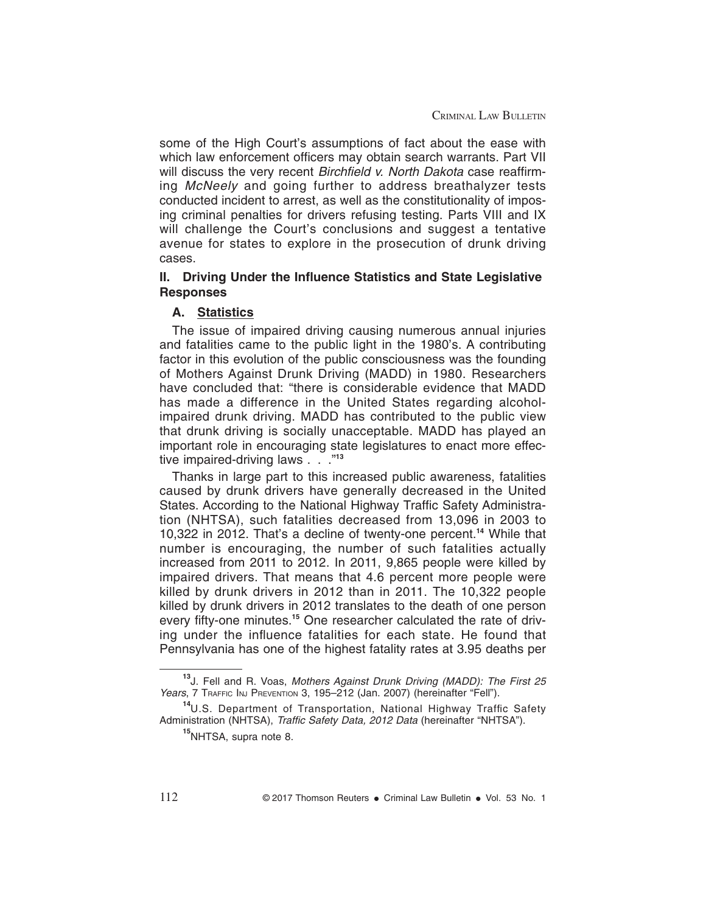some of the High Court's assumptions of fact about the ease with which law enforcement officers may obtain search warrants. Part VII will discuss the very recent *Birchfield v. North Dakota* case reaffirming *McNeely* and going further to address breathalyzer tests conducted incident to arrest, as well as the constitutionality of imposing criminal penalties for drivers refusing testing. Parts VIII and IX will challenge the Court's conclusions and suggest a tentative avenue for states to explore in the prosecution of drunk driving cases.

## II. Driving Under the Influence Statistics and State Legislative Responses

### A. Statistics

The issue of impaired driving causing numerous annual injuries and fatalities came to the public light in the 1980's. A contributing factor in this evolution of the public consciousness was the founding of Mothers Against Drunk Driving (MADD) in 1980. Researchers have concluded that: "there is considerable evidence that MADD has made a difference in the United States regarding alcohol-impaired drunk driving. MADD has contributed to the public view that drunk driving is socially unacceptable. MADD has played an important role in encouraging state legislatures to enact more effective impaired-driving laws . . ."[13]

Thanks in large part to this increased public awareness, fatalities caused by drunk drivers have generally decreased in the United States. According to the National Highway Traffic Safety Administration (NHTSA), such fatalities decreased from 13,096 in 2003 to 10,322 in 2012. That's a decline of twenty-one percent.[14] While that number is encouraging, the number of such fatalities actually increased from 2011 to 2012. In 2011, 9,865 people were killed by impaired drivers. That means that 4.6 percent more people were killed by drunk drivers in 2012 than in 2011. The 10,322 people killed by drunk drivers in 2012 translates to the death of one person every fifty-one minutes.[15] One researcher calculated the rate of driving under the influence fatalities for each state. He found that Pennsylvania has one of the highest fatality rates at 3.95 deaths per

---

[13] J. Fell and R. Voas, *Mothers Against Drunk Driving (MADD): The First 25 Years*, 7 Traffic Inj Prevention 3, 195–212 (Jan. 2007) (hereinafter "Fell").

[14] U.S. Department of Transportation, National Highway Traffic Safety Administration (NHTSA), *Traffic Safety Data, 2012 Data* (hereinafter "NHTSA").

[15] NHTSA, supra note 8.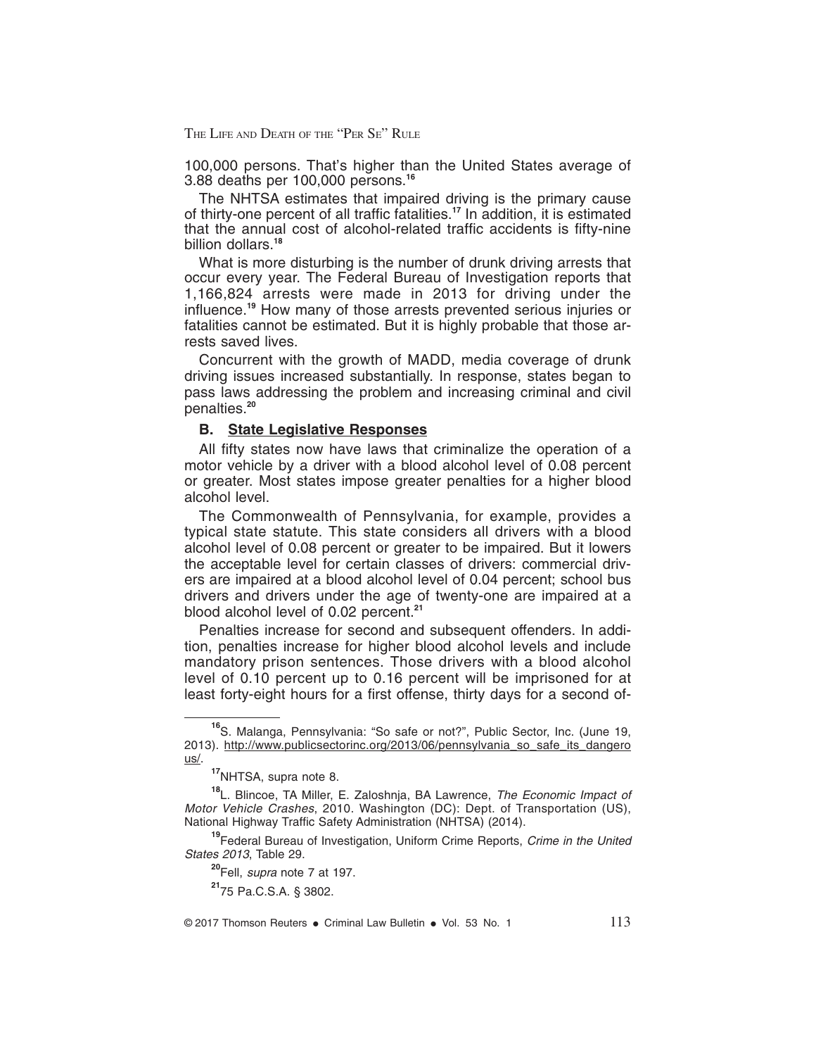100,000 persons. That's higher than the United States average of 3.88 deaths per 100,000 persons.[16]

The NHTSA estimates that impaired driving is the primary cause of thirty-one percent of all traffic fatalities.[17] In addition, it is estimated that the annual cost of alcohol-related traffic accidents is fifty-nine billion dollars.[18]

What is more disturbing is the number of drunk driving arrests that occur every year. The Federal Bureau of Investigation reports that 1,166,824 arrests were made in 2013 for driving under the influence.[19] How many of those arrests prevented serious injuries or fatalities cannot be estimated. But it is highly probable that those arrests saved lives.

Concurrent with the growth of MADD, media coverage of drunk driving issues increased substantially. In response, states began to pass laws addressing the problem and increasing criminal and civil penalties.[20]

### B. State Legislative Responses

All fifty states now have laws that criminalize the operation of a motor vehicle by a driver with a blood alcohol level of 0.08 percent or greater. Most states impose greater penalties for a higher blood alcohol level.

The Commonwealth of Pennsylvania, for example, provides a typical state statute. This state considers all drivers with a blood alcohol level of 0.08 percent or greater to be impaired. But it lowers the acceptable level for certain classes of drivers: commercial drivers are impaired at a blood alcohol level of 0.04 percent; school bus drivers and drivers under the age of twenty-one are impaired at a blood alcohol level of 0.02 percent.[21]

Penalties increase for second and subsequent offenders. In addition, penalties increase for higher blood alcohol levels and include mandatory prison sentences. Those drivers with a blood alcohol level of 0.10 percent up to 0.16 percent will be imprisoned for at least forty-eight hours for a first offense, thirty days for a second of-

---

[16] S. Malanga, Pennsylvania: "So safe or not?", Public Sector, Inc. (June 19, 2013). http://www.publicsectorinc.org/2013/06/pennsylvania_so_safe_its_dangerous/.

[17] NHTSA, supra note 8.

[18] L. Blincoe, TA Miller, E. Zaloshnja, BA Lawrence, *The Economic Impact of Motor Vehicle Crashes*, 2010. Washington (DC): Dept. of Transportation (US), National Highway Traffic Safety Administration (NHTSA) (2014).

[19] Federal Bureau of Investigation, Uniform Crime Reports, *Crime in the United States 2013*, Table 29.

[20] Fell, *supra* note 7 at 197.

[21] 75 Pa.C.S.A. § 3802.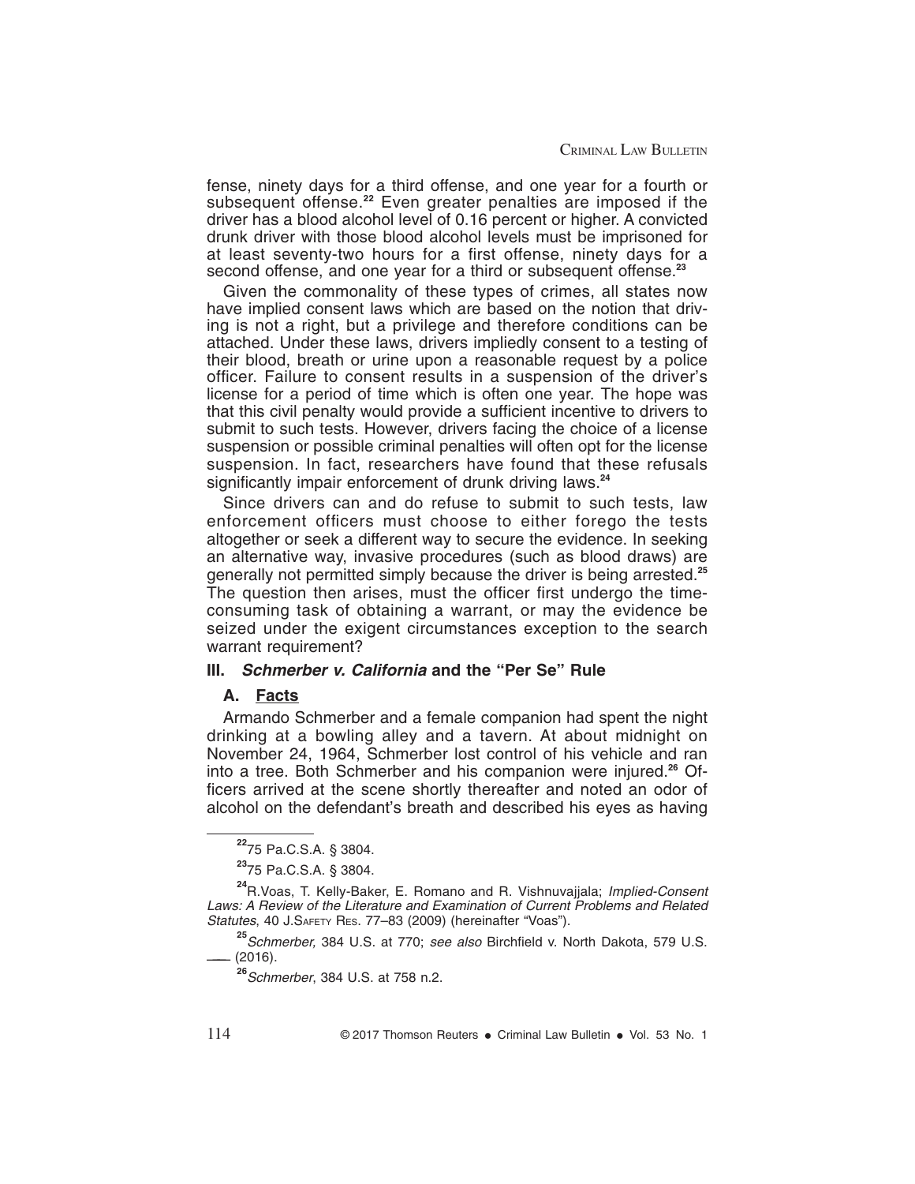fense, ninety days for a third offense, and one year for a fourth or subsequent offense.[22] Even greater penalties are imposed if the driver has a blood alcohol level of 0.16 percent or higher. A convicted drunk driver with those blood alcohol levels must be imprisoned for at least seventy-two hours for a first offense, ninety days for a second offense, and one year for a third or subsequent offense.[23]

Given the commonality of these types of crimes, all states now have implied consent laws which are based on the notion that driving is not a right, but a privilege and therefore conditions can be attached. Under these laws, drivers impliedly consent to a testing of their blood, breath or urine upon a reasonable request by a police officer. Failure to consent results in a suspension of the driver's license for a period of time which is often one year. The hope was that this civil penalty would provide a sufficient incentive to drivers to submit to such tests. However, drivers facing the choice of a license suspension or possible criminal penalties will often opt for the license suspension. In fact, researchers have found that these refusals significantly impair enforcement of drunk driving laws.[24]

Since drivers can and do refuse to submit to such tests, law enforcement officers must choose to either forego the tests altogether or seek a different way to secure the evidence. In seeking an alternative way, invasive procedures (such as blood draws) are generally not permitted simply because the driver is being arrested.[25] The question then arises, must the officer first undergo the time-consuming task of obtaining a warrant, or may the evidence be seized under the exigent circumstances exception to the search warrant requirement?

## III. *Schmerber v. California* and the "Per Se" Rule

### A. Facts

Armando Schmerber and a female companion had spent the night drinking at a bowling alley and a tavern. At about midnight on November 24, 1964, Schmerber lost control of his vehicle and ran into a tree. Both Schmerber and his companion were injured.[26] Officers arrived at the scene shortly thereafter and noted an odor of alcohol on the defendant's breath and described his eyes as having

---

[22] 75 Pa.C.S.A. § 3804.

[23] 75 Pa.C.S.A. § 3804.

[24] R.Voas, T. Kelly-Baker, E. Romano and R. Vishnuvajjala; *Implied-Consent Laws: A Review of the Literature and Examination of Current Problems and Related Statutes*, 40 J.Safety Res. 77–83 (2009) (hereinafter "Voas").

[25] *Schmerber,* 384 U.S. at 770; *see also* Birchfield v. North Dakota, 579 U.S. ___ (2016).

[26] *Schmerber*, 384 U.S. at 758 n.2.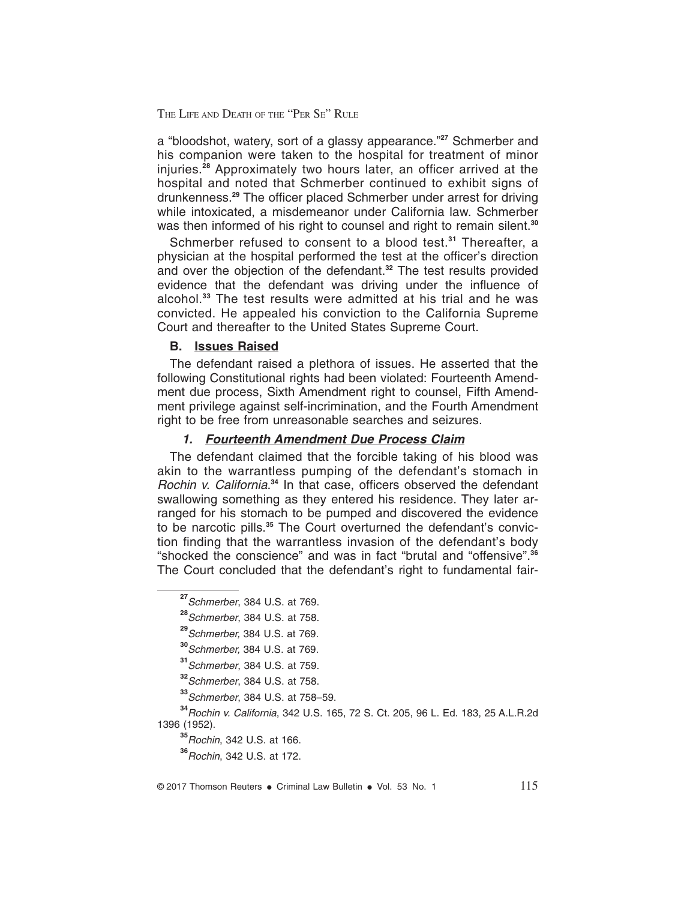a "bloodshot, watery, sort of a glassy appearance."[27] Schmerber and his companion were taken to the hospital for treatment of minor injuries.[28] Approximately two hours later, an officer arrived at the hospital and noted that Schmerber continued to exhibit signs of drunkenness.[29] The officer placed Schmerber under arrest for driving while intoxicated, a misdemeanor under California law. Schmerber was then informed of his right to counsel and right to remain silent.[30]

Schmerber refused to consent to a blood test.[31] Thereafter, a physician at the hospital performed the test at the officer's direction and over the objection of the defendant.[32] The test results provided evidence that the defendant was driving under the influence of alcohol.[33] The test results were admitted at his trial and he was convicted. He appealed his conviction to the California Supreme Court and thereafter to the United States Supreme Court.

### B. Issues Raised

The defendant raised a plethora of issues. He asserted that the following Constitutional rights had been violated: Fourteenth Amendment due process, Sixth Amendment right to counsel, Fifth Amendment privilege against self-incrimination, and the Fourth Amendment right to be free from unreasonable searches and seizures.

#### *1. Fourteenth Amendment Due Process Claim*

The defendant claimed that the forcible taking of his blood was akin to the warrantless pumping of the defendant's stomach in *Rochin v. California*.[34] In that case, officers observed the defendant swallowing something as they entered his residence. They later arranged for his stomach to be pumped and discovered the evidence to be narcotic pills.[35] The Court overturned the defendant's conviction finding that the warrantless invasion of the defendant's body "shocked the conscience" and was in fact "brutal and "offensive".[36] The Court concluded that the defendant's right to fundamental fair-

---

[27] *Schmerber*, 384 U.S. at 769.

[28] *Schmerber*, 384 U.S. at 758.

[29] *Schmerber,* 384 U.S. at 769.

[30] *Schmerber,* 384 U.S. at 769.

[31] *Schmerber*, 384 U.S. at 759.

[32] *Schmerber*, 384 U.S. at 758.

[33] *Schmerber*, 384 U.S. at 758–59.

[34] *Rochin v. California*, 342 U.S. 165, 72 S. Ct. 205, 96 L. Ed. 183, 25 A.L.R.2d 1396 (1952).

[35] *Rochin*, 342 U.S. at 166.

[36] *Rochin*, 342 U.S. at 172.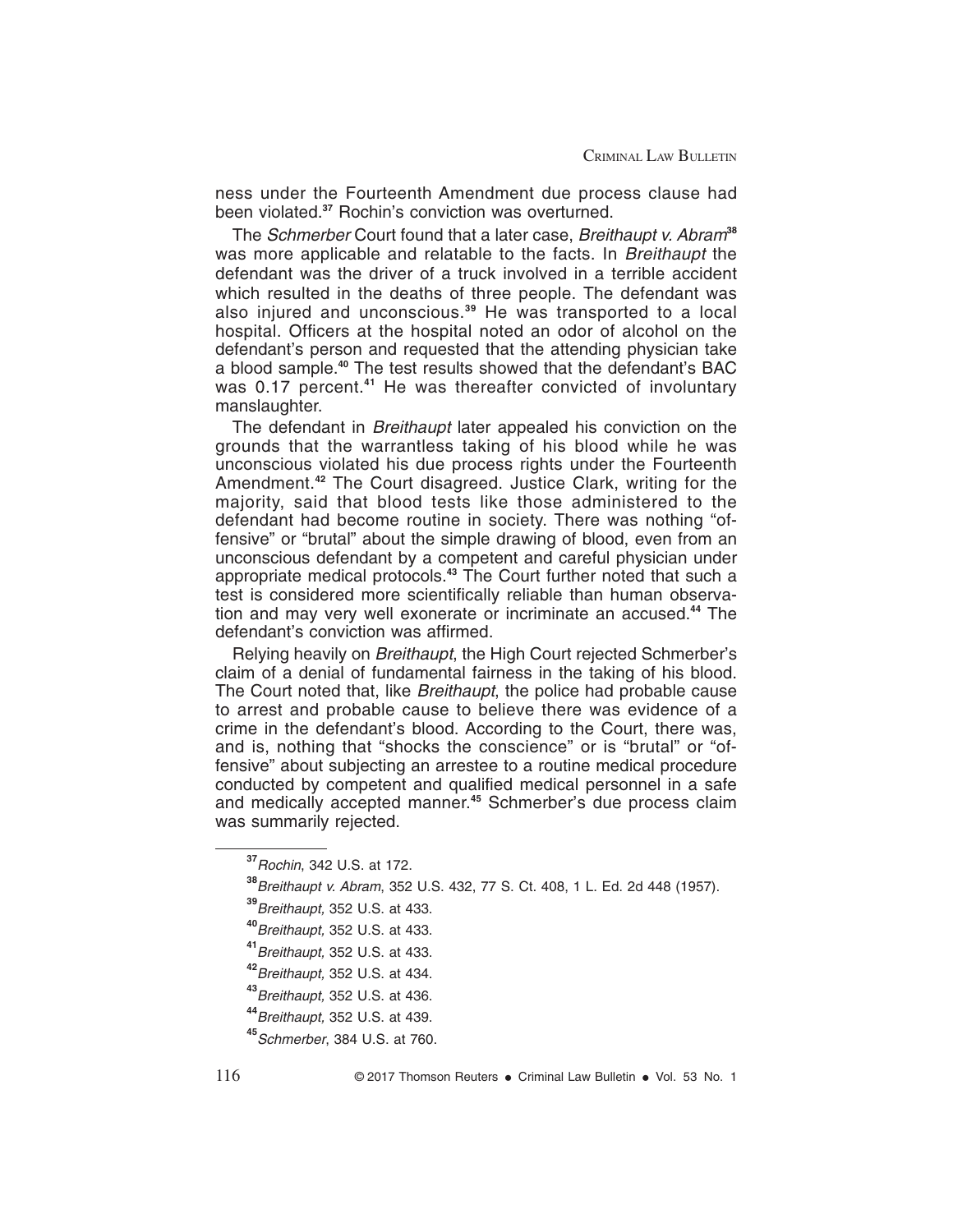ness under the Fourteenth Amendment due process clause had been violated.[37] Rochin's conviction was overturned.

The *Schmerber* Court found that a later case, *Breithaupt v. Abram*[38] was more applicable and relatable to the facts. In *Breithaupt* the defendant was the driver of a truck involved in a terrible accident which resulted in the deaths of three people. The defendant was also injured and unconscious.[39] He was transported to a local hospital. Officers at the hospital noted an odor of alcohol on the defendant's person and requested that the attending physician take a blood sample.[40] The test results showed that the defendant's BAC was 0.17 percent.[41] He was thereafter convicted of involuntary manslaughter.

The defendant in *Breithaupt* later appealed his conviction on the grounds that the warrantless taking of his blood while he was unconscious violated his due process rights under the Fourteenth Amendment.[42] The Court disagreed. Justice Clark, writing for the majority, said that blood tests like those administered to the defendant had become routine in society. There was nothing "offensive" or "brutal" about the simple drawing of blood, even from an unconscious defendant by a competent and careful physician under appropriate medical protocols.[43] The Court further noted that such a test is considered more scientifically reliable than human observation and may very well exonerate or incriminate an accused.[44] The defendant's conviction was affirmed.

Relying heavily on *Breithaupt*, the High Court rejected Schmerber's claim of a denial of fundamental fairness in the taking of his blood. The Court noted that, like *Breithaupt*, the police had probable cause to arrest and probable cause to believe there was evidence of a crime in the defendant's blood. According to the Court, there was, and is, nothing that "shocks the conscience" or is "brutal" or "offensive" about subjecting an arrestee to a routine medical procedure conducted by competent and qualified medical personnel in a safe and medically accepted manner.[45] Schmerber's due process claim was summarily rejected.

---

[37] *Rochin*, 342 U.S. at 172.

[38] *Breithaupt v. Abram*, 352 U.S. 432, 77 S. Ct. 408, 1 L. Ed. 2d 448 (1957).

[39] *Breithaupt,* 352 U.S. at 433.

[40] *Breithaupt,* 352 U.S. at 433.

[41] *Breithaupt,* 352 U.S. at 433.

[42] *Breithaupt,* 352 U.S. at 434.

[43] *Breithaupt,* 352 U.S. at 436.

[44] *Breithaupt,* 352 U.S. at 439.

[45] *Schmerber*, 384 U.S. at 760.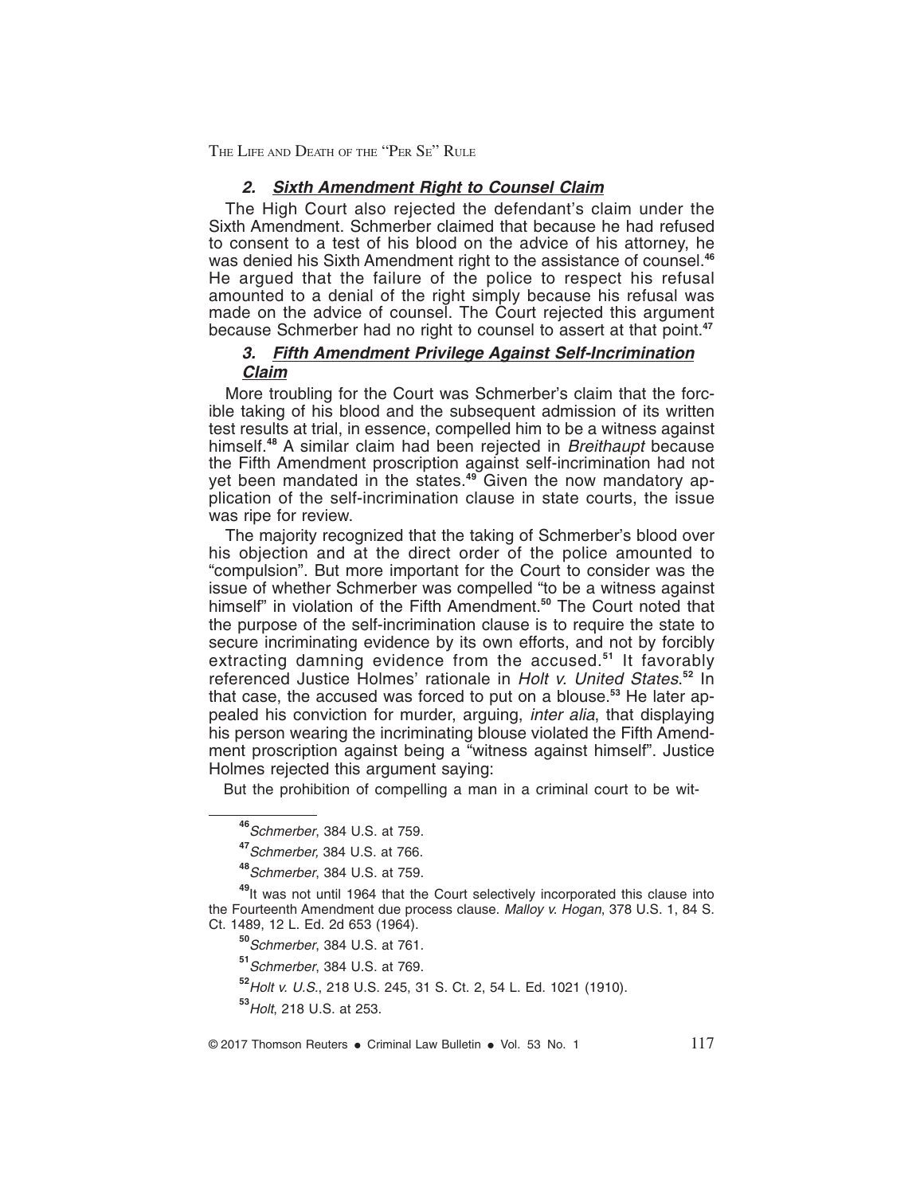#### *2. Sixth Amendment Right to Counsel Claim*

The High Court also rejected the defendant's claim under the Sixth Amendment. Schmerber claimed that because he had refused to consent to a test of his blood on the advice of his attorney, he was denied his Sixth Amendment right to the assistance of counsel.[46] He argued that the failure of the police to respect his refusal amounted to a denial of the right simply because his refusal was made on the advice of counsel. The Court rejected this argument because Schmerber had no right to counsel to assert at that point.[47]

#### *3. Fifth Amendment Privilege Against Self-Incrimination Claim*

More troubling for the Court was Schmerber's claim that the forcible taking of his blood and the subsequent admission of its written test results at trial, in essence, compelled him to be a witness against himself.[48] A similar claim had been rejected in *Breithaupt* because the Fifth Amendment proscription against self-incrimination had not yet been mandated in the states.[49] Given the now mandatory application of the self-incrimination clause in state courts, the issue was ripe for review.

The majority recognized that the taking of Schmerber's blood over his objection and at the direct order of the police amounted to "compulsion". But more important for the Court to consider was the issue of whether Schmerber was compelled "to be a witness against himself" in violation of the Fifth Amendment.[50] The Court noted that the purpose of the self-incrimination clause is to require the state to secure incriminating evidence by its own efforts, and not by forcibly extracting damning evidence from the accused.[51] It favorably referenced Justice Holmes' rationale in *Holt v. United States*.[52] In that case, the accused was forced to put on a blouse.[53] He later appealed his conviction for murder, arguing, *inter alia*, that displaying his person wearing the incriminating blouse violated the Fifth Amendment proscription against being a "witness against himself". Justice Holmes rejected this argument saying:

> But the prohibition of compelling a man in a criminal court to be wit-

---

[46] *Schmerber*, 384 U.S. at 759.

[47] *Schmerber,* 384 U.S. at 766.

[48] *Schmerber*, 384 U.S. at 759.

[49] It was not until 1964 that the Court selectively incorporated this clause into the Fourteenth Amendment due process clause. *Malloy v. Hogan*, 378 U.S. 1, 84 S. Ct. 1489, 12 L. Ed. 2d 653 (1964).

[50] *Schmerber*, 384 U.S. at 761.

[51] *Schmerber*, 384 U.S. at 769.

[52] *Holt v. U.S.*, 218 U.S. 245, 31 S. Ct. 2, 54 L. Ed. 1021 (1910).

[53] *Holt*, 218 U.S. at 253.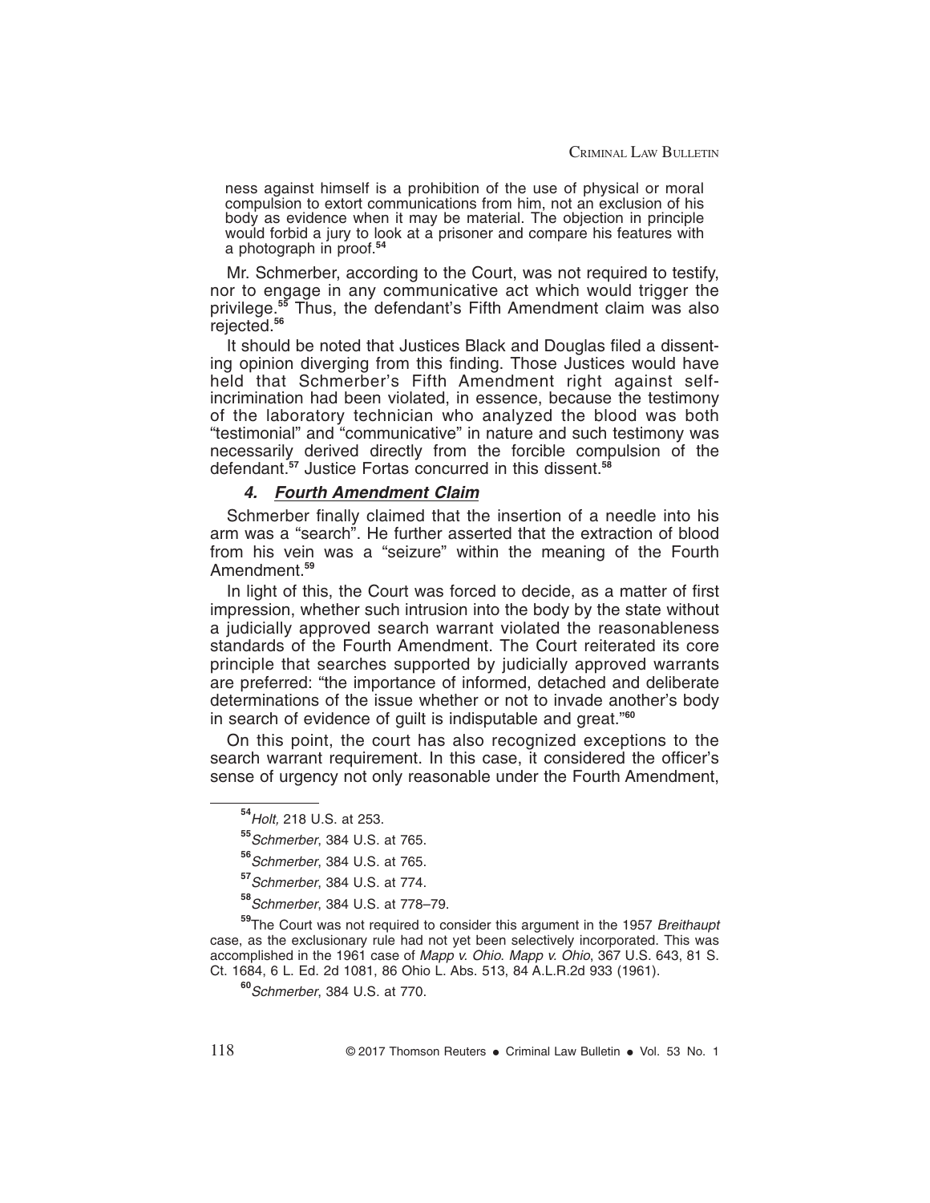ness against himself is a prohibition of the use of physical or moral compulsion to extort communications from him, not an exclusion of his body as evidence when it may be material. The objection in principle would forbid a jury to look at a prisoner and compare his features with a photograph in proof.[54]

Mr. Schmerber, according to the Court, was not required to testify, nor to engage in any communicative act which would trigger the privilege.[55] Thus, the defendant's Fifth Amendment claim was also rejected.[56]

It should be noted that Justices Black and Douglas filed a dissenting opinion diverging from this finding. Those Justices would have held that Schmerber's Fifth Amendment right against self-incrimination had been violated, in essence, because the testimony of the laboratory technician who analyzed the blood was both "testimonial" and "communicative" in nature and such testimony was necessarily derived directly from the forcible compulsion of the defendant.[57] Justice Fortas concurred in this dissent.[58]

#### ***4. Fourth Amendment Claim***

Schmerber finally claimed that the insertion of a needle into his arm was a "search". He further asserted that the extraction of blood from his vein was a "seizure" within the meaning of the Fourth Amendment.[59]

In light of this, the Court was forced to decide, as a matter of first impression, whether such intrusion into the body by the state without a judicially approved search warrant violated the reasonableness standards of the Fourth Amendment. The Court reiterated its core principle that searches supported by judicially approved warrants are preferred: "the importance of informed, detached and deliberate determinations of the issue whether or not to invade another's body in search of evidence of guilt is indisputable and great."[60]

On this point, the court has also recognized exceptions to the search warrant requirement. In this case, it considered the officer's sense of urgency not only reasonable under the Fourth Amendment,

---

[54] *Holt,* 218 U.S. at 253.

[55] *Schmerber*, 384 U.S. at 765.

[56] *Schmerber*, 384 U.S. at 765.

[57] *Schmerber*, 384 U.S. at 774.

[58] *Schmerber*, 384 U.S. at 778–79.

[59] The Court was not required to consider this argument in the 1957 *Breithaupt* case, as the exclusionary rule had not yet been selectively incorporated. This was accomplished in the 1961 case of *Mapp v. Ohio*. *Mapp v. Ohio*, 367 U.S. 643, 81 S. Ct. 1684, 6 L. Ed. 2d 1081, 86 Ohio L. Abs. 513, 84 A.L.R.2d 933 (1961).

[60] *Schmerber*, 384 U.S. at 770.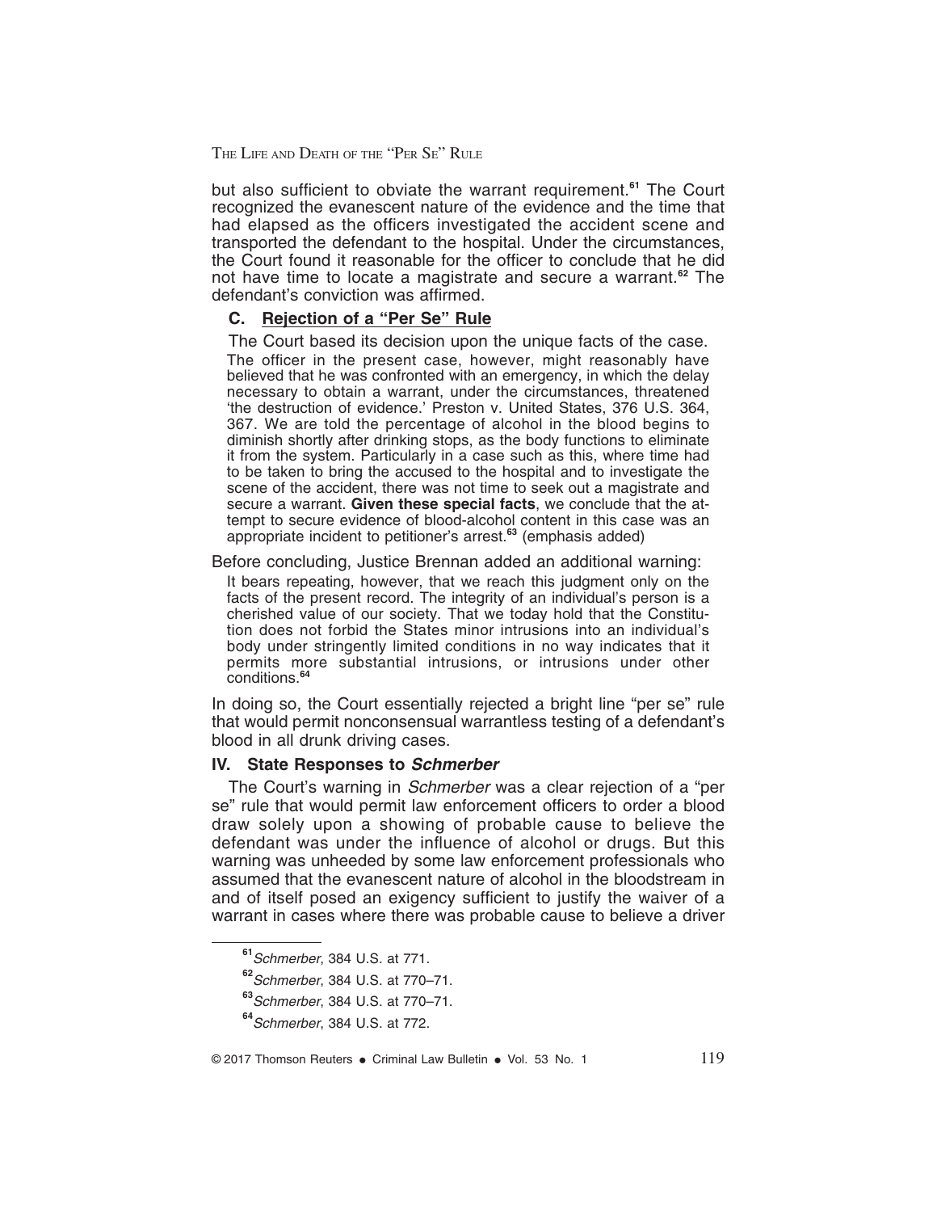but also sufficient to obviate the warrant requirement.[61] The Court recognized the evanescent nature of the evidence and the time that had elapsed as the officers investigated the accident scene and transported the defendant to the hospital. Under the circumstances, the Court found it reasonable for the officer to conclude that he did not have time to locate a magistrate and secure a warrant.[62] The defendant's conviction was affirmed.

### C. Rejection of a "Per Se" Rule

The Court based its decision upon the unique facts of the case.

> The officer in the present case, however, might reasonably have believed that he was confronted with an emergency, in which the delay necessary to obtain a warrant, under the circumstances, threatened 'the destruction of evidence.' Preston v. United States, 376 U.S. 364, 367. We are told the percentage of alcohol in the blood begins to diminish shortly after drinking stops, as the body functions to eliminate it from the system. Particularly in a case such as this, where time had to be taken to bring the accused to the hospital and to investigate the scene of the accident, there was not time to seek out a magistrate and secure a warrant. **Given these special facts**, we conclude that the attempt to secure evidence of blood-alcohol content in this case was an appropriate incident to petitioner's arrest.[63] (emphasis added)

Before concluding, Justice Brennan added an additional warning:

> It bears repeating, however, that we reach this judgment only on the facts of the present record. The integrity of an individual's person is a cherished value of our society. That we today hold that the Constitution does not forbid the States minor intrusions into an individual's body under stringently limited conditions in no way indicates that it permits more substantial intrusions, or intrusions under other conditions.[64]

In doing so, the Court essentially rejected a bright line "per se" rule that would permit nonconsensual warrantless testing of a defendant's blood in all drunk driving cases.

## IV. State Responses to *Schmerber*

The Court's warning in *Schmerber* was a clear rejection of a "per se" rule that would permit law enforcement officers to order a blood draw solely upon a showing of probable cause to believe the defendant was under the influence of alcohol or drugs. But this warning was unheeded by some law enforcement professionals who assumed that the evanescent nature of alcohol in the bloodstream in and of itself posed an exigency sufficient to justify the waiver of a warrant in cases where there was probable cause to believe a driver

---

[61] *Schmerber*, 384 U.S. at 771.

[62] *Schmerber*, 384 U.S. at 770–71.

[63] *Schmerber*, 384 U.S. at 770–71.

[64] *Schmerber*, 384 U.S. at 772.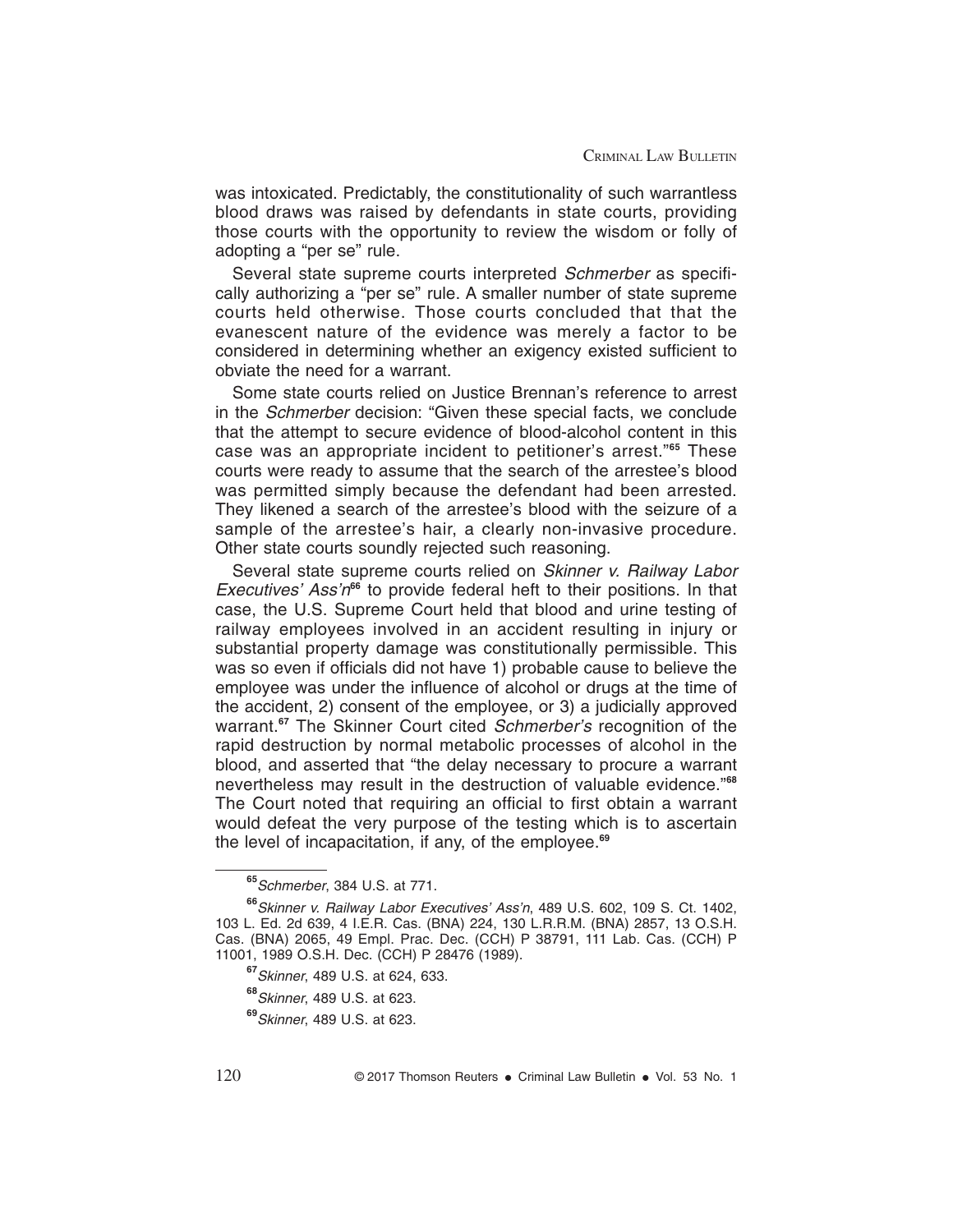was intoxicated. Predictably, the constitutionality of such warrantless blood draws was raised by defendants in state courts, providing those courts with the opportunity to review the wisdom or folly of adopting a "per se" rule.

Several state supreme courts interpreted *Schmerber* as specifically authorizing a "per se" rule. A smaller number of state supreme courts held otherwise. Those courts concluded that that the evanescent nature of the evidence was merely a factor to be considered in determining whether an exigency existed sufficient to obviate the need for a warrant.

Some state courts relied on Justice Brennan's reference to arrest in the *Schmerber* decision: "Given these special facts, we conclude that the attempt to secure evidence of blood-alcohol content in this case was an appropriate incident to petitioner's arrest."[65] These courts were ready to assume that the search of the arrestee's blood was permitted simply because the defendant had been arrested. They likened a search of the arrestee's blood with the seizure of a sample of the arrestee's hair, a clearly non-invasive procedure. Other state courts soundly rejected such reasoning.

Several state supreme courts relied on *Skinner v. Railway Labor Executives' Ass'n*[66] to provide federal heft to their positions. In that case, the U.S. Supreme Court held that blood and urine testing of railway employees involved in an accident resulting in injury or substantial property damage was constitutionally permissible. This was so even if officials did not have 1) probable cause to believe the employee was under the influence of alcohol or drugs at the time of the accident, 2) consent of the employee, or 3) a judicially approved warrant.[67] The Skinner Court cited *Schmerber's* recognition of the rapid destruction by normal metabolic processes of alcohol in the blood, and asserted that "the delay necessary to procure a warrant nevertheless may result in the destruction of valuable evidence."[68] The Court noted that requiring an official to first obtain a warrant would defeat the very purpose of the testing which is to ascertain the level of incapacitation, if any, of the employee.[69]

---

[65] *Schmerber*, 384 U.S. at 771.

[66] *Skinner v. Railway Labor Executives' Ass'n*, 489 U.S. 602, 109 S. Ct. 1402, 103 L. Ed. 2d 639, 4 I.E.R. Cas. (BNA) 224, 130 L.R.R.M. (BNA) 2857, 13 O.S.H. Cas. (BNA) 2065, 49 Empl. Prac. Dec. (CCH) P 38791, 111 Lab. Cas. (CCH) P 11001, 1989 O.S.H. Dec. (CCH) P 28476 (1989).

[67] *Skinner*, 489 U.S. at 624, 633.

[68] *Skinner*, 489 U.S. at 623.

[69] *Skinner*, 489 U.S. at 623.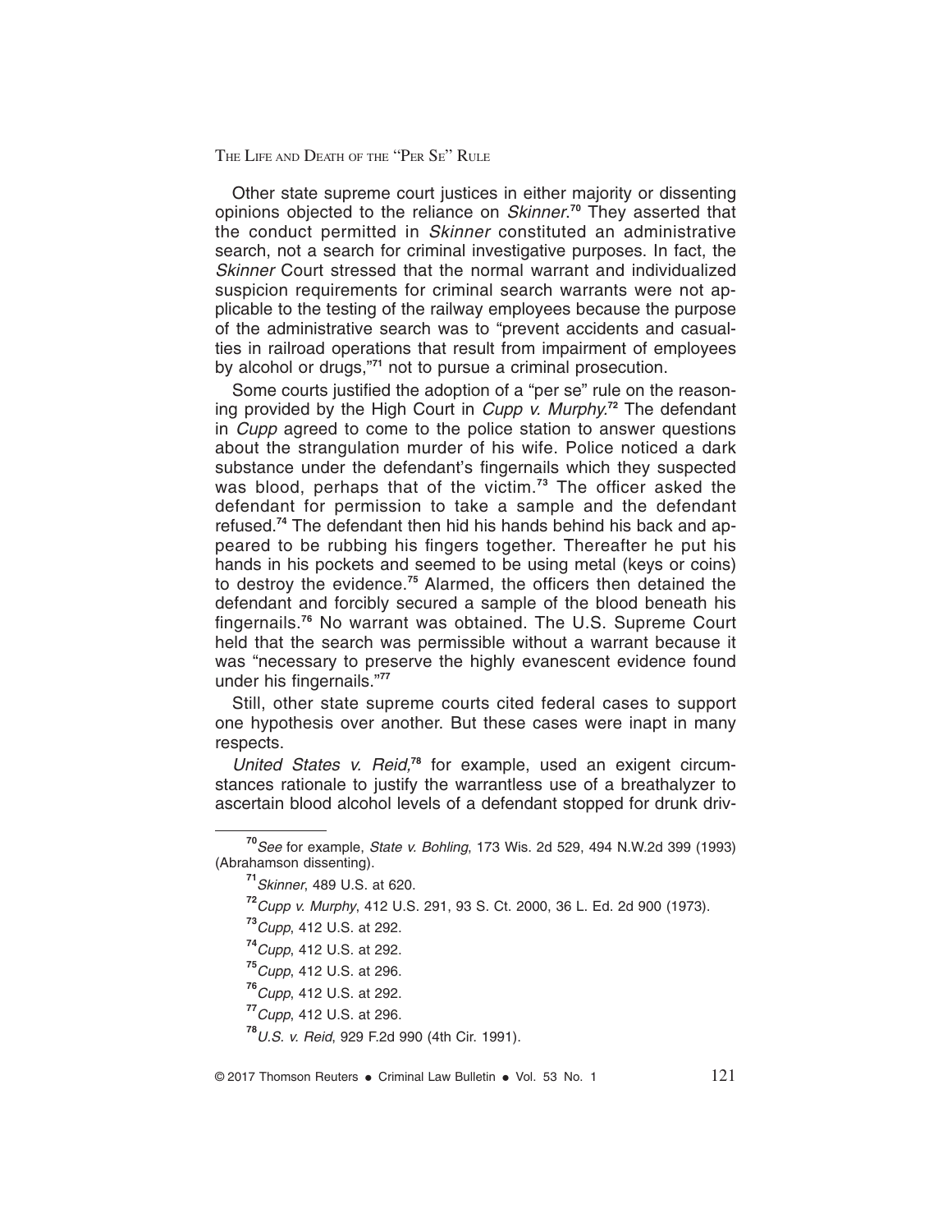Other state supreme court justices in either majority or dissenting opinions objected to the reliance on *Skinner*.[70] They asserted that the conduct permitted in *Skinner* constituted an administrative search, not a search for criminal investigative purposes. In fact, the *Skinner* Court stressed that the normal warrant and individualized suspicion requirements for criminal search warrants were not applicable to the testing of the railway employees because the purpose of the administrative search was to "prevent accidents and casualties in railroad operations that result from impairment of employees by alcohol or drugs,"[71] not to pursue a criminal prosecution.

Some courts justified the adoption of a "per se" rule on the reasoning provided by the High Court in *Cupp v. Murphy*.[72] The defendant in *Cupp* agreed to come to the police station to answer questions about the strangulation murder of his wife. Police noticed a dark substance under the defendant's fingernails which they suspected was blood, perhaps that of the victim.[73] The officer asked the defendant for permission to take a sample and the defendant refused.[74] The defendant then hid his hands behind his back and appeared to be rubbing his fingers together. Thereafter he put his hands in his pockets and seemed to be using metal (keys or coins) to destroy the evidence.[75] Alarmed, the officers then detained the defendant and forcibly secured a sample of the blood beneath his fingernails.[76] No warrant was obtained. The U.S. Supreme Court held that the search was permissible without a warrant because it was "necessary to preserve the highly evanescent evidence found under his fingernails."[77]

Still, other state supreme courts cited federal cases to support one hypothesis over another. But these cases were inapt in many respects.

*United States v. Reid*,[78] for example, used an exigent circumstances rationale to justify the warrantless use of a breathalyzer to ascertain blood alcohol levels of a defendant stopped for drunk driv-

---

[70] *See* for example, *State v. Bohling*, 173 Wis. 2d 529, 494 N.W.2d 399 (1993) (Abrahamson dissenting).

[71] *Skinner*, 489 U.S. at 620.

[72] *Cupp v. Murphy*, 412 U.S. 291, 93 S. Ct. 2000, 36 L. Ed. 2d 900 (1973).

[73] *Cupp*, 412 U.S. at 292.

[74] *Cupp*, 412 U.S. at 292.

[75] *Cupp*, 412 U.S. at 296.

[76] *Cupp*, 412 U.S. at 292.

[77] *Cupp*, 412 U.S. at 296.

[78] *U.S. v. Reid*, 929 F.2d 990 (4th Cir. 1991).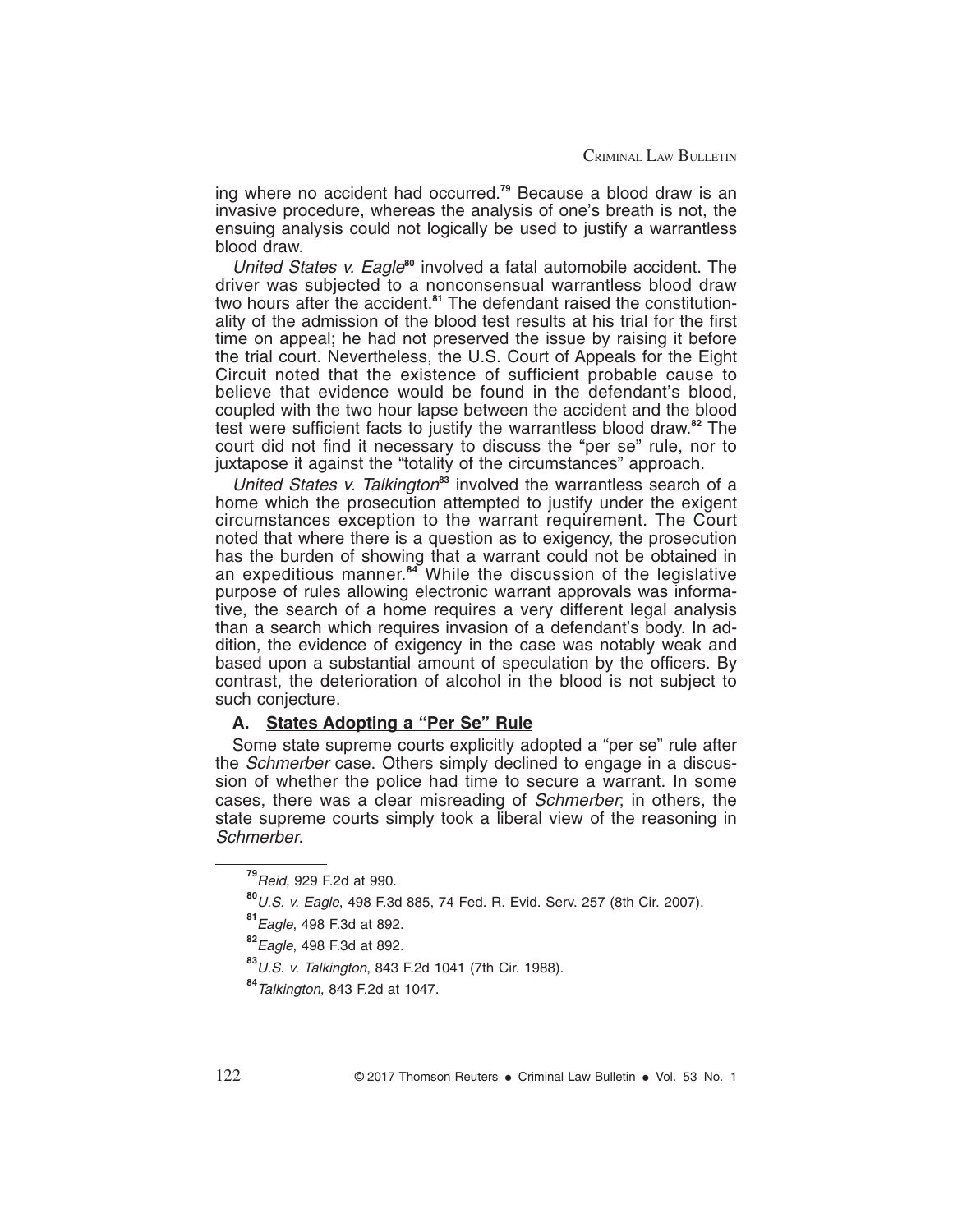ing where no accident had occurred.[79] Because a blood draw is an invasive procedure, whereas the analysis of one's breath is not, the ensuing analysis could not logically be used to justify a warrantless blood draw.

*United States v. Eagle*[80] involved a fatal automobile accident. The driver was subjected to a nonconsensual warrantless blood draw two hours after the accident.[81] The defendant raised the constitutionality of the admission of the blood test results at his trial for the first time on appeal; he had not preserved the issue by raising it before the trial court. Nevertheless, the U.S. Court of Appeals for the Eight Circuit noted that the existence of sufficient probable cause to believe that evidence would be found in the defendant's blood, coupled with the two hour lapse between the accident and the blood test were sufficient facts to justify the warrantless blood draw.[82] The court did not find it necessary to discuss the "per se" rule, nor to juxtapose it against the "totality of the circumstances" approach.

*United States v. Talkington*[83] involved the warrantless search of a home which the prosecution attempted to justify under the exigent circumstances exception to the warrant requirement. The Court noted that where there is a question as to exigency, the prosecution has the burden of showing that a warrant could not be obtained in an expeditious manner.[84] While the discussion of the legislative purpose of rules allowing electronic warrant approvals was informative, the search of a home requires a very different legal analysis than a search which requires invasion of a defendant's body. In addition, the evidence of exigency in the case was notably weak and based upon a substantial amount of speculation by the officers. By contrast, the deterioration of alcohol in the blood is not subject to such conjecture.

### A. States Adopting a "Per Se" Rule

Some state supreme courts explicitly adopted a "per se" rule after the *Schmerber* case. Others simply declined to engage in a discussion of whether the police had time to secure a warrant. In some cases, there was a clear misreading of *Schmerber*; in others, the state supreme courts simply took a liberal view of the reasoning in *Schmerber*.

---

[79] *Reid*, 929 F.2d at 990.

[80] *U.S. v. Eagle*, 498 F.3d 885, 74 Fed. R. Evid. Serv. 257 (8th Cir. 2007).

[81] *Eagle*, 498 F.3d at 892.

[82] *Eagle*, 498 F.3d at 892.

[83] *U.S. v. Talkington*, 843 F.2d 1041 (7th Cir. 1988).

[84] *Talkington,* 843 F.2d at 1047.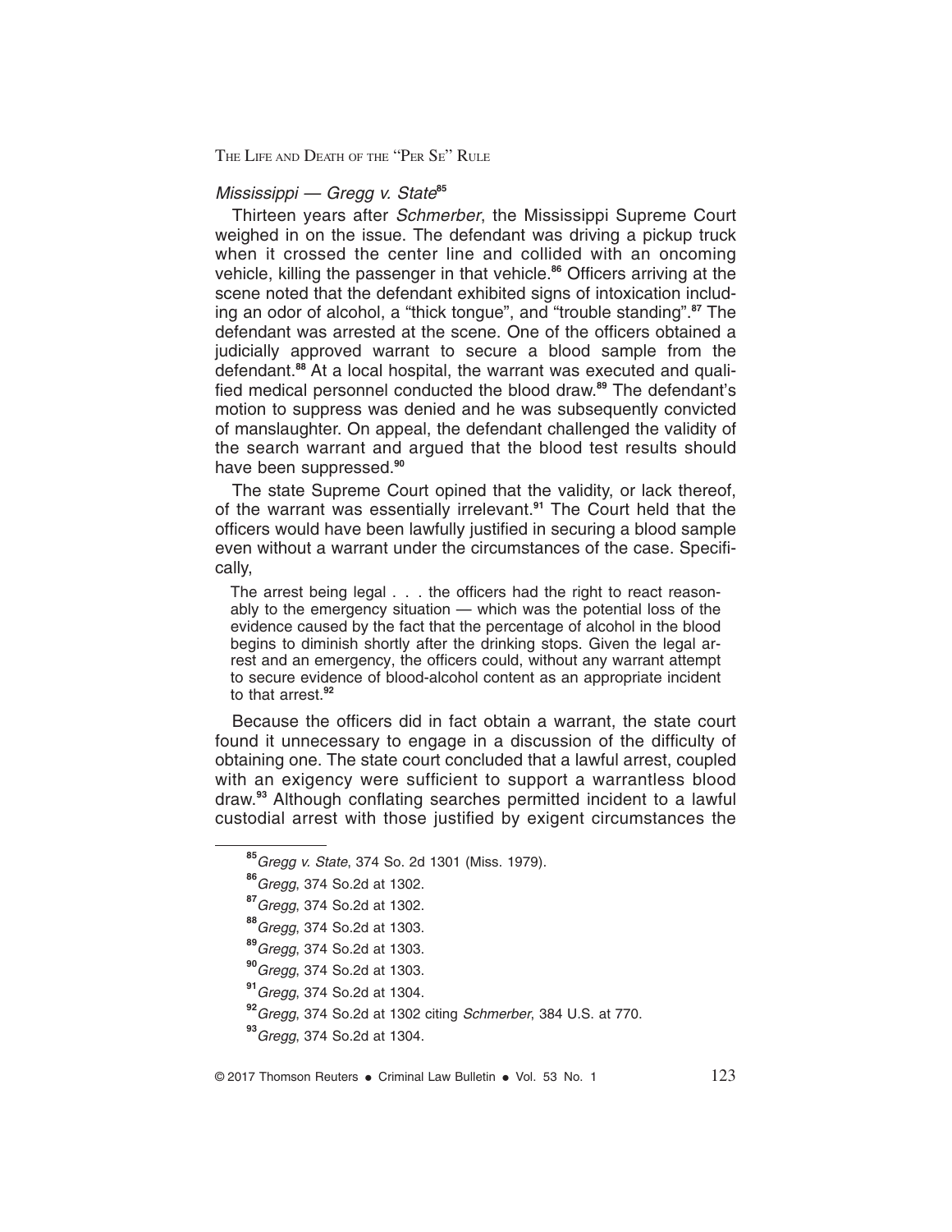### *Mississippi — Gregg v. State*[85]

Thirteen years after *Schmerber*, the Mississippi Supreme Court weighed in on the issue. The defendant was driving a pickup truck when it crossed the center line and collided with an oncoming vehicle, killing the passenger in that vehicle.[86] Officers arriving at the scene noted that the defendant exhibited signs of intoxication including an odor of alcohol, a "thick tongue", and "trouble standing".[87] The defendant was arrested at the scene. One of the officers obtained a judicially approved warrant to secure a blood sample from the defendant.[88] At a local hospital, the warrant was executed and qualified medical personnel conducted the blood draw.[89] The defendant's motion to suppress was denied and he was subsequently convicted of manslaughter. On appeal, the defendant challenged the validity of the search warrant and argued that the blood test results should have been suppressed.[90]

The state Supreme Court opined that the validity, or lack thereof, of the warrant was essentially irrelevant.[91] The Court held that the officers would have been lawfully justified in securing a blood sample even without a warrant under the circumstances of the case. Specifically,

> The arrest being legal . . . the officers had the right to react reasonably to the emergency situation — which was the potential loss of the evidence caused by the fact that the percentage of alcohol in the blood begins to diminish shortly after the drinking stops. Given the legal arrest and an emergency, the officers could, without any warrant attempt to secure evidence of blood-alcohol content as an appropriate incident to that arrest.[92]

Because the officers did in fact obtain a warrant, the state court found it unnecessary to engage in a discussion of the difficulty of obtaining one. The state court concluded that a lawful arrest, coupled with an exigency were sufficient to support a warrantless blood draw.[93] Although conflating searches permitted incident to a lawful custodial arrest with those justified by exigent circumstances the

---

[85] *Gregg v. State*, 374 So. 2d 1301 (Miss. 1979).

[86] *Gregg*, 374 So.2d at 1302.

[87] *Gregg*, 374 So.2d at 1302.

[88] *Gregg*, 374 So.2d at 1303.

[89] *Gregg*, 374 So.2d at 1303.

[90] *Gregg*, 374 So.2d at 1303.

[91] *Gregg*, 374 So.2d at 1304.

[92] *Gregg*, 374 So.2d at 1302 citing *Schmerber*, 384 U.S. at 770.

[93] *Gregg*, 374 So.2d at 1304.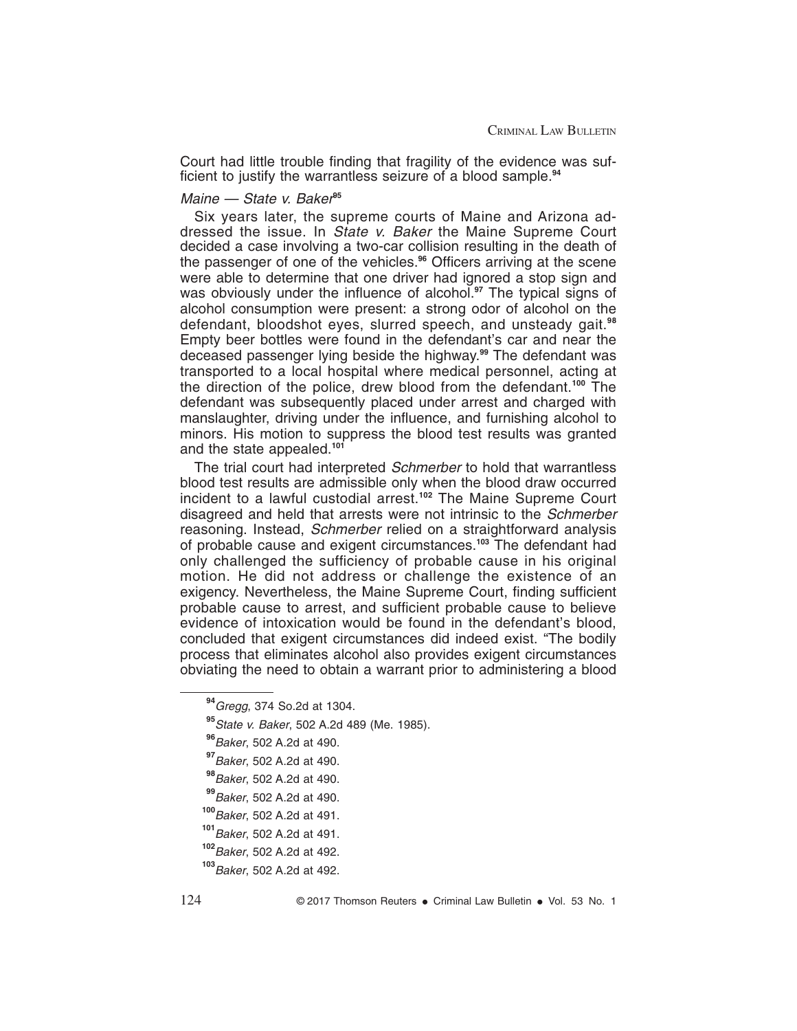Court had little trouble finding that fragility of the evidence was sufficient to justify the warrantless seizure of a blood sample.[94]

### *Maine — State v. Baker*[95]

Six years later, the supreme courts of Maine and Arizona addressed the issue. In *State v. Baker* the Maine Supreme Court decided a case involving a two-car collision resulting in the death of the passenger of one of the vehicles.[96] Officers arriving at the scene were able to determine that one driver had ignored a stop sign and was obviously under the influence of alcohol.[97] The typical signs of alcohol consumption were present: a strong odor of alcohol on the defendant, bloodshot eyes, slurred speech, and unsteady gait.[98] Empty beer bottles were found in the defendant's car and near the deceased passenger lying beside the highway.[99] The defendant was transported to a local hospital where medical personnel, acting at the direction of the police, drew blood from the defendant.[100] The defendant was subsequently placed under arrest and charged with manslaughter, driving under the influence, and furnishing alcohol to minors. His motion to suppress the blood test results was granted and the state appealed.[101]

The trial court had interpreted *Schmerber* to hold that warrantless blood test results are admissible only when the blood draw occurred incident to a lawful custodial arrest.[102] The Maine Supreme Court disagreed and held that arrests were not intrinsic to the *Schmerber* reasoning. Instead, *Schmerber* relied on a straightforward analysis of probable cause and exigent circumstances.[103] The defendant had only challenged the sufficiency of probable cause in his original motion. He did not address or challenge the existence of an exigency. Nevertheless, the Maine Supreme Court, finding sufficient probable cause to arrest, and sufficient probable cause to believe evidence of intoxication would be found in the defendant's blood, concluded that exigent circumstances did indeed exist. "The bodily process that eliminates alcohol also provides exigent circumstances obviating the need to obtain a warrant prior to administering a blood

---

[94] *Gregg*, 374 So.2d at 1304.

[95] *State v. Baker*, 502 A.2d 489 (Me. 1985).

[96] *Baker*, 502 A.2d at 490.

[97] *Baker*, 502 A.2d at 490.

[98] *Baker*, 502 A.2d at 490.

[99] *Baker*, 502 A.2d at 490.

[100] *Baker*, 502 A.2d at 491.

[101] *Baker*, 502 A.2d at 491.

[102] *Baker*, 502 A.2d at 492.

[103] *Baker*, 502 A.2d at 492.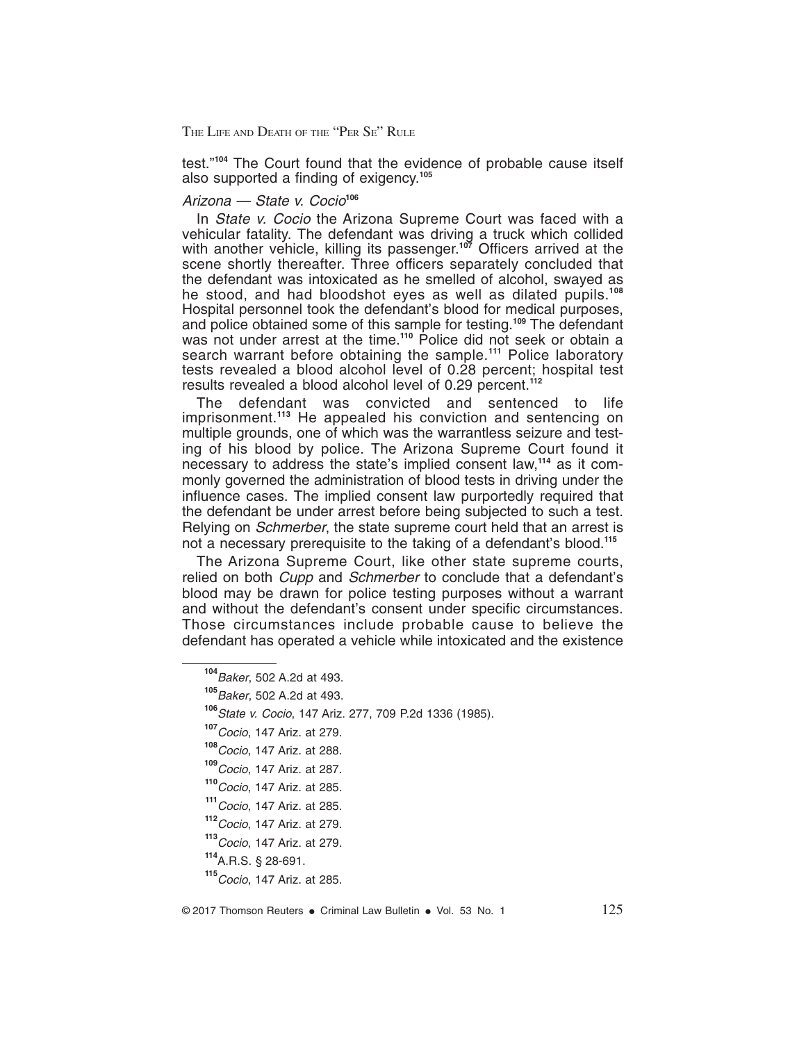test."[104] The Court found that the evidence of probable cause itself also supported a finding of exigency.[105]

### *Arizona — State v. Cocio*[106]

In *State v. Cocio* the Arizona Supreme Court was faced with a vehicular fatality. The defendant was driving a truck which collided with another vehicle, killing its passenger.[107] Officers arrived at the scene shortly thereafter. Three officers separately concluded that the defendant was intoxicated as he smelled of alcohol, swayed as he stood, and had bloodshot eyes as well as dilated pupils.[108] Hospital personnel took the defendant's blood for medical purposes, and police obtained some of this sample for testing.[109] The defendant was not under arrest at the time.[110] Police did not seek or obtain a search warrant before obtaining the sample.[111] Police laboratory tests revealed a blood alcohol level of 0.28 percent; hospital test results revealed a blood alcohol level of 0.29 percent.[112]

The defendant was convicted and sentenced to life imprisonment.[113] He appealed his conviction and sentencing on multiple grounds, one of which was the warrantless seizure and testing of his blood by police. The Arizona Supreme Court found it necessary to address the state's implied consent law,[114] as it commonly governed the administration of blood tests in driving under the influence cases. The implied consent law purportedly required that the defendant be under arrest before being subjected to such a test. Relying on *Schmerber*, the state supreme court held that an arrest is not a necessary prerequisite to the taking of a defendant's blood.[115]

The Arizona Supreme Court, like other state supreme courts, relied on both *Cupp* and *Schmerber* to conclude that a defendant's blood may be drawn for police testing purposes without a warrant and without the defendant's consent under specific circumstances. Those circumstances include probable cause to believe the defendant has operated a vehicle while intoxicated and the existence

---

[104] *Baker*, 502 A.2d at 493.

[105] *Baker*, 502 A.2d at 493.

[106] *State v. Cocio*, 147 Ariz. 277, 709 P.2d 1336 (1985).

[107] *Cocio*, 147 Ariz. at 279.

[108] *Cocio*, 147 Ariz. at 288.

[109] *Cocio*, 147 Ariz. at 287.

[110] *Cocio*, 147 Ariz. at 285.

[111] *Cocio*, 147 Ariz. at 285.

[112] *Cocio*, 147 Ariz. at 279.

[113] *Cocio*, 147 Ariz. at 279.

[114] A.R.S. § 28-691.

[115] *Cocio*, 147 Ariz. at 285.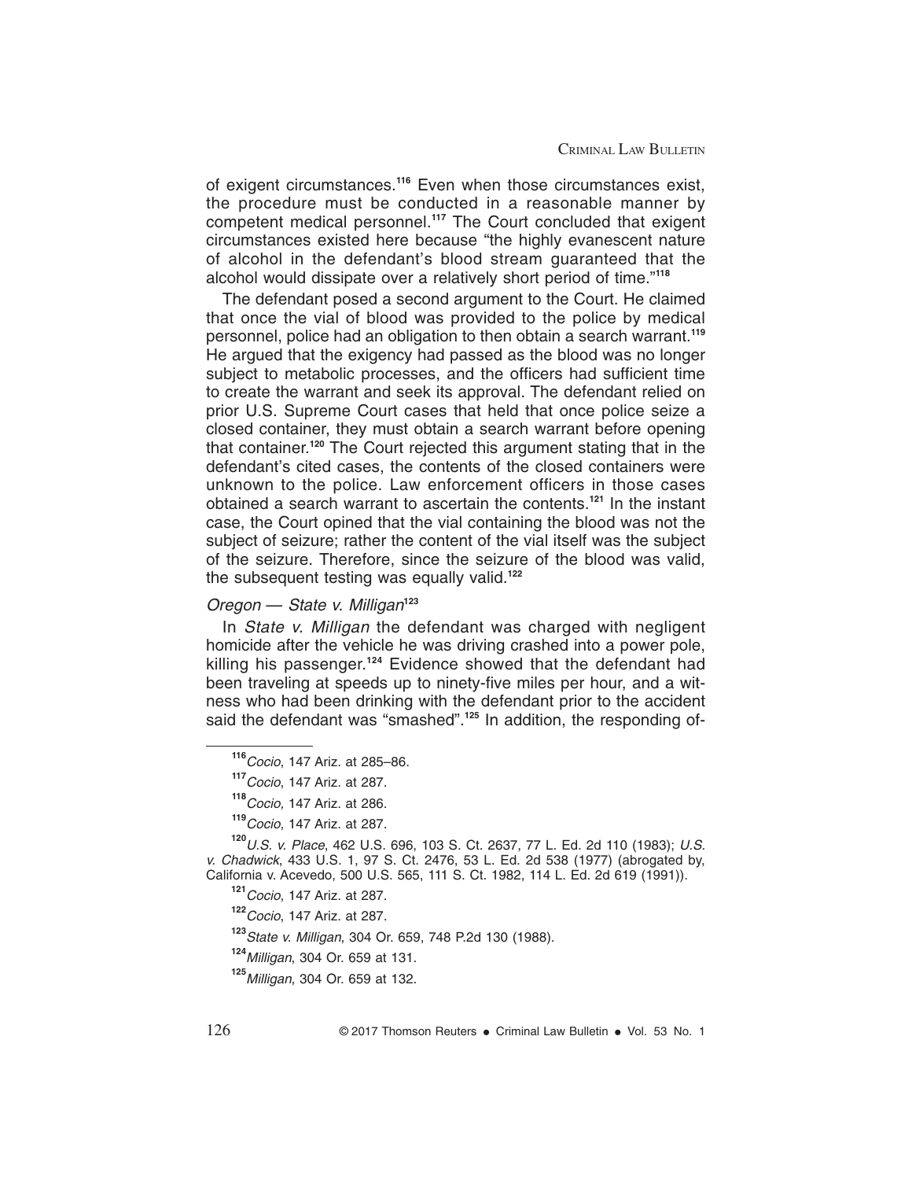of exigent circumstances.[116] Even when those circumstances exist, the procedure must be conducted in a reasonable manner by competent medical personnel.[117] The Court concluded that exigent circumstances existed here because "the highly evanescent nature of alcohol in the defendant's blood stream guaranteed that the alcohol would dissipate over a relatively short period of time."[118]

The defendant posed a second argument to the Court. He claimed that once the vial of blood was provided to the police by medical personnel, police had an obligation to then obtain a search warrant.[119] He argued that the exigency had passed as the blood was no longer subject to metabolic processes, and the officers had sufficient time to create the warrant and seek its approval. The defendant relied on prior U.S. Supreme Court cases that held that once police seize a closed container, they must obtain a search warrant before opening that container.[120] The Court rejected this argument stating that in the defendant's cited cases, the contents of the closed containers were unknown to the police. Law enforcement officers in those cases obtained a search warrant to ascertain the contents.[121] In the instant case, the Court opined that the vial containing the blood was not the subject of seizure; rather the content of the vial itself was the subject of the seizure. Therefore, since the seizure of the blood was valid, the subsequent testing was equally valid.[122]

*Oregon — State v. Milligan*[123]

In *State v. Milligan* the defendant was charged with negligent homicide after the vehicle he was driving crashed into a power pole, killing his passenger.[124] Evidence showed that the defendant had been traveling at speeds up to ninety-five miles per hour, and a witness who had been drinking with the defendant prior to the accident said the defendant was "smashed".[125] In addition, the responding of-

---

[116] *Cocio*, 147 Ariz. at 285–86.

[117] *Cocio*, 147 Ariz. at 287.

[118] *Cocio,* 147 Ariz. at 286.

[119] *Cocio*, 147 Ariz. at 287.

[120] *U.S. v. Place*, 462 U.S. 696, 103 S. Ct. 2637, 77 L. Ed. 2d 110 (1983); *U.S. v. Chadwick*, 433 U.S. 1, 97 S. Ct. 2476, 53 L. Ed. 2d 538 (1977) (abrogated by, California v. Acevedo, 500 U.S. 565, 111 S. Ct. 1982, 114 L. Ed. 2d 619 (1991)).

[121] *Cocio*, 147 Ariz. at 287.

[122] *Cocio*, 147 Ariz. at 287.

[123] *State v. Milligan*, 304 Or. 659, 748 P.2d 130 (1988).

[124] *Milligan*, 304 Or. 659 at 131.

[125] *Milligan*, 304 Or. 659 at 132.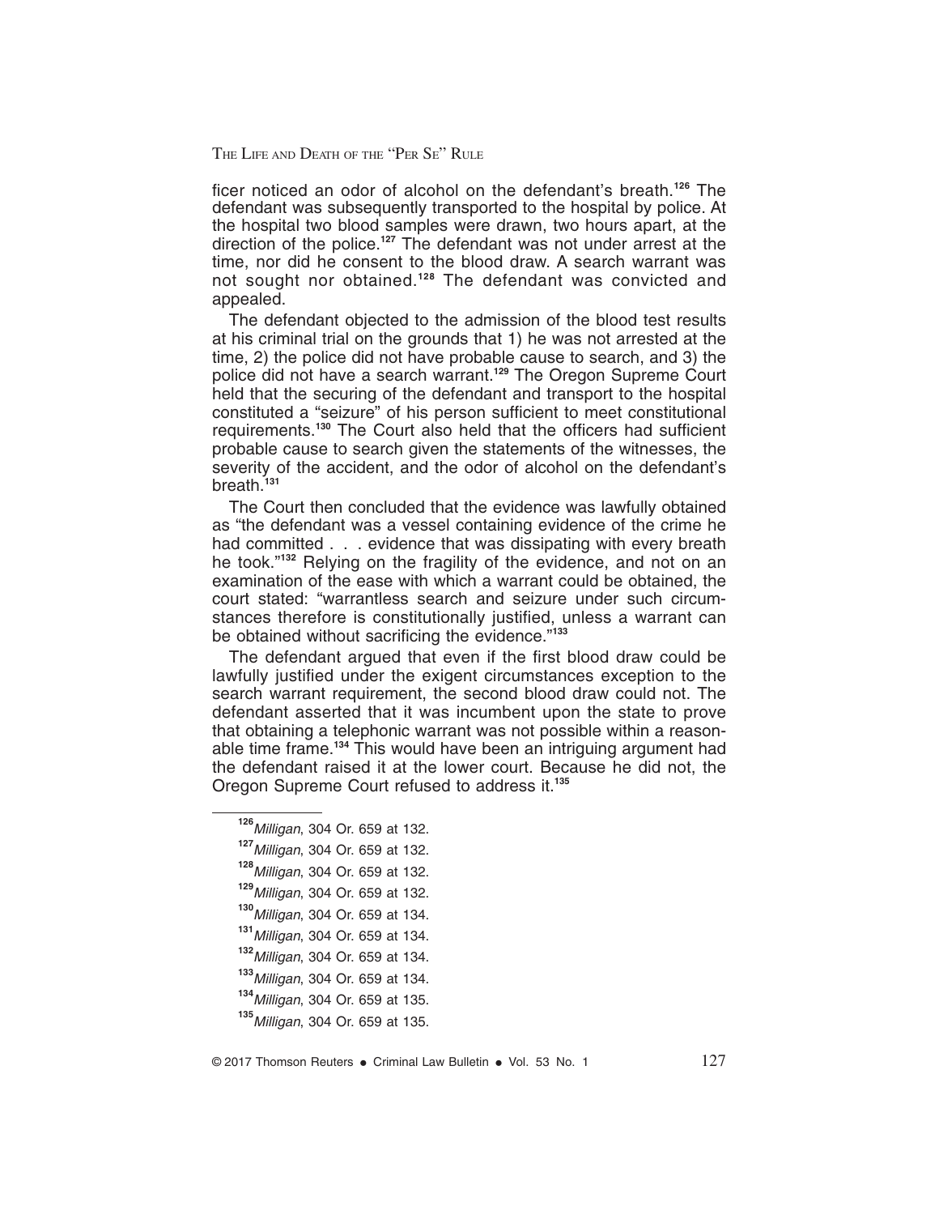ficer noticed an odor of alcohol on the defendant's breath.[126] The defendant was subsequently transported to the hospital by police. At the hospital two blood samples were drawn, two hours apart, at the direction of the police.[127] The defendant was not under arrest at the time, nor did he consent to the blood draw. A search warrant was not sought nor obtained.[128] The defendant was convicted and appealed.

The defendant objected to the admission of the blood test results at his criminal trial on the grounds that 1) he was not arrested at the time, 2) the police did not have probable cause to search, and 3) the police did not have a search warrant.[129] The Oregon Supreme Court held that the securing of the defendant and transport to the hospital constituted a "seizure" of his person sufficient to meet constitutional requirements.[130] The Court also held that the officers had sufficient probable cause to search given the statements of the witnesses, the severity of the accident, and the odor of alcohol on the defendant's breath.[131]

The Court then concluded that the evidence was lawfully obtained as "the defendant was a vessel containing evidence of the crime he had committed . . . evidence that was dissipating with every breath he took."[132] Relying on the fragility of the evidence, and not on an examination of the ease with which a warrant could be obtained, the court stated: "warrantless search and seizure under such circumstances therefore is constitutionally justified, unless a warrant can be obtained without sacrificing the evidence."[133]

The defendant argued that even if the first blood draw could be lawfully justified under the exigent circumstances exception to the search warrant requirement, the second blood draw could not. The defendant asserted that it was incumbent upon the state to prove that obtaining a telephonic warrant was not possible within a reasonable time frame.[134] This would have been an intriguing argument had the defendant raised it at the lower court. Because he did not, the Oregon Supreme Court refused to address it.[135]

---

[126] *Milligan*, 304 Or. 659 at 132.

[127] *Milligan*, 304 Or. 659 at 132.

[128] *Milligan*, 304 Or. 659 at 132.

[129] *Milligan*, 304 Or. 659 at 132.

[130] *Milligan*, 304 Or. 659 at 134.

[131] *Milligan*, 304 Or. 659 at 134.

[132] *Milligan*, 304 Or. 659 at 134.

[133] *Milligan*, 304 Or. 659 at 134.

[134] *Milligan*, 304 Or. 659 at 135.

[135] *Milligan*, 304 Or. 659 at 135.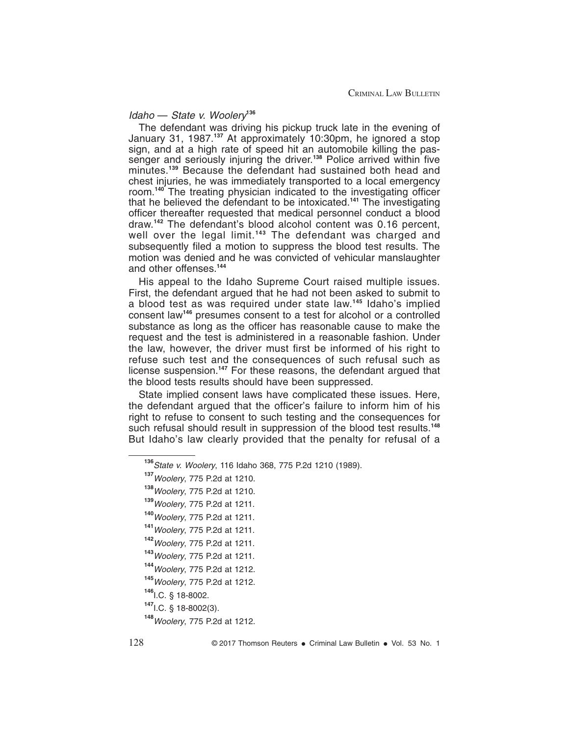### *Idaho — State v. Woolery*[136]

The defendant was driving his pickup truck late in the evening of January 31, 1987.[137] At approximately 10:30pm, he ignored a stop sign, and at a high rate of speed hit an automobile killing the passenger and seriously injuring the driver.[138] Police arrived within five minutes.[139] Because the defendant had sustained both head and chest injuries, he was immediately transported to a local emergency room.[140] The treating physician indicated to the investigating officer that he believed the defendant to be intoxicated.[141] The investigating officer thereafter requested that medical personnel conduct a blood draw.[142] The defendant's blood alcohol content was 0.16 percent, well over the legal limit.[143] The defendant was charged and subsequently filed a motion to suppress the blood test results. The motion was denied and he was convicted of vehicular manslaughter and other offenses.[144]

His appeal to the Idaho Supreme Court raised multiple issues. First, the defendant argued that he had not been asked to submit to a blood test as was required under state law.[145] Idaho's implied consent law[146] presumes consent to a test for alcohol or a controlled substance as long as the officer has reasonable cause to make the request and the test is administered in a reasonable fashion. Under the law, however, the driver must first be informed of his right to refuse such test and the consequences of such refusal such as license suspension.[147] For these reasons, the defendant argued that the blood tests results should have been suppressed.

State implied consent laws have complicated these issues. Here, the defendant argued that the officer's failure to inform him of his right to refuse to consent to such testing and the consequences for such refusal should result in suppression of the blood test results.[148] But Idaho's law clearly provided that the penalty for refusal of a

---

[136] *State v. Woolery*, 116 Idaho 368, 775 P.2d 1210 (1989).

[137] *Woolery*, 775 P.2d at 1210.

[138] *Woolery*, 775 P.2d at 1210.

[139] *Woolery*, 775 P.2d at 1211.

[140] *Woolery*, 775 P.2d at 1211.

[141] *Woolery*, 775 P.2d at 1211.

[142] *Woolery*, 775 P.2d at 1211.

[143] *Woolery*, 775 P.2d at 1211.

[144] *Woolery*, 775 P.2d at 1212.

[145] *Woolery*, 775 P.2d at 1212.

[146] I.C. § 18-8002.

[147] I.C. § 18-8002(3).

[148] *Woolery*, 775 P.2d at 1212.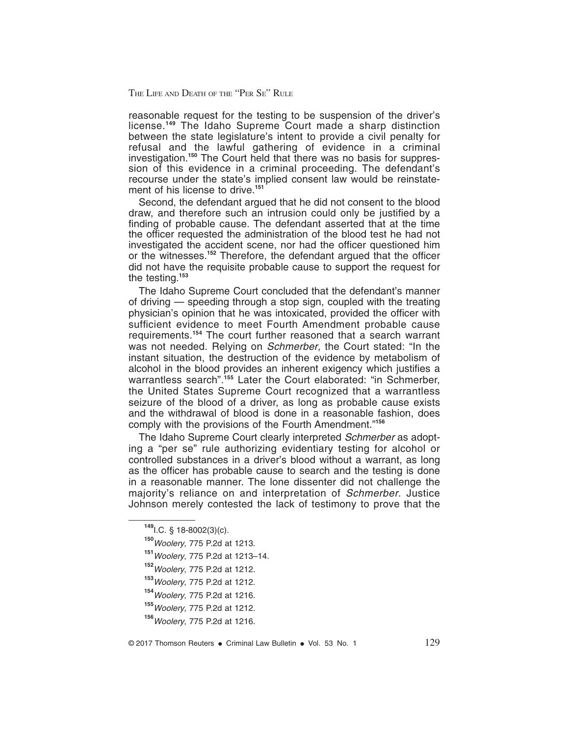reasonable request for the testing to be suspension of the driver's license.[149] The Idaho Supreme Court made a sharp distinction between the state legislature's intent to provide a civil penalty for refusal and the lawful gathering of evidence in a criminal investigation.[150] The Court held that there was no basis for suppression of this evidence in a criminal proceeding. The defendant's recourse under the state's implied consent law would be reinstatement of his license to drive.[151]

Second, the defendant argued that he did not consent to the blood draw, and therefore such an intrusion could only be justified by a finding of probable cause. The defendant asserted that at the time the officer requested the administration of the blood test he had not investigated the accident scene, nor had the officer questioned him or the witnesses.[152] Therefore, the defendant argued that the officer did not have the requisite probable cause to support the request for the testing.[153]

The Idaho Supreme Court concluded that the defendant's manner of driving — speeding through a stop sign, coupled with the treating physician's opinion that he was intoxicated, provided the officer with sufficient evidence to meet Fourth Amendment probable cause requirements.[154] The court further reasoned that a search warrant was not needed. Relying on *Schmerber*, the Court stated: "In the instant situation, the destruction of the evidence by metabolism of alcohol in the blood provides an inherent exigency which justifies a warrantless search".[155] Later the Court elaborated: "in Schmerber, the United States Supreme Court recognized that a warrantless seizure of the blood of a driver, as long as probable cause exists and the withdrawal of blood is done in a reasonable fashion, does comply with the provisions of the Fourth Amendment."[156]

The Idaho Supreme Court clearly interpreted *Schmerber* as adopting a "per se" rule authorizing evidentiary testing for alcohol or controlled substances in a driver's blood without a warrant, as long as the officer has probable cause to search and the testing is done in a reasonable manner. The lone dissenter did not challenge the majority's reliance on and interpretation of *Schmerber*. Justice Johnson merely contested the lack of testimony to prove that the

---

[149] I.C. § 18-8002(3)(c).

[150] *Woolery*, 775 P.2d at 1213.

[151] *Woolery*, 775 P.2d at 1213–14.

[152] *Woolery*, 775 P.2d at 1212.

[153] *Woolery*, 775 P.2d at 1212.

[154] *Woolery*, 775 P.2d at 1216.

[155] *Woolery*, 775 P.2d at 1212.

[156] *Woolery*, 775 P.2d at 1216.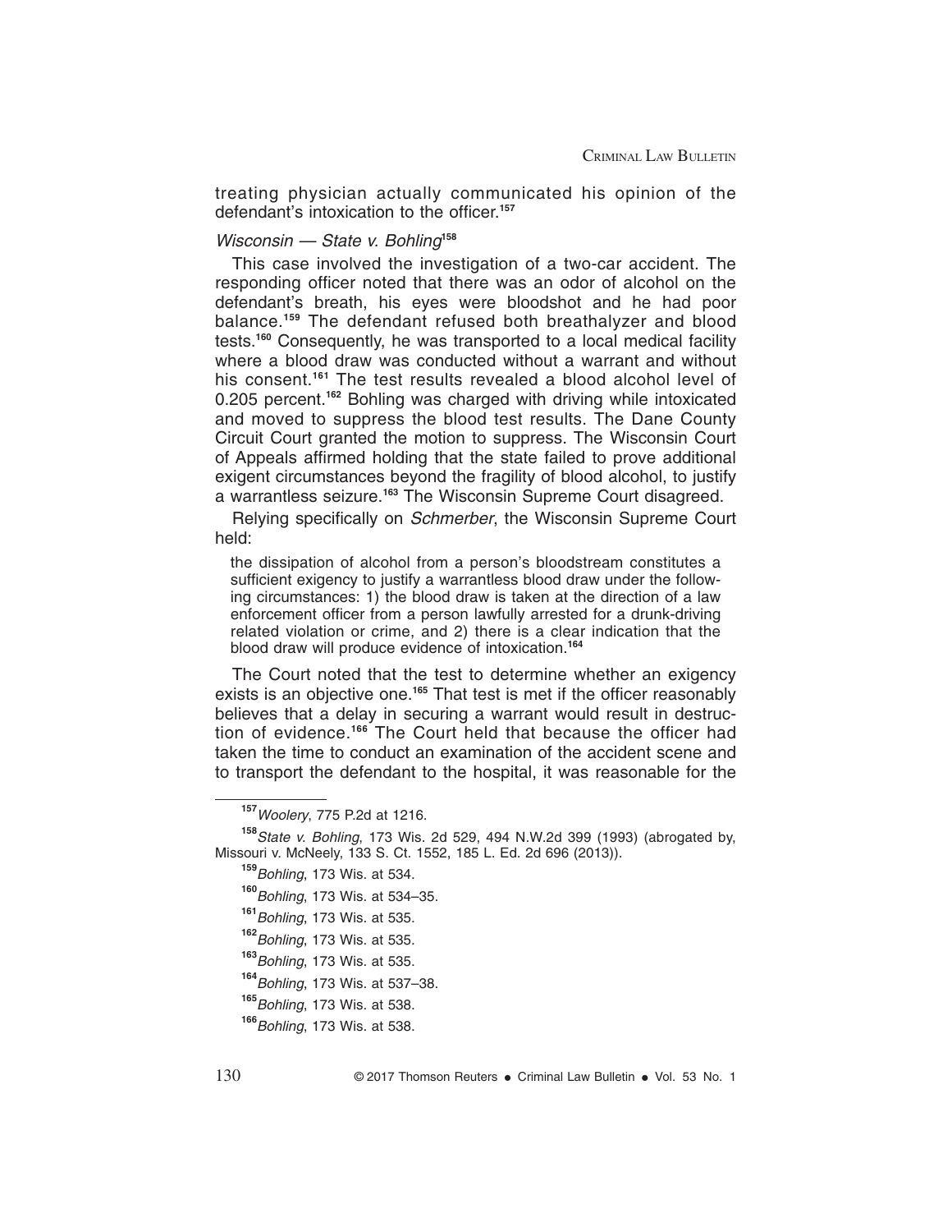treating physician actually communicated his opinion of the defendant's intoxication to the officer.[157]

### *Wisconsin — State v. Bohling*[158]

This case involved the investigation of a two-car accident. The responding officer noted that there was an odor of alcohol on the defendant's breath, his eyes were bloodshot and he had poor balance.[159] The defendant refused both breathalyzer and blood tests.[160] Consequently, he was transported to a local medical facility where a blood draw was conducted without a warrant and without his consent.[161] The test results revealed a blood alcohol level of 0.205 percent.[162] Bohling was charged with driving while intoxicated and moved to suppress the blood test results. The Dane County Circuit Court granted the motion to suppress. The Wisconsin Court of Appeals affirmed holding that the state failed to prove additional exigent circumstances beyond the fragility of blood alcohol, to justify a warrantless seizure.[163] The Wisconsin Supreme Court disagreed.

Relying specifically on *Schmerber*, the Wisconsin Supreme Court held:

> the dissipation of alcohol from a person's bloodstream constitutes a sufficient exigency to justify a warrantless blood draw under the following circumstances: 1) the blood draw is taken at the direction of a law enforcement officer from a person lawfully arrested for a drunk-driving related violation or crime, and 2) there is a clear indication that the blood draw will produce evidence of intoxication.[164]

The Court noted that the test to determine whether an exigency exists is an objective one.[165] That test is met if the officer reasonably believes that a delay in securing a warrant would result in destruction of evidence.[166] The Court held that because the officer had taken the time to conduct an examination of the accident scene and to transport the defendant to the hospital, it was reasonable for the

---

[157] *Woolery*, 775 P.2d at 1216.

[158] *State v. Bohling*, 173 Wis. 2d 529, 494 N.W.2d 399 (1993) (abrogated by, Missouri v. McNeely, 133 S. Ct. 1552, 185 L. Ed. 2d 696 (2013)).

[159] *Bohling*, 173 Wis. at 534.

[160] *Bohling*, 173 Wis. at 534–35.

[161] *Bohling*, 173 Wis. at 535.

[162] *Bohling*, 173 Wis. at 535.

[163] *Bohling*, 173 Wis. at 535.

[164] *Bohling*, 173 Wis. at 537–38.

[165] *Bohling*, 173 Wis. at 538.

[166] *Bohling*, 173 Wis. at 538.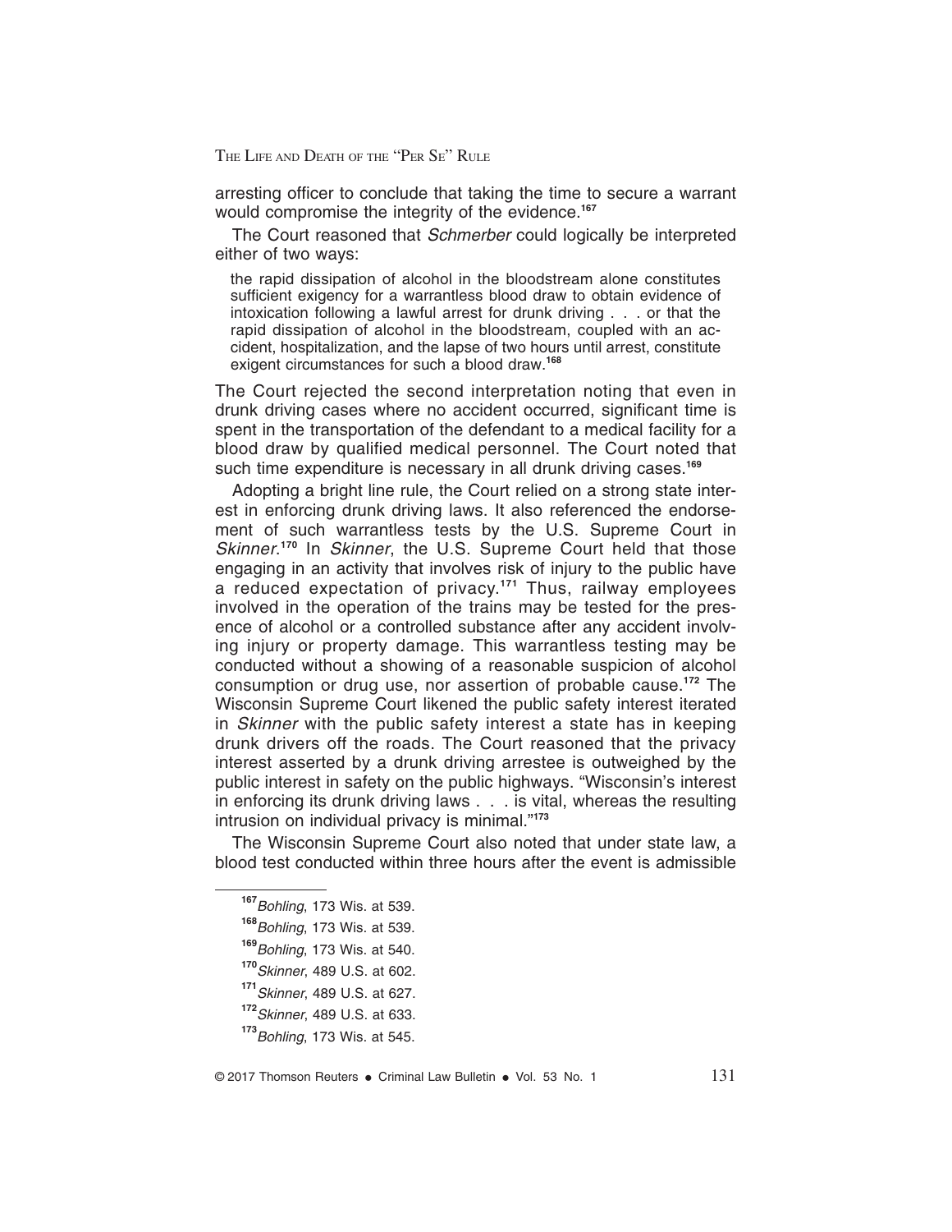arresting officer to conclude that taking the time to secure a warrant would compromise the integrity of the evidence.[167]

The Court reasoned that *Schmerber* could logically be interpreted either of two ways:

> the rapid dissipation of alcohol in the bloodstream alone constitutes sufficient exigency for a warrantless blood draw to obtain evidence of intoxication following a lawful arrest for drunk driving . . . or that the rapid dissipation of alcohol in the bloodstream, coupled with an accident, hospitalization, and the lapse of two hours until arrest, constitute exigent circumstances for such a blood draw.[168]

The Court rejected the second interpretation noting that even in drunk driving cases where no accident occurred, significant time is spent in the transportation of the defendant to a medical facility for a blood draw by qualified medical personnel. The Court noted that such time expenditure is necessary in all drunk driving cases.[169]

Adopting a bright line rule, the Court relied on a strong state interest in enforcing drunk driving laws. It also referenced the endorsement of such warrantless tests by the U.S. Supreme Court in *Skinner*.[170] In *Skinner*, the U.S. Supreme Court held that those engaging in an activity that involves risk of injury to the public have a reduced expectation of privacy.[171] Thus, railway employees involved in the operation of the trains may be tested for the presence of alcohol or a controlled substance after any accident involving injury or property damage. This warrantless testing may be conducted without a showing of a reasonable suspicion of alcohol consumption or drug use, nor assertion of probable cause.[172] The Wisconsin Supreme Court likened the public safety interest iterated in *Skinner* with the public safety interest a state has in keeping drunk drivers off the roads. The Court reasoned that the privacy interest asserted by a drunk driving arrestee is outweighed by the public interest in safety on the public highways. "Wisconsin's interest in enforcing its drunk driving laws . . . is vital, whereas the resulting intrusion on individual privacy is minimal."[173]

The Wisconsin Supreme Court also noted that under state law, a blood test conducted within three hours after the event is admissible

---

[167] *Bohling*, 173 Wis. at 539.

[168] *Bohling*, 173 Wis. at 539.

[169] *Bohling*, 173 Wis. at 540.

[170] *Skinner*, 489 U.S. at 602.

[171] *Skinner*, 489 U.S. at 627.

[172] *Skinner*, 489 U.S. at 633.

[173] *Bohling*, 173 Wis. at 545.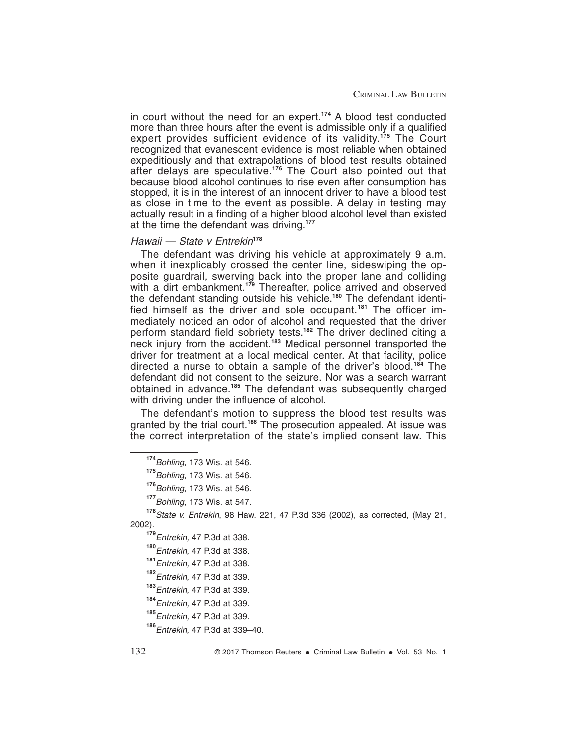in court without the need for an expert.[174] A blood test conducted more than three hours after the event is admissible only if a qualified expert provides sufficient evidence of its validity.[175] The Court recognized that evanescent evidence is most reliable when obtained expeditiously and that extrapolations of blood test results obtained after delays are speculative.[176] The Court also pointed out that because blood alcohol continues to rise even after consumption has stopped, it is in the interest of an innocent driver to have a blood test as close in time to the event as possible. A delay in testing may actually result in a finding of a higher blood alcohol level than existed at the time the defendant was driving.[177]

### *Hawaii — State v Entrekin*[178]

The defendant was driving his vehicle at approximately 9 a.m. when it inexplicably crossed the center line, sideswiping the opposite guardrail, swerving back into the proper lane and colliding with a dirt embankment.[179] Thereafter, police arrived and observed the defendant standing outside his vehicle.[180] The defendant identified himself as the driver and sole occupant.[181] The officer immediately noticed an odor of alcohol and requested that the driver perform standard field sobriety tests.[182] The driver declined citing a neck injury from the accident.[183] Medical personnel transported the driver for treatment at a local medical center. At that facility, police directed a nurse to obtain a sample of the driver's blood.[184] The defendant did not consent to the seizure. Nor was a search warrant obtained in advance.[185] The defendant was subsequently charged with driving under the influence of alcohol.

The defendant's motion to suppress the blood test results was granted by the trial court.[186] The prosecution appealed. At issue was the correct interpretation of the state's implied consent law. This

---

[174] *Bohling*, 173 Wis. at 546.

[175] *Bohling*, 173 Wis. at 546.

[176] *Bohling*, 173 Wis. at 546.

[177] *Bohling*, 173 Wis. at 547.

[178] *State v. Entrekin*, 98 Haw. 221, 47 P.3d 336 (2002), as corrected, (May 21, 2002).

[179] *Entrekin,* 47 P.3d at 338.

[180] *Entrekin,* 47 P.3d at 338.

[181] *Entrekin,* 47 P.3d at 338.

[182] *Entrekin,* 47 P.3d at 339.

[183] *Entrekin,* 47 P.3d at 339.

[184] *Entrekin,* 47 P.3d at 339.

[185] *Entrekin,* 47 P.3d at 339.

[186] *Entrekin,* 47 P.3d at 339–40.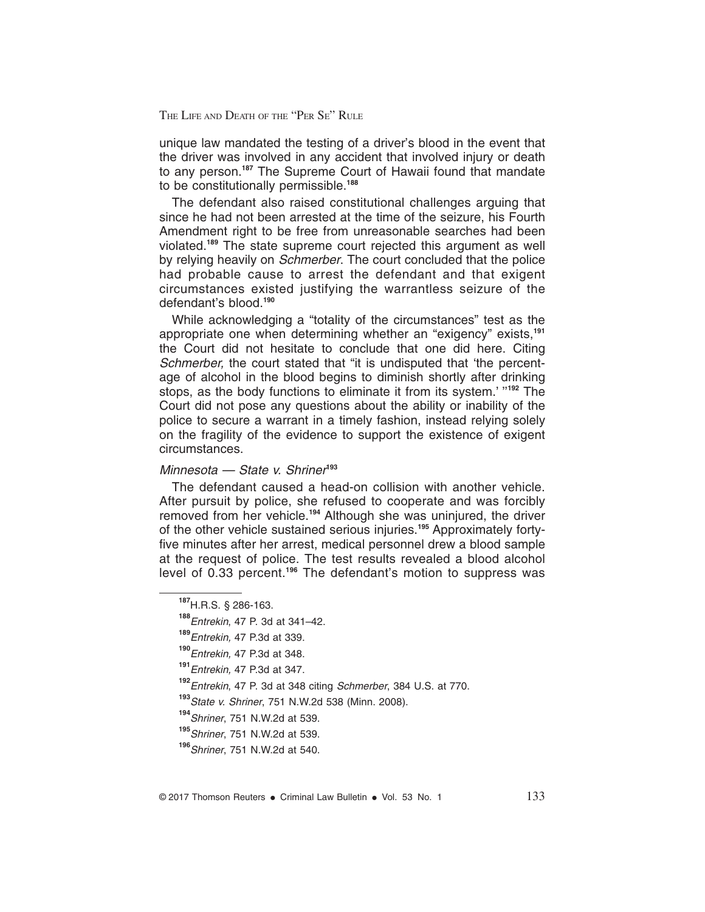unique law mandated the testing of a driver's blood in the event that the driver was involved in any accident that involved injury or death to any person.[187] The Supreme Court of Hawaii found that mandate to be constitutionally permissible.[188]

The defendant also raised constitutional challenges arguing that since he had not been arrested at the time of the seizure, his Fourth Amendment right to be free from unreasonable searches had been violated.[189] The state supreme court rejected this argument as well by relying heavily on *Schmerber*. The court concluded that the police had probable cause to arrest the defendant and that exigent circumstances existed justifying the warrantless seizure of the defendant's blood.[190]

While acknowledging a "totality of the circumstances" test as the appropriate one when determining whether an "exigency" exists,[191] the Court did not hesitate to conclude that one did here. Citing *Schmerber,* the court stated that "it is undisputed that 'the percentage of alcohol in the blood begins to diminish shortly after drinking stops, as the body functions to eliminate it from its system.' "[192] The Court did not pose any questions about the ability or inability of the police to secure a warrant in a timely fashion, instead relying solely on the fragility of the evidence to support the existence of exigent circumstances.

### *Minnesota — State v. Shriner*[193]

The defendant caused a head-on collision with another vehicle. After pursuit by police, she refused to cooperate and was forcibly removed from her vehicle.[194] Although she was uninjured, the driver of the other vehicle sustained serious injuries.[195] Approximately forty-five minutes after her arrest, medical personnel drew a blood sample at the request of police. The test results revealed a blood alcohol level of 0.33 percent.[196] The defendant's motion to suppress was

---

[187] H.R.S. § 286-163.

[188] *Entrekin*, 47 P. 3d at 341–42.

[189] *Entrekin,* 47 P.3d at 339.

[190] *Entrekin,* 47 P.3d at 348.

[191] *Entrekin,* 47 P.3d at 347.

[192] *Entrekin*, 47 P. 3d at 348 citing *Schmerber*, 384 U.S. at 770.

[193] *State v. Shriner*, 751 N.W.2d 538 (Minn. 2008).

[194] *Shriner*, 751 N.W.2d at 539.

[195] *Shriner*, 751 N.W.2d at 539.

[196] *Shriner*, 751 N.W.2d at 540.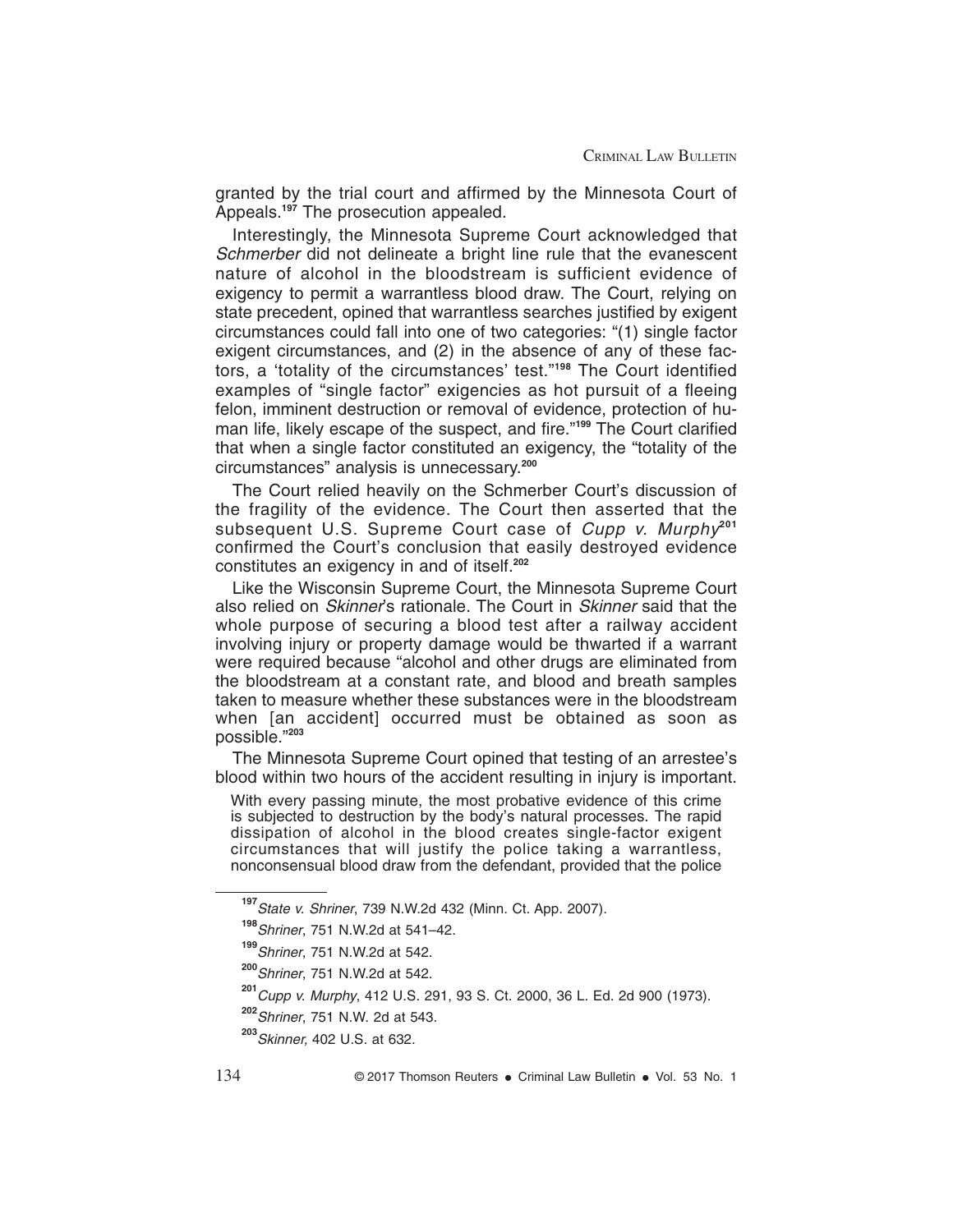granted by the trial court and affirmed by the Minnesota Court of Appeals.[197] The prosecution appealed.

Interestingly, the Minnesota Supreme Court acknowledged that *Schmerber* did not delineate a bright line rule that the evanescent nature of alcohol in the bloodstream is sufficient evidence of exigency to permit a warrantless blood draw. The Court, relying on state precedent, opined that warrantless searches justified by exigent circumstances could fall into one of two categories: "(1) single factor exigent circumstances, and (2) in the absence of any of these factors, a 'totality of the circumstances' test."[198] The Court identified examples of "single factor" exigencies as hot pursuit of a fleeing felon, imminent destruction or removal of evidence, protection of human life, likely escape of the suspect, and fire."[199] The Court clarified that when a single factor constituted an exigency, the "totality of the circumstances" analysis is unnecessary.[200]

The Court relied heavily on the Schmerber Court's discussion of the fragility of the evidence. The Court then asserted that the subsequent U.S. Supreme Court case of *Cupp v. Murphy*[201] confirmed the Court's conclusion that easily destroyed evidence constitutes an exigency in and of itself.[202]

Like the Wisconsin Supreme Court, the Minnesota Supreme Court also relied on *Skinner*'s rationale. The Court in *Skinner* said that the whole purpose of securing a blood test after a railway accident involving injury or property damage would be thwarted if a warrant were required because "alcohol and other drugs are eliminated from the bloodstream at a constant rate, and blood and breath samples taken to measure whether these substances were in the bloodstream when [an accident] occurred must be obtained as soon as possible."[203]

The Minnesota Supreme Court opined that testing of an arrestee's blood within two hours of the accident resulting in injury is important.

> With every passing minute, the most probative evidence of this crime is subjected to destruction by the body's natural processes. The rapid dissipation of alcohol in the blood creates single-factor exigent circumstances that will justify the police taking a warrantless, nonconsensual blood draw from the defendant, provided that the police

---

[197] *State v. Shriner*, 739 N.W.2d 432 (Minn. Ct. App. 2007).

[198] *Shriner*, 751 N.W.2d at 541–42.

[199] *Shriner*, 751 N.W.2d at 542.

[200] *Shriner*, 751 N.W.2d at 542.

[201] *Cupp v. Murphy*, 412 U.S. 291, 93 S. Ct. 2000, 36 L. Ed. 2d 900 (1973).

[202] *Shriner*, 751 N.W. 2d at 543.

[203] *Skinner,* 402 U.S. at 632.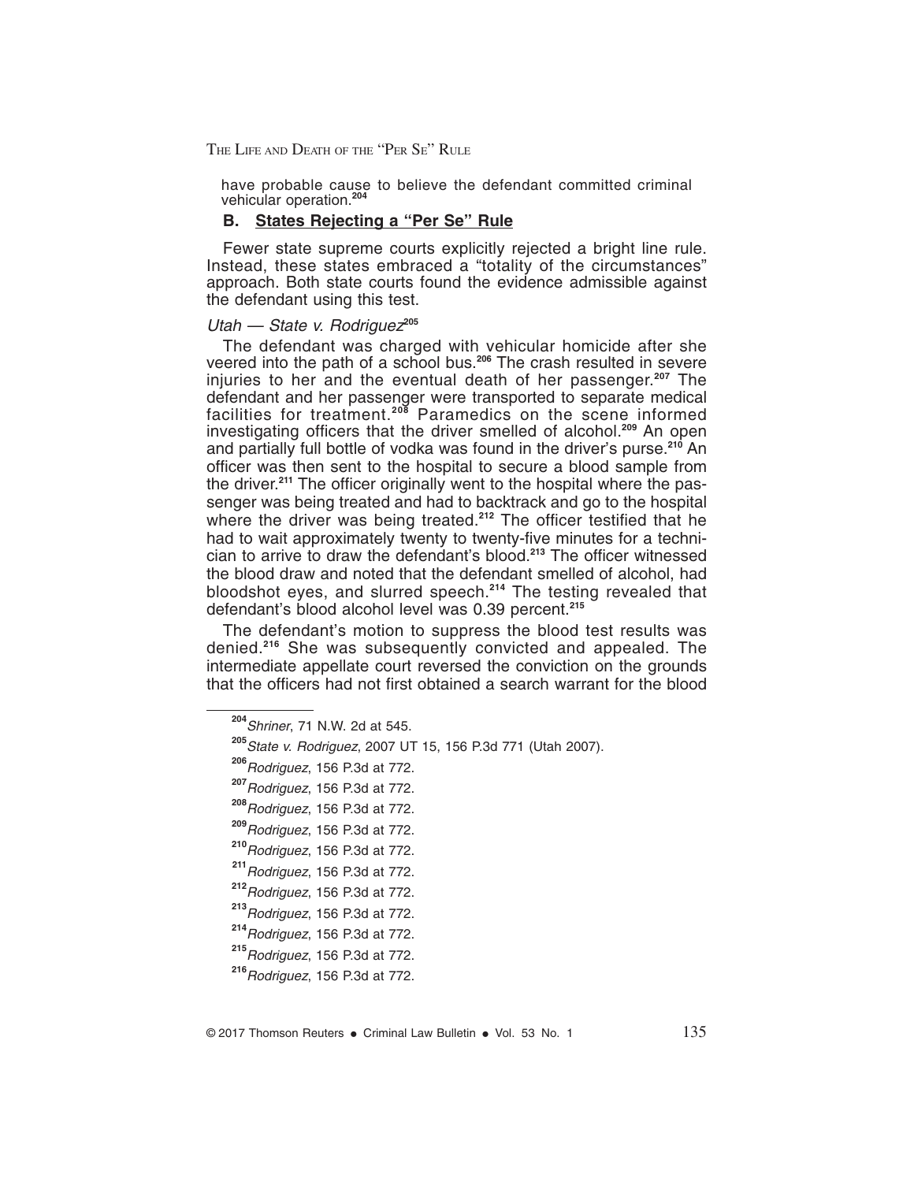have probable cause to believe the defendant committed criminal vehicular operation.[204]

## B. States Rejecting a "Per Se" Rule

Fewer state supreme courts explicitly rejected a bright line rule. Instead, these states embraced a "totality of the circumstances" approach. Both state courts found the evidence admissible against the defendant using this test.

### *Utah — State v. Rodriguez*[205]

The defendant was charged with vehicular homicide after she veered into the path of a school bus.[206] The crash resulted in severe injuries to her and the eventual death of her passenger.[207] The defendant and her passenger were transported to separate medical facilities for treatment.[208] Paramedics on the scene informed investigating officers that the driver smelled of alcohol.[209] An open and partially full bottle of vodka was found in the driver's purse.[210] An officer was then sent to the hospital to secure a blood sample from the driver.[211] The officer originally went to the hospital where the passenger was being treated and had to backtrack and go to the hospital where the driver was being treated.[212] The officer testified that he had to wait approximately twenty to twenty-five minutes for a technician to arrive to draw the defendant's blood.[213] The officer witnessed the blood draw and noted that the defendant smelled of alcohol, had bloodshot eyes, and slurred speech.[214] The testing revealed that defendant's blood alcohol level was 0.39 percent.[215]

The defendant's motion to suppress the blood test results was denied.[216] She was subsequently convicted and appealed. The intermediate appellate court reversed the conviction on the grounds that the officers had not first obtained a search warrant for the blood

---

[204] *Shriner*, 71 N.W. 2d at 545.

[205] *State v. Rodriguez*, 2007 UT 15, 156 P.3d 771 (Utah 2007).

[206] *Rodriguez*, 156 P.3d at 772.

[207] *Rodriguez*, 156 P.3d at 772.

[208] *Rodriguez*, 156 P.3d at 772.

[209] *Rodriguez*, 156 P.3d at 772.

[210] *Rodriguez*, 156 P.3d at 772.

[211] *Rodriguez*, 156 P.3d at 772.

[212] *Rodriguez*, 156 P.3d at 772.

[213] *Rodriguez*, 156 P.3d at 772.

[214] *Rodriguez*, 156 P.3d at 772.

[215] *Rodriguez*, 156 P.3d at 772.

[216] *Rodriguez*, 156 P.3d at 772.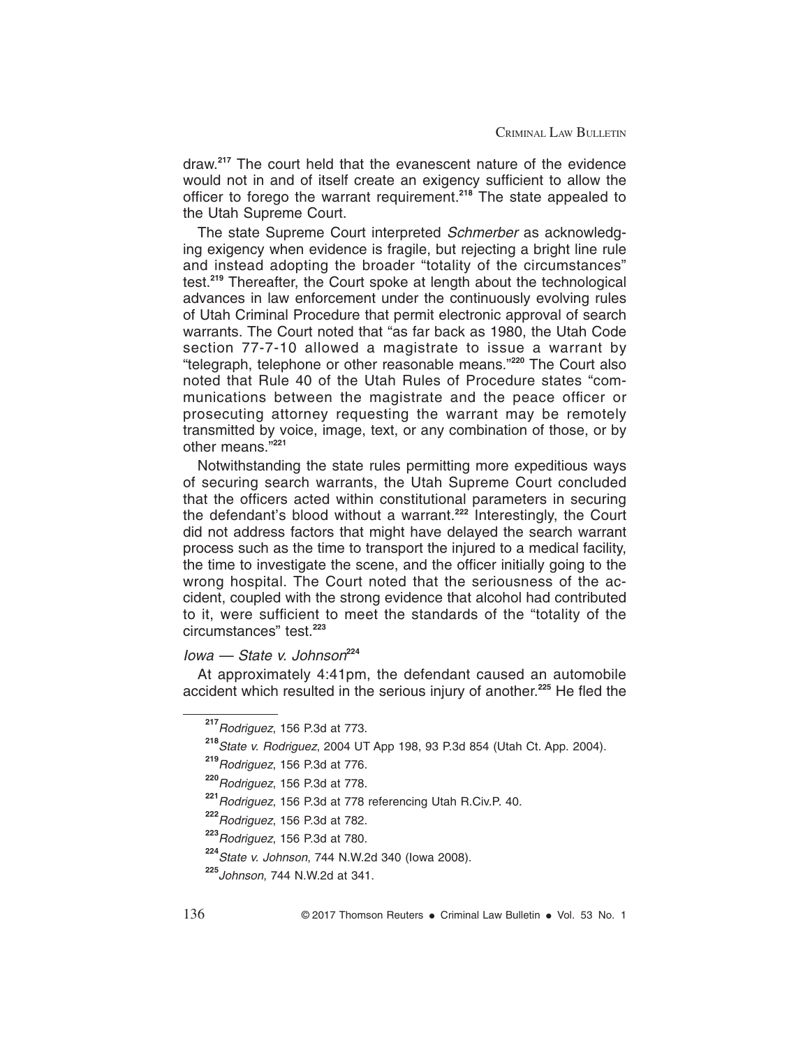draw.[217] The court held that the evanescent nature of the evidence would not in and of itself create an exigency sufficient to allow the officer to forego the warrant requirement.[218] The state appealed to the Utah Supreme Court.

The state Supreme Court interpreted *Schmerber* as acknowledging exigency when evidence is fragile, but rejecting a bright line rule and instead adopting the broader "totality of the circumstances" test.[219] Thereafter, the Court spoke at length about the technological advances in law enforcement under the continuously evolving rules of Utah Criminal Procedure that permit electronic approval of search warrants. The Court noted that "as far back as 1980, the Utah Code section 77-7-10 allowed a magistrate to issue a warrant by "telegraph, telephone or other reasonable means."[220] The Court also noted that Rule 40 of the Utah Rules of Procedure states "communications between the magistrate and the peace officer or prosecuting attorney requesting the warrant may be remotely transmitted by voice, image, text, or any combination of those, or by other means."[221]

Notwithstanding the state rules permitting more expeditious ways of securing search warrants, the Utah Supreme Court concluded that the officers acted within constitutional parameters in securing the defendant's blood without a warrant.[222] Interestingly, the Court did not address factors that might have delayed the search warrant process such as the time to transport the injured to a medical facility, the time to investigate the scene, and the officer initially going to the wrong hospital. The Court noted that the seriousness of the accident, coupled with the strong evidence that alcohol had contributed to it, were sufficient to meet the standards of the "totality of the circumstances" test.[223]

*Iowa — State v. Johnson*[224]

At approximately 4:41pm, the defendant caused an automobile accident which resulted in the serious injury of another.[225] He fled the

---

[217] *Rodriguez*, 156 P.3d at 773.

[218] *State v. Rodriguez*, 2004 UT App 198, 93 P.3d 854 (Utah Ct. App. 2004).

[219] *Rodriguez*, 156 P.3d at 776.

[220] *Rodriguez*, 156 P.3d at 778.

[221] *Rodriguez*, 156 P.3d at 778 referencing Utah R.Civ.P. 40.

[222] *Rodriguez*, 156 P.3d at 782.

[223] *Rodriguez*, 156 P.3d at 780.

[224] *State v. Johnson*, 744 N.W.2d 340 (Iowa 2008).

[225] *Johnson*, 744 N.W.2d at 341.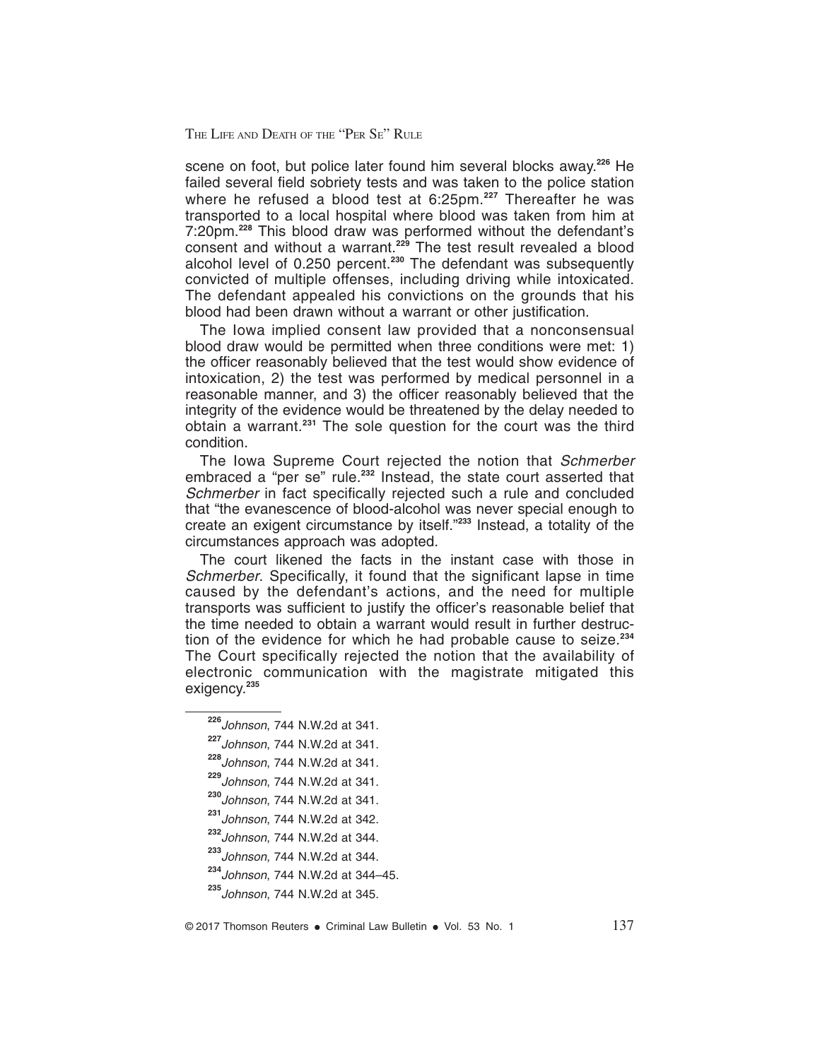scene on foot, but police later found him several blocks away.[226] He failed several field sobriety tests and was taken to the police station where he refused a blood test at 6:25pm.[227] Thereafter he was transported to a local hospital where blood was taken from him at 7:20pm.[228] This blood draw was performed without the defendant's consent and without a warrant.[229] The test result revealed a blood alcohol level of 0.250 percent.[230] The defendant was subsequently convicted of multiple offenses, including driving while intoxicated. The defendant appealed his convictions on the grounds that his blood had been drawn without a warrant or other justification.

The Iowa implied consent law provided that a nonconsensual blood draw would be permitted when three conditions were met: 1) the officer reasonably believed that the test would show evidence of intoxication, 2) the test was performed by medical personnel in a reasonable manner, and 3) the officer reasonably believed that the integrity of the evidence would be threatened by the delay needed to obtain a warrant.[231] The sole question for the court was the third condition.

The Iowa Supreme Court rejected the notion that *Schmerber* embraced a "per se" rule.[232] Instead, the state court asserted that *Schmerber* in fact specifically rejected such a rule and concluded that "the evanescence of blood-alcohol was never special enough to create an exigent circumstance by itself."[233] Instead, a totality of the circumstances approach was adopted.

The court likened the facts in the instant case with those in *Schmerber*. Specifically, it found that the significant lapse in time caused by the defendant's actions, and the need for multiple transports was sufficient to justify the officer's reasonable belief that the time needed to obtain a warrant would result in further destruction of the evidence for which he had probable cause to seize.[234] The Court specifically rejected the notion that the availability of electronic communication with the magistrate mitigated this exigency.[235]

---

[226] *Johnson*, 744 N.W.2d at 341.

[227] *Johnson*, 744 N.W.2d at 341.

[228] *Johnson*, 744 N.W.2d at 341.

[229] *Johnson*, 744 N.W.2d at 341.

[230] *Johnson*, 744 N.W.2d at 341.

[231] *Johnson*, 744 N.W.2d at 342.

[232] *Johnson*, 744 N.W.2d at 344.

[233] *Johnson*, 744 N.W.2d at 344.

[234] *Johnson*, 744 N.W.2d at 344–45.

[235] *Johnson*, 744 N.W.2d at 345.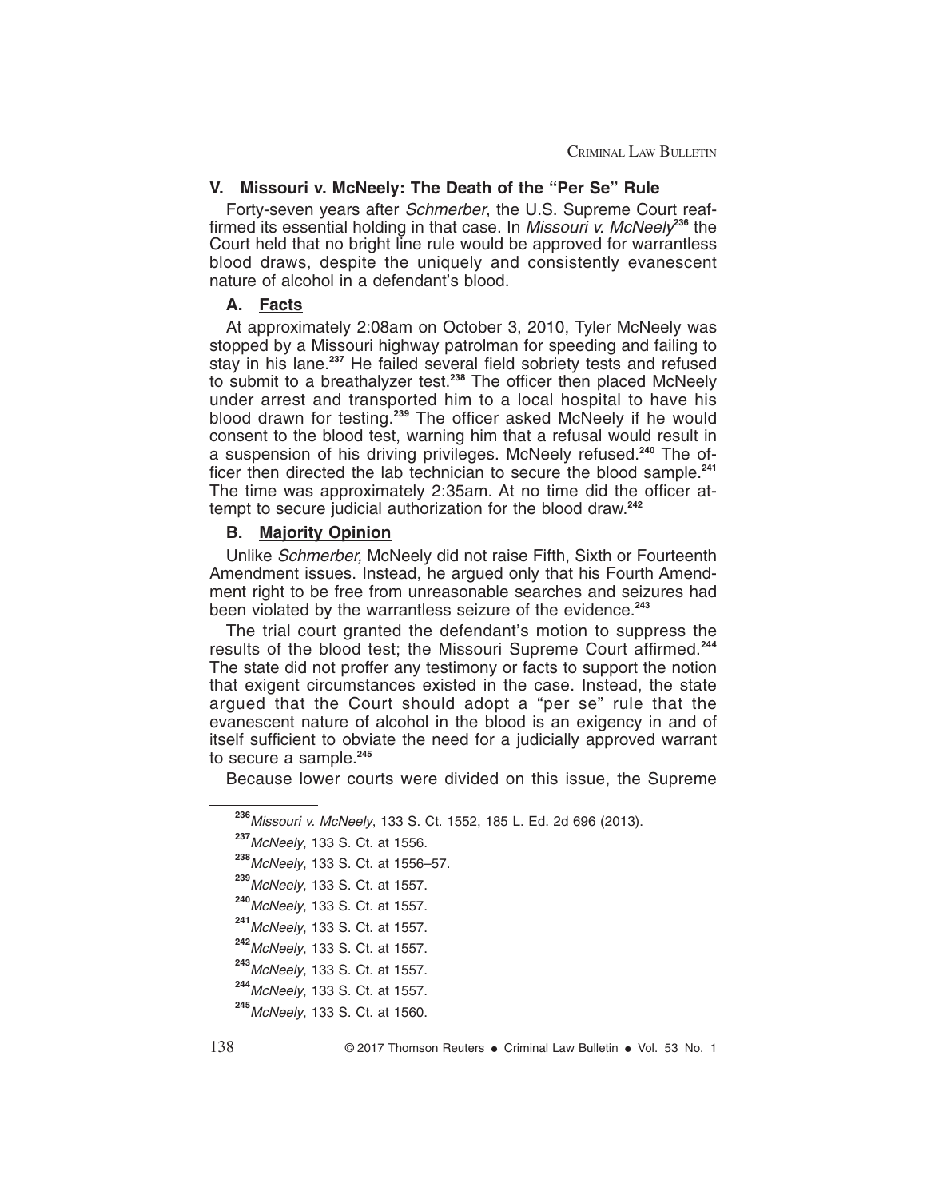## V. Missouri v. McNeely: The Death of the "Per Se" Rule

Forty-seven years after *Schmerber*, the U.S. Supreme Court reaffirmed its essential holding in that case. In *Missouri v. McNeely*[236] the Court held that no bright line rule would be approved for warrantless blood draws, despite the uniquely and consistently evanescent nature of alcohol in a defendant's blood.

### A. Facts

At approximately 2:08am on October 3, 2010, Tyler McNeely was stopped by a Missouri highway patrolman for speeding and failing to stay in his lane.[237] He failed several field sobriety tests and refused to submit to a breathalyzer test.[238] The officer then placed McNeely under arrest and transported him to a local hospital to have his blood drawn for testing.[239] The officer asked McNeely if he would consent to the blood test, warning him that a refusal would result in a suspension of his driving privileges. McNeely refused.[240] The officer then directed the lab technician to secure the blood sample.[241] The time was approximately 2:35am. At no time did the officer attempt to secure judicial authorization for the blood draw.[242]

### B. Majority Opinion

Unlike *Schmerber,* McNeely did not raise Fifth, Sixth or Fourteenth Amendment issues. Instead, he argued only that his Fourth Amendment right to be free from unreasonable searches and seizures had been violated by the warrantless seizure of the evidence.[243]

The trial court granted the defendant's motion to suppress the results of the blood test; the Missouri Supreme Court affirmed.[244] The state did not proffer any testimony or facts to support the notion that exigent circumstances existed in the case. Instead, the state argued that the Court should adopt a "per se" rule that the evanescent nature of alcohol in the blood is an exigency in and of itself sufficient to obviate the need for a judicially approved warrant to secure a sample.[245]

Because lower courts were divided on this issue, the Supreme

---

[236] *Missouri v. McNeely*, 133 S. Ct. 1552, 185 L. Ed. 2d 696 (2013).

[237] *McNeely*, 133 S. Ct. at 1556.

[238] *McNeely*, 133 S. Ct. at 1556–57.

[239] *McNeely*, 133 S. Ct. at 1557.

[240] *McNeely*, 133 S. Ct. at 1557.

[241] *McNeely*, 133 S. Ct. at 1557.

[242] *McNeely*, 133 S. Ct. at 1557.

[243] *McNeely*, 133 S. Ct. at 1557.

[244] *McNeely*, 133 S. Ct. at 1557.

[245] *McNeely*, 133 S. Ct. at 1560.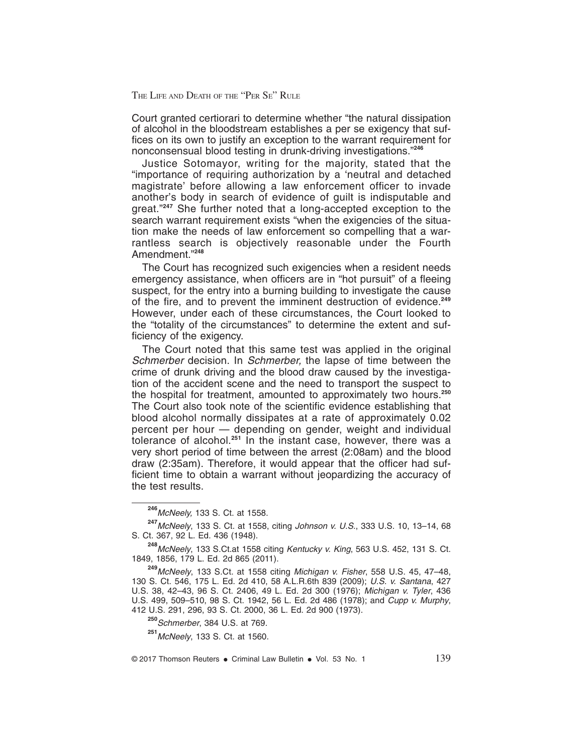Court granted certiorari to determine whether "the natural dissipation of alcohol in the bloodstream establishes a per se exigency that suffices on its own to justify an exception to the warrant requirement for nonconsensual blood testing in drunk-driving investigations."[246]

Justice Sotomayor, writing for the majority, stated that the "importance of requiring authorization by a 'neutral and detached magistrate' before allowing a law enforcement officer to invade another's body in search of evidence of guilt is indisputable and great."[247] She further noted that a long-accepted exception to the search warrant requirement exists "when the exigencies of the situation make the needs of law enforcement so compelling that a warrantless search is objectively reasonable under the Fourth Amendment."[248]

The Court has recognized such exigencies when a resident needs emergency assistance, when officers are in "hot pursuit" of a fleeing suspect, for the entry into a burning building to investigate the cause of the fire, and to prevent the imminent destruction of evidence.[249] However, under each of these circumstances, the Court looked to the "totality of the circumstances" to determine the extent and sufficiency of the exigency.

The Court noted that this same test was applied in the original *Schmerber* decision. In *Schmerber,* the lapse of time between the crime of drunk driving and the blood draw caused by the investigation of the accident scene and the need to transport the suspect to the hospital for treatment, amounted to approximately two hours.[250] The Court also took note of the scientific evidence establishing that blood alcohol normally dissipates at a rate of approximately 0.02 percent per hour — depending on gender, weight and individual tolerance of alcohol.[251] In the instant case, however, there was a very short period of time between the arrest (2:08am) and the blood draw (2:35am). Therefore, it would appear that the officer had sufficient time to obtain a warrant without jeopardizing the accuracy of the test results.

---

[246] *McNeely,* 133 S. Ct. at 1558.

[247] *McNeely*, 133 S. Ct. at 1558, citing *Johnson v. U.S.*, 333 U.S. 10, 13–14, 68 S. Ct. 367, 92 L. Ed. 436 (1948).

[248] *McNeely*, 133 S.Ct.at 1558 citing *Kentucky v. King*, 563 U.S. 452, 131 S. Ct. 1849, 1856, 179 L. Ed. 2d 865 (2011).

[249] *McNeely*, 133 S.Ct. at 1558 citing *Michigan v. Fisher*, 558 U.S. 45, 47–48, 130 S. Ct. 546, 175 L. Ed. 2d 410, 58 A.L.R.6th 839 (2009); *U.S. v. Santana*, 427 U.S. 38, 42–43, 96 S. Ct. 2406, 49 L. Ed. 2d 300 (1976); *Michigan v. Tyler*, 436 U.S. 499, 509–510, 98 S. Ct. 1942, 56 L. Ed. 2d 486 (1978); and *Cupp v. Murphy*, 412 U.S. 291, 296, 93 S. Ct. 2000, 36 L. Ed. 2d 900 (1973).

[250] *Schmerber*, 384 U.S. at 769.

[251] *McNeely*, 133 S. Ct. at 1560.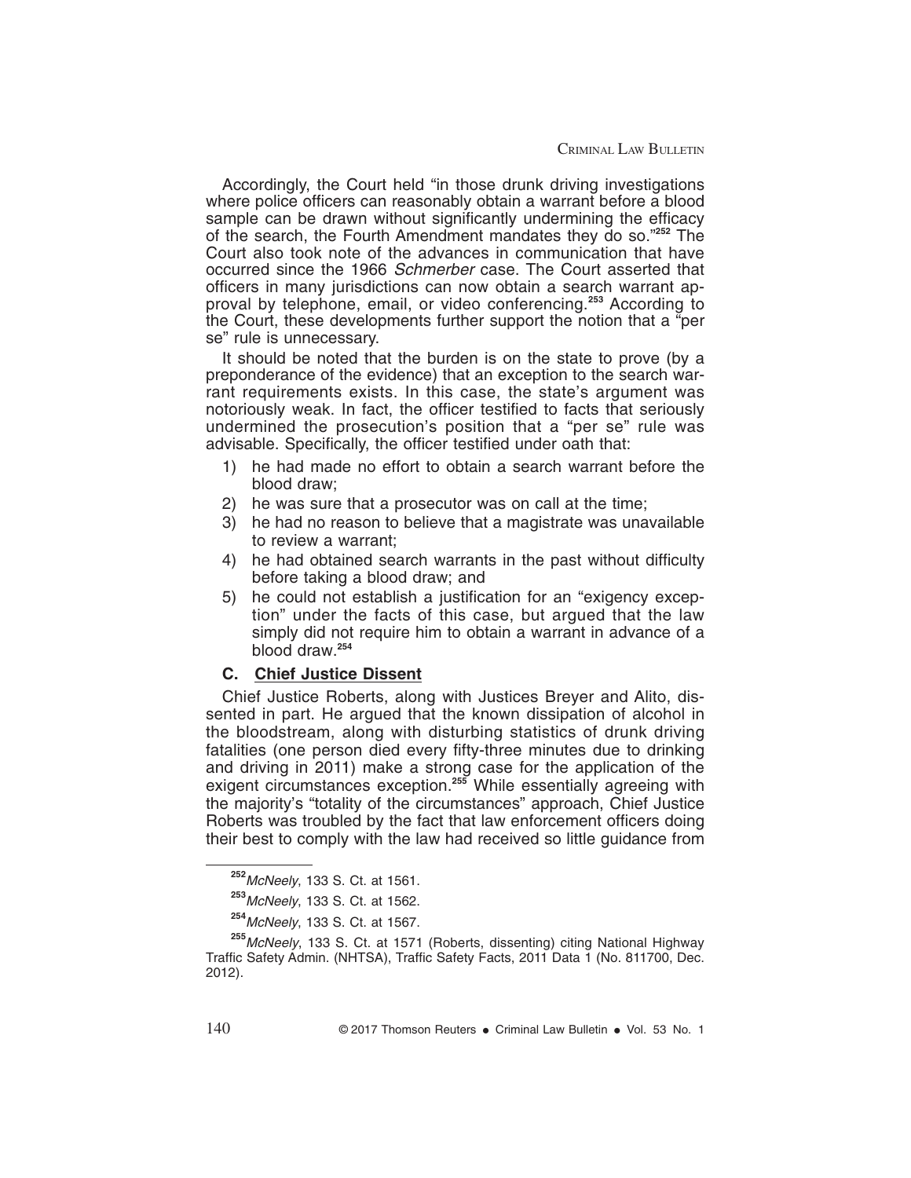Accordingly, the Court held "in those drunk driving investigations where police officers can reasonably obtain a warrant before a blood sample can be drawn without significantly undermining the efficacy of the search, the Fourth Amendment mandates they do so."[252] The Court also took note of the advances in communication that have occurred since the 1966 *Schmerber* case. The Court asserted that officers in many jurisdictions can now obtain a search warrant approval by telephone, email, or video conferencing.[253] According to the Court, these developments further support the notion that a "per se" rule is unnecessary.

It should be noted that the burden is on the state to prove (by a preponderance of the evidence) that an exception to the search warrant requirements exists. In this case, the state's argument was notoriously weak. In fact, the officer testified to facts that seriously undermined the prosecution's position that a "per se" rule was advisable. Specifically, the officer testified under oath that:

1) he had made no effort to obtain a search warrant before the blood draw;
2) he was sure that a prosecutor was on call at the time;
3) he had no reason to believe that a magistrate was unavailable to review a warrant;
4) he had obtained search warrants in the past without difficulty before taking a blood draw; and
5) he could not establish a justification for an "exigency exception" under the facts of this case, but argued that the law simply did not require him to obtain a warrant in advance of a blood draw.[254]

### C. Chief Justice Dissent

Chief Justice Roberts, along with Justices Breyer and Alito, dissented in part. He argued that the known dissipation of alcohol in the bloodstream, along with disturbing statistics of drunk driving fatalities (one person died every fifty-three minutes due to drinking and driving in 2011) make a strong case for the application of the exigent circumstances exception.[255] While essentially agreeing with the majority's "totality of the circumstances" approach, Chief Justice Roberts was troubled by the fact that law enforcement officers doing their best to comply with the law had received so little guidance from

---

[252] *McNeely*, 133 S. Ct. at 1561.

[253] *McNeely*, 133 S. Ct. at 1562.

[254] *McNeely*, 133 S. Ct. at 1567.

[255] *McNeely*, 133 S. Ct. at 1571 (Roberts, dissenting) citing National Highway Traffic Safety Admin. (NHTSA), Traffic Safety Facts, 2011 Data 1 (No. 811700, Dec. 2012).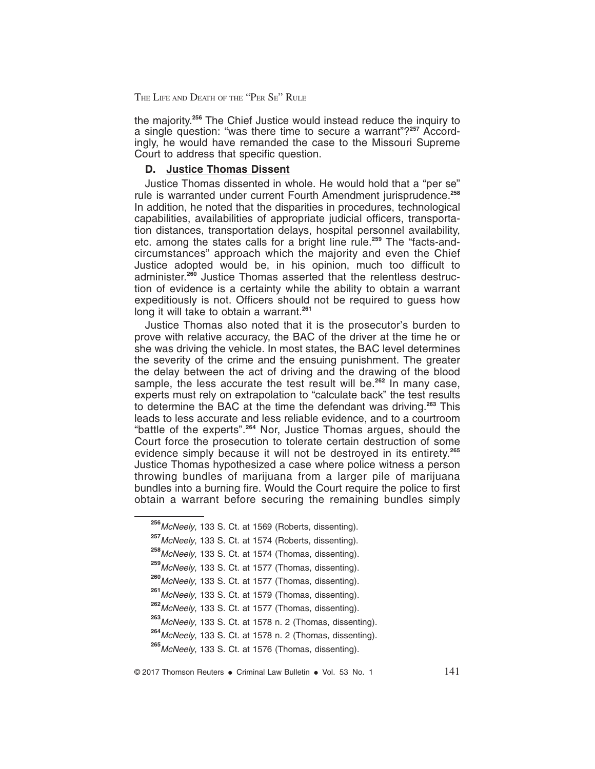the majority.[256] The Chief Justice would instead reduce the inquiry to a single question: "was there time to secure a warrant"?[257] Accordingly, he would have remanded the case to the Missouri Supreme Court to address that specific question.

### D. Justice Thomas Dissent

Justice Thomas dissented in whole. He would hold that a "per se" rule is warranted under current Fourth Amendment jurisprudence.[258] In addition, he noted that the disparities in procedures, technological capabilities, availabilities of appropriate judicial officers, transportation distances, transportation delays, hospital personnel availability, etc. among the states calls for a bright line rule.[259] The "facts-and-circumstances" approach which the majority and even the Chief Justice adopted would be, in his opinion, much too difficult to administer.[260] Justice Thomas asserted that the relentless destruction of evidence is a certainty while the ability to obtain a warrant expeditiously is not. Officers should not be required to guess how long it will take to obtain a warrant.[261]

Justice Thomas also noted that it is the prosecutor's burden to prove with relative accuracy, the BAC of the driver at the time he or she was driving the vehicle. In most states, the BAC level determines the severity of the crime and the ensuing punishment. The greater the delay between the act of driving and the drawing of the blood sample, the less accurate the test result will be.[262] In many case, experts must rely on extrapolation to "calculate back" the test results to determine the BAC at the time the defendant was driving.[263] This leads to less accurate and less reliable evidence, and to a courtroom "battle of the experts".[264] Nor, Justice Thomas argues, should the Court force the prosecution to tolerate certain destruction of some evidence simply because it will not be destroyed in its entirety.[265] Justice Thomas hypothesized a case where police witness a person throwing bundles of marijuana from a larger pile of marijuana bundles into a burning fire. Would the Court require the police to first obtain a warrant before securing the remaining bundles simply

[256] *McNeely*, 133 S. Ct. at 1569 (Roberts, dissenting).

[257] *McNeely*, 133 S. Ct. at 1574 (Roberts, dissenting).

[258] *McNeely*, 133 S. Ct. at 1574 (Thomas, dissenting).

[259] *McNeely*, 133 S. Ct. at 1577 (Thomas, dissenting).

[260] *McNeely*, 133 S. Ct. at 1577 (Thomas, dissenting).

[261] *McNeely*, 133 S. Ct. at 1579 (Thomas, dissenting).

[262] *McNeely*, 133 S. Ct. at 1577 (Thomas, dissenting).

[263] *McNeely*, 133 S. Ct. at 1578 n. 2 (Thomas, dissenting).

[264] *McNeely*, 133 S. Ct. at 1578 n. 2 (Thomas, dissenting).

[265] *McNeely*, 133 S. Ct. at 1576 (Thomas, dissenting).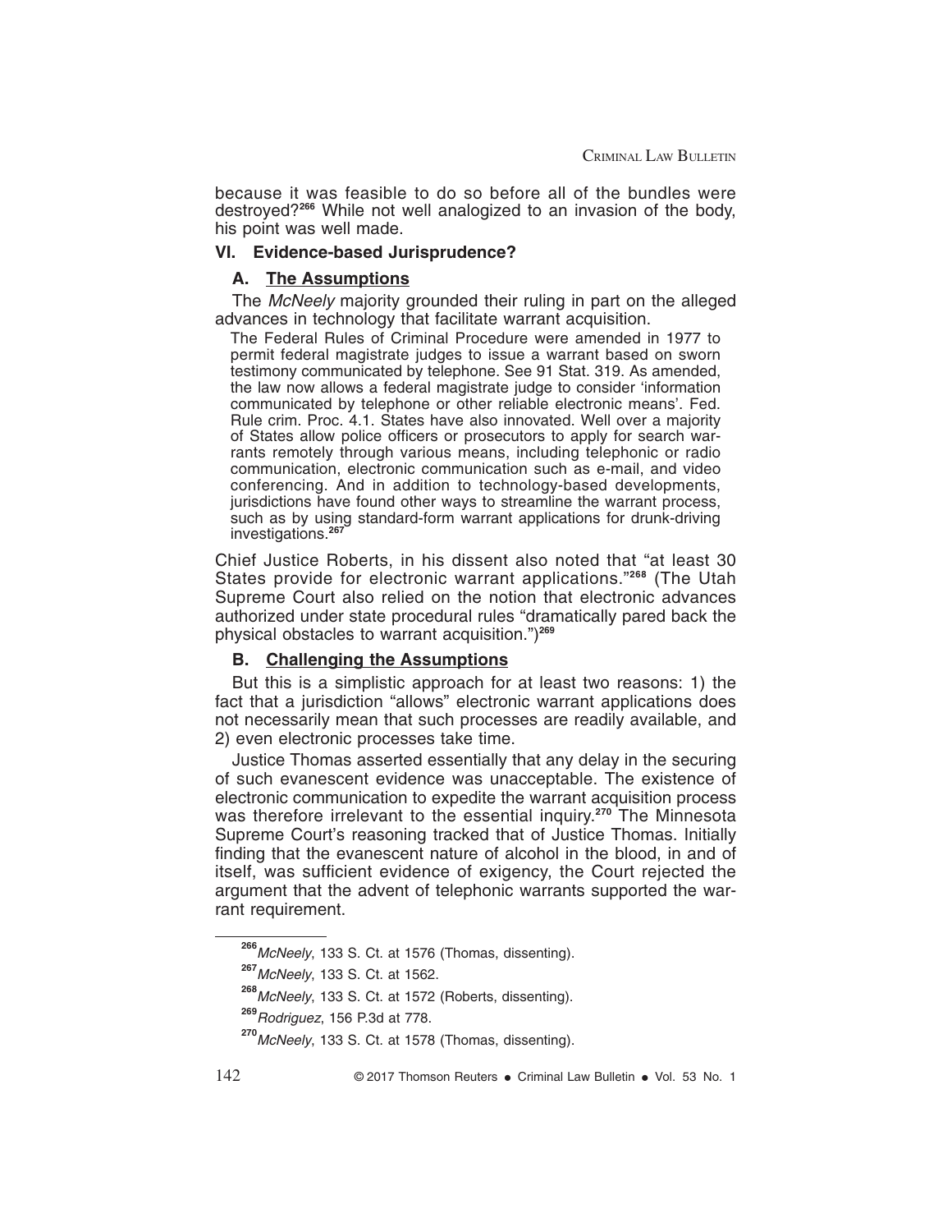because it was feasible to do so before all of the bundles were destroyed?[266] While not well analogized to an invasion of the body, his point was well made.

## VI. Evidence-based Jurisprudence?

### A. The Assumptions

The *McNeely* majority grounded their ruling in part on the alleged advances in technology that facilitate warrant acquisition.

> The Federal Rules of Criminal Procedure were amended in 1977 to permit federal magistrate judges to issue a warrant based on sworn testimony communicated by telephone. See 91 Stat. 319. As amended, the law now allows a federal magistrate judge to consider 'information communicated by telephone or other reliable electronic means'. Fed. Rule crim. Proc. 4.1. States have also innovated. Well over a majority of States allow police officers or prosecutors to apply for search warrants remotely through various means, including telephonic or radio communication, electronic communication such as e-mail, and video conferencing. And in addition to technology-based developments, jurisdictions have found other ways to streamline the warrant process, such as by using standard-form warrant applications for drunk-driving investigations.[267]

Chief Justice Roberts, in his dissent also noted that "at least 30 States provide for electronic warrant applications."[268] (The Utah Supreme Court also relied on the notion that electronic advances authorized under state procedural rules "dramatically pared back the physical obstacles to warrant acquisition.")[269]

### B. Challenging the Assumptions

But this is a simplistic approach for at least two reasons: 1) the fact that a jurisdiction "allows" electronic warrant applications does not necessarily mean that such processes are readily available, and 2) even electronic processes take time.

Justice Thomas asserted essentially that any delay in the securing of such evanescent evidence was unacceptable. The existence of electronic communication to expedite the warrant acquisition process was therefore irrelevant to the essential inquiry.[270] The Minnesota Supreme Court's reasoning tracked that of Justice Thomas. Initially finding that the evanescent nature of alcohol in the blood, in and of itself, was sufficient evidence of exigency, the Court rejected the argument that the advent of telephonic warrants supported the warrant requirement.

---

[266] *McNeely*, 133 S. Ct. at 1576 (Thomas, dissenting).

[267] *McNeely*, 133 S. Ct. at 1562.

[268] *McNeely*, 133 S. Ct. at 1572 (Roberts, dissenting).

[269] *Rodriguez*, 156 P.3d at 778.

[270] *McNeely*, 133 S. Ct. at 1578 (Thomas, dissenting).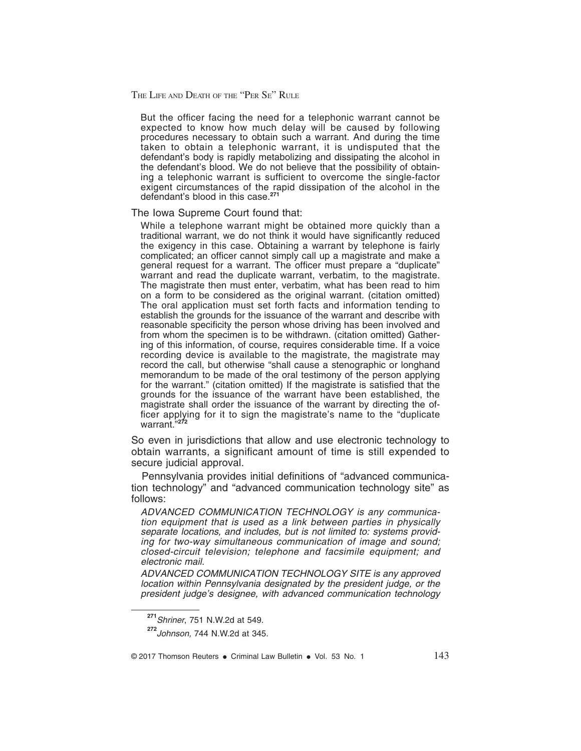> But the officer facing the need for a telephonic warrant cannot be expected to know how much delay will be caused by following procedures necessary to obtain such a warrant. And during the time taken to obtain a telephonic warrant, it is undisputed that the defendant's body is rapidly metabolizing and dissipating the alcohol in the defendant's blood. We do not believe that the possibility of obtaining a telephonic warrant is sufficient to overcome the single-factor exigent circumstances of the rapid dissipation of the alcohol in the defendant's blood in this case.[271]

The Iowa Supreme Court found that:

> While a telephone warrant might be obtained more quickly than a traditional warrant, we do not think it would have significantly reduced the exigency in this case. Obtaining a warrant by telephone is fairly complicated; an officer cannot simply call up a magistrate and make a general request for a warrant. The officer must prepare a "duplicate" warrant and read the duplicate warrant, verbatim, to the magistrate. The magistrate then must enter, verbatim, what has been read to him on a form to be considered as the original warrant. (citation omitted) The oral application must set forth facts and information tending to establish the grounds for the issuance of the warrant and describe with reasonable specificity the person whose driving has been involved and from whom the specimen is to be withdrawn. (citation omitted) Gathering of this information, of course, requires considerable time. If a voice recording device is available to the magistrate, the magistrate may record the call, but otherwise "shall cause a stenographic or longhand memorandum to be made of the oral testimony of the person applying for the warrant." (citation omitted) If the magistrate is satisfied that the grounds for the issuance of the warrant have been established, the magistrate shall order the issuance of the warrant by directing the officer applying for it to sign the magistrate's name to the "duplicate warrant."[272]

So even in jurisdictions that allow and use electronic technology to obtain warrants, a significant amount of time is still expended to secure judicial approval.

Pennsylvania provides initial definitions of "advanced communication technology" and "advanced communication technology site" as follows:

> *ADVANCED COMMUNICATION TECHNOLOGY is any communication equipment that is used as a link between parties in physically separate locations, and includes, but is not limited to: systems providing for two-way simultaneous communication of image and sound; closed-circuit television; telephone and facsimile equipment; and electronic mail.*
>
> *ADVANCED COMMUNICATION TECHNOLOGY SITE is any approved location within Pennsylvania designated by the president judge, or the president judge's designee, with advanced communication technology*

---

[271] *Shriner*, 751 N.W.2d at 549.

[272] *Johnson,* 744 N.W.2d at 345.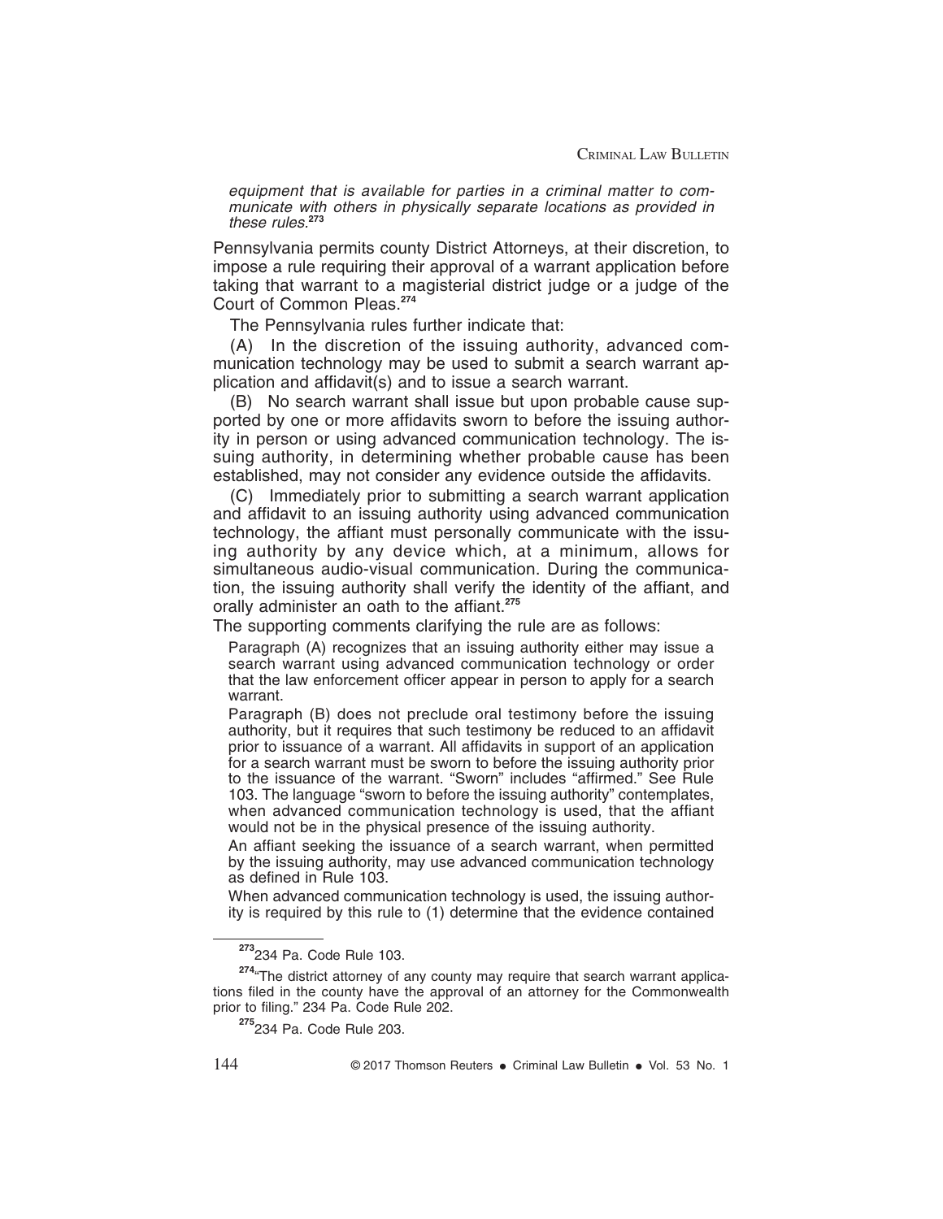*equipment that is available for parties in a criminal matter to communicate with others in physically separate locations as provided in these rules.*[273]

Pennsylvania permits county District Attorneys, at their discretion, to impose a rule requiring their approval of a warrant application before taking that warrant to a magisterial district judge or a judge of the Court of Common Pleas.[274]

The Pennsylvania rules further indicate that:

(A) In the discretion of the issuing authority, advanced communication technology may be used to submit a search warrant application and affidavit(s) and to issue a search warrant.

(B) No search warrant shall issue but upon probable cause supported by one or more affidavits sworn to before the issuing authority in person or using advanced communication technology. The issuing authority, in determining whether probable cause has been established, may not consider any evidence outside the affidavits.

(C) Immediately prior to submitting a search warrant application and affidavit to an issuing authority using advanced communication technology, the affiant must personally communicate with the issuing authority by any device which, at a minimum, allows for simultaneous audio-visual communication. During the communication, the issuing authority shall verify the identity of the affiant, and orally administer an oath to the affiant.[275]

The supporting comments clarifying the rule are as follows:

> Paragraph (A) recognizes that an issuing authority either may issue a search warrant using advanced communication technology or order that the law enforcement officer appear in person to apply for a search warrant.
>
> Paragraph (B) does not preclude oral testimony before the issuing authority, but it requires that such testimony be reduced to an affidavit prior to issuance of a warrant. All affidavits in support of an application for a search warrant must be sworn to before the issuing authority prior to the issuance of the warrant. "Sworn" includes "affirmed." See Rule 103. The language "sworn to before the issuing authority" contemplates, when advanced communication technology is used, that the affiant would not be in the physical presence of the issuing authority.
>
> An affiant seeking the issuance of a search warrant, when permitted by the issuing authority, may use advanced communication technology as defined in Rule 103.
>
> When advanced communication technology is used, the issuing authority is required by this rule to (1) determine that the evidence contained

---

[273] 234 Pa. Code Rule 103.

[274] "The district attorney of any county may require that search warrant applications filed in the county have the approval of an attorney for the Commonwealth prior to filing." 234 Pa. Code Rule 202.

[275] 234 Pa. Code Rule 203.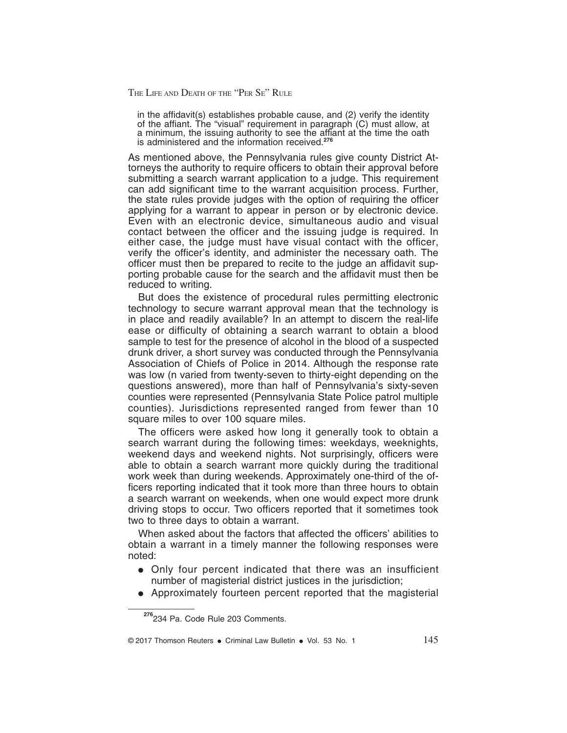in the affidavit(s) establishes probable cause, and (2) verify the identity of the affiant. The "visual" requirement in paragraph (C) must allow, at a minimum, the issuing authority to see the affiant at the time the oath is administered and the information received.[276]

As mentioned above, the Pennsylvania rules give county District Attorneys the authority to require officers to obtain their approval before submitting a search warrant application to a judge. This requirement can add significant time to the warrant acquisition process. Further, the state rules provide judges with the option of requiring the officer applying for a warrant to appear in person or by electronic device. Even with an electronic device, simultaneous audio and visual contact between the officer and the issuing judge is required. In either case, the judge must have visual contact with the officer, verify the officer's identity, and administer the necessary oath. The officer must then be prepared to recite to the judge an affidavit supporting probable cause for the search and the affidavit must then be reduced to writing.

But does the existence of procedural rules permitting electronic technology to secure warrant approval mean that the technology is in place and readily available? In an attempt to discern the real-life ease or difficulty of obtaining a search warrant to obtain a blood sample to test for the presence of alcohol in the blood of a suspected drunk driver, a short survey was conducted through the Pennsylvania Association of Chiefs of Police in 2014. Although the response rate was low (n varied from twenty-seven to thirty-eight depending on the questions answered), more than half of Pennsylvania's sixty-seven counties were represented (Pennsylvania State Police patrol multiple counties). Jurisdictions represented ranged from fewer than 10 square miles to over 100 square miles.

The officers were asked how long it generally took to obtain a search warrant during the following times: weekdays, weeknights, weekend days and weekend nights. Not surprisingly, officers were able to obtain a search warrant more quickly during the traditional work week than during weekends. Approximately one-third of the officers reporting indicated that it took more than three hours to obtain a search warrant on weekends, when one would expect more drunk driving stops to occur. Two officers reported that it sometimes took two to three days to obtain a warrant.

When asked about the factors that affected the officers' abilities to obtain a warrant in a timely manner the following responses were noted:

- Only four percent indicated that there was an insufficient number of magisterial district justices in the jurisdiction;
- Approximately fourteen percent reported that the magisterial

[276] 234 Pa. Code Rule 203 Comments.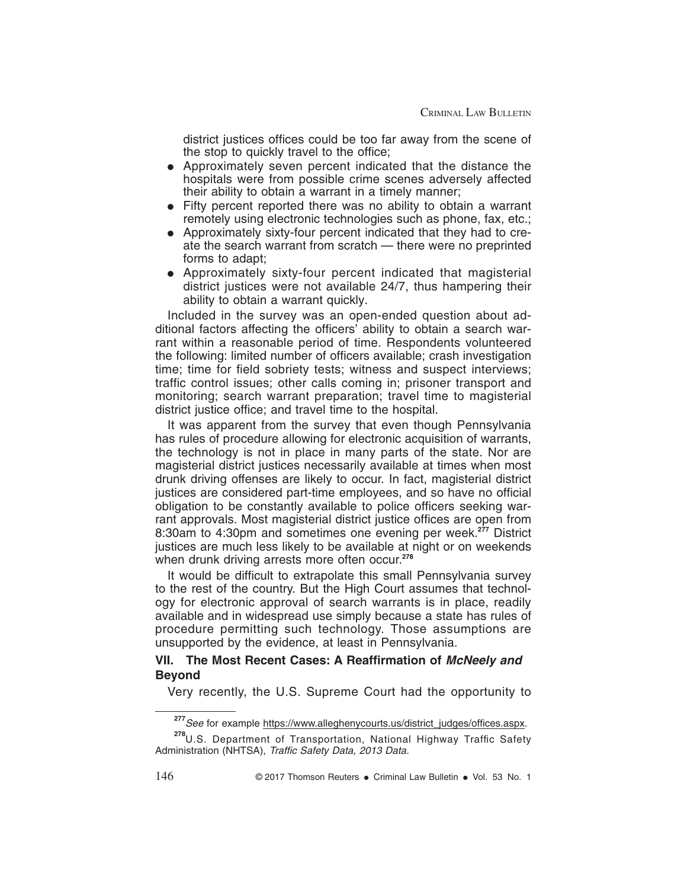district justices offices could be too far away from the scene of the stop to quickly travel to the office;

- Approximately seven percent indicated that the distance the hospitals were from possible crime scenes adversely affected their ability to obtain a warrant in a timely manner;
- Fifty percent reported there was no ability to obtain a warrant remotely using electronic technologies such as phone, fax, etc.;
- Approximately sixty-four percent indicated that they had to create the search warrant from scratch — there were no preprinted forms to adapt;
- Approximately sixty-four percent indicated that magisterial district justices were not available 24/7, thus hampering their ability to obtain a warrant quickly.

Included in the survey was an open-ended question about additional factors affecting the officers' ability to obtain a search warrant within a reasonable period of time. Respondents volunteered the following: limited number of officers available; crash investigation time; time for field sobriety tests; witness and suspect interviews; traffic control issues; other calls coming in; prisoner transport and monitoring; search warrant preparation; travel time to magisterial district justice office; and travel time to the hospital.

It was apparent from the survey that even though Pennsylvania has rules of procedure allowing for electronic acquisition of warrants, the technology is not in place in many parts of the state. Nor are magisterial district justices necessarily available at times when most drunk driving offenses are likely to occur. In fact, magisterial district justices are considered part-time employees, and so have no official obligation to be constantly available to police officers seeking warrant approvals. Most magisterial district justice offices are open from 8:30am to 4:30pm and sometimes one evening per week.[277] District justices are much less likely to be available at night or on weekends when drunk driving arrests more often occur.[278]

It would be difficult to extrapolate this small Pennsylvania survey to the rest of the country. But the High Court assumes that technology for electronic approval of search warrants is in place, readily available and in widespread use simply because a state has rules of procedure permitting such technology. Those assumptions are unsupported by the evidence, at least in Pennsylvania.

## VII. The Most Recent Cases: A Reaffirmation of *McNeely and* Beyond

Very recently, the U.S. Supreme Court had the opportunity to

[277] *See* for example https://www.alleghenycourts.us/district_judges/offices.aspx.

[278] U.S. Department of Transportation, National Highway Traffic Safety Administration (NHTSA), *Traffic Safety Data, 2013 Data.*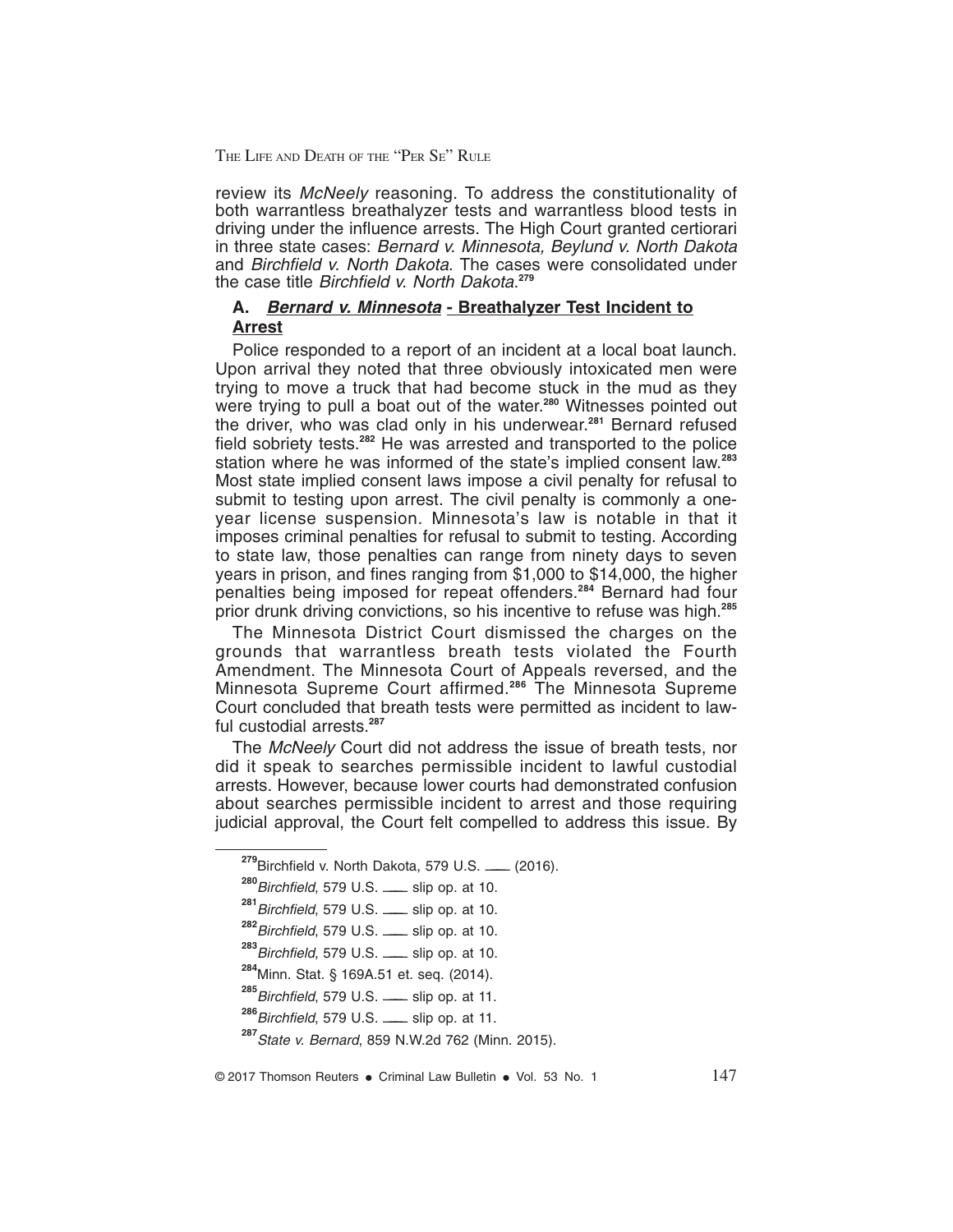review its *McNeely* reasoning. To address the constitutionality of both warrantless breathalyzer tests and warrantless blood tests in driving under the influence arrests. The High Court granted certiorari in three state cases: *Bernard v. Minnesota, Beylund v. North Dakota* and *Birchfield v. North Dakota*. The cases were consolidated under the case title *Birchfield v. North Dakota*.[279]

### A. ***Bernard v. Minnesota* - Breathalyzer Test Incident to Arrest**

Police responded to a report of an incident at a local boat launch. Upon arrival they noted that three obviously intoxicated men were trying to move a truck that had become stuck in the mud as they were trying to pull a boat out of the water.[280] Witnesses pointed out the driver, who was clad only in his underwear.[281] Bernard refused field sobriety tests.[282] He was arrested and transported to the police station where he was informed of the state's implied consent law.[283] Most state implied consent laws impose a civil penalty for refusal to submit to testing upon arrest. The civil penalty is commonly a one-year license suspension. Minnesota's law is notable in that it imposes criminal penalties for refusal to submit to testing. According to state law, those penalties can range from ninety days to seven years in prison, and fines ranging from $1,000 to $14,000, the higher penalties being imposed for repeat offenders.[284] Bernard had four prior drunk driving convictions, so his incentive to refuse was high.[285]

The Minnesota District Court dismissed the charges on the grounds that warrantless breath tests violated the Fourth Amendment. The Minnesota Court of Appeals reversed, and the Minnesota Supreme Court affirmed.[286] The Minnesota Supreme Court concluded that breath tests were permitted as incident to lawful custodial arrests.[287]

The *McNeely* Court did not address the issue of breath tests, nor did it speak to searches permissible incident to lawful custodial arrests. However, because lower courts had demonstrated confusion about searches permissible incident to arrest and those requiring judicial approval, the Court felt compelled to address this issue. By

---

[279] Birchfield v. North Dakota, 579 U.S. ___ (2016).

[280] *Birchfield*, 579 U.S. ___ slip op. at 10.

[281] *Birchfield*, 579 U.S. ___ slip op. at 10.

[282] *Birchfield*, 579 U.S. ___ slip op. at 10.

[283] *Birchfield*, 579 U.S. ___ slip op. at 10.

[284] Minn. Stat. § 169A.51 et. seq. (2014).

[285] *Birchfield*, 579 U.S. ___ slip op. at 11.

[286] *Birchfield*, 579 U.S. ___ slip op. at 11.

[287] *State v. Bernard*, 859 N.W.2d 762 (Minn. 2015).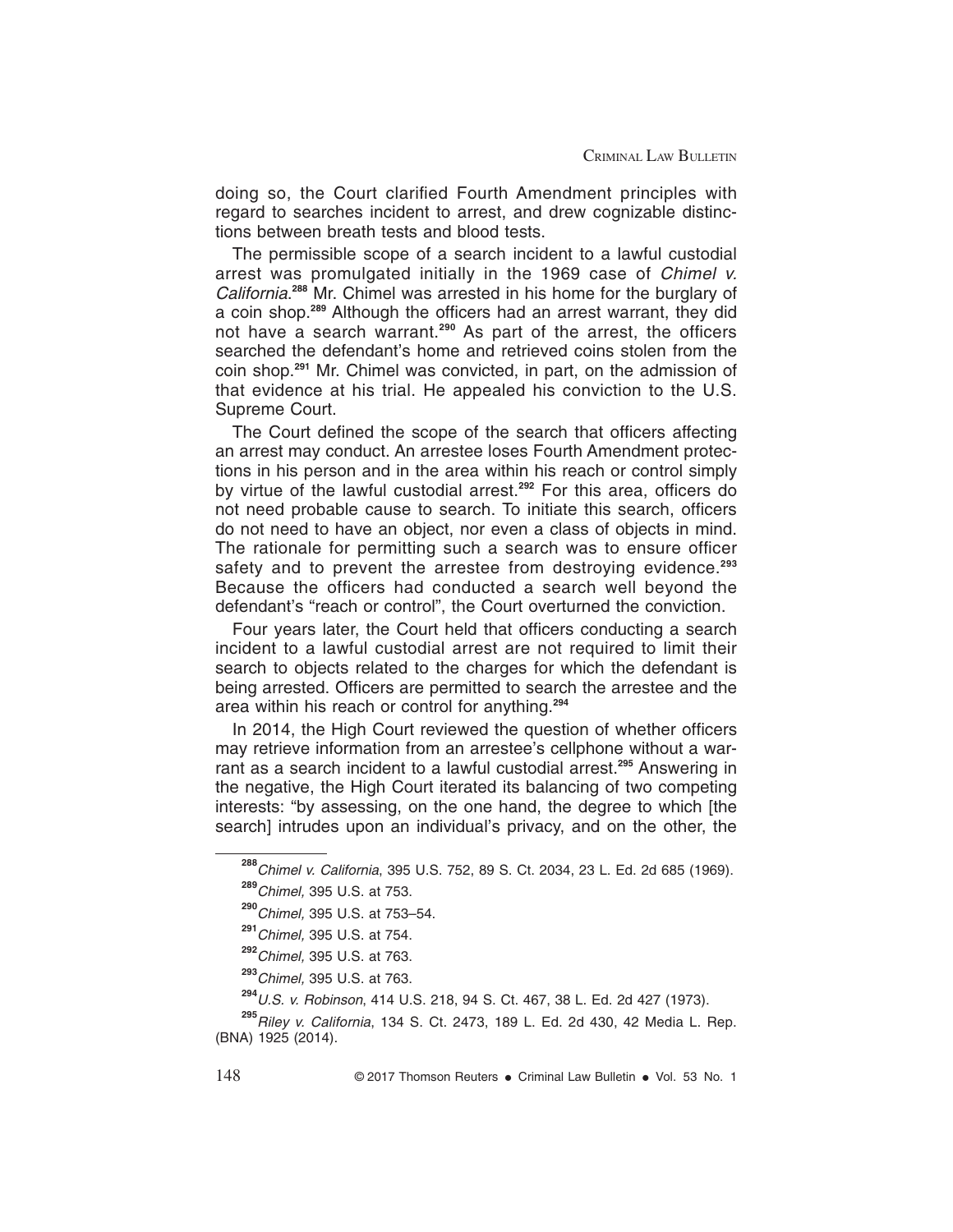doing so, the Court clarified Fourth Amendment principles with regard to searches incident to arrest, and drew cognizable distinctions between breath tests and blood tests.

The permissible scope of a search incident to a lawful custodial arrest was promulgated initially in the 1969 case of *Chimel v. California*.[288] Mr. Chimel was arrested in his home for the burglary of a coin shop.[289] Although the officers had an arrest warrant, they did not have a search warrant.[290] As part of the arrest, the officers searched the defendant's home and retrieved coins stolen from the coin shop.[291] Mr. Chimel was convicted, in part, on the admission of that evidence at his trial. He appealed his conviction to the U.S. Supreme Court.

The Court defined the scope of the search that officers affecting an arrest may conduct. An arrestee loses Fourth Amendment protections in his person and in the area within his reach or control simply by virtue of the lawful custodial arrest.[292] For this area, officers do not need probable cause to search. To initiate this search, officers do not need to have an object, nor even a class of objects in mind. The rationale for permitting such a search was to ensure officer safety and to prevent the arrestee from destroying evidence.[293] Because the officers had conducted a search well beyond the defendant's "reach or control", the Court overturned the conviction.

Four years later, the Court held that officers conducting a search incident to a lawful custodial arrest are not required to limit their search to objects related to the charges for which the defendant is being arrested. Officers are permitted to search the arrestee and the area within his reach or control for anything.[294]

In 2014, the High Court reviewed the question of whether officers may retrieve information from an arrestee's cellphone without a warrant as a search incident to a lawful custodial arrest.[295] Answering in the negative, the High Court iterated its balancing of two competing interests: "by assessing, on the one hand, the degree to which [the search] intrudes upon an individual's privacy, and on the other, the

---

[288] *Chimel v. California*, 395 U.S. 752, 89 S. Ct. 2034, 23 L. Ed. 2d 685 (1969).

[289] *Chimel,* 395 U.S. at 753.

[290] *Chimel,* 395 U.S. at 753–54.

[291] *Chimel,* 395 U.S. at 754.

[292] *Chimel,* 395 U.S. at 763.

[293] *Chimel,* 395 U.S. at 763.

[294] *U.S. v. Robinson*, 414 U.S. 218, 94 S. Ct. 467, 38 L. Ed. 2d 427 (1973).

[295] *Riley v. California*, 134 S. Ct. 2473, 189 L. Ed. 2d 430, 42 Media L. Rep. (BNA) 1925 (2014).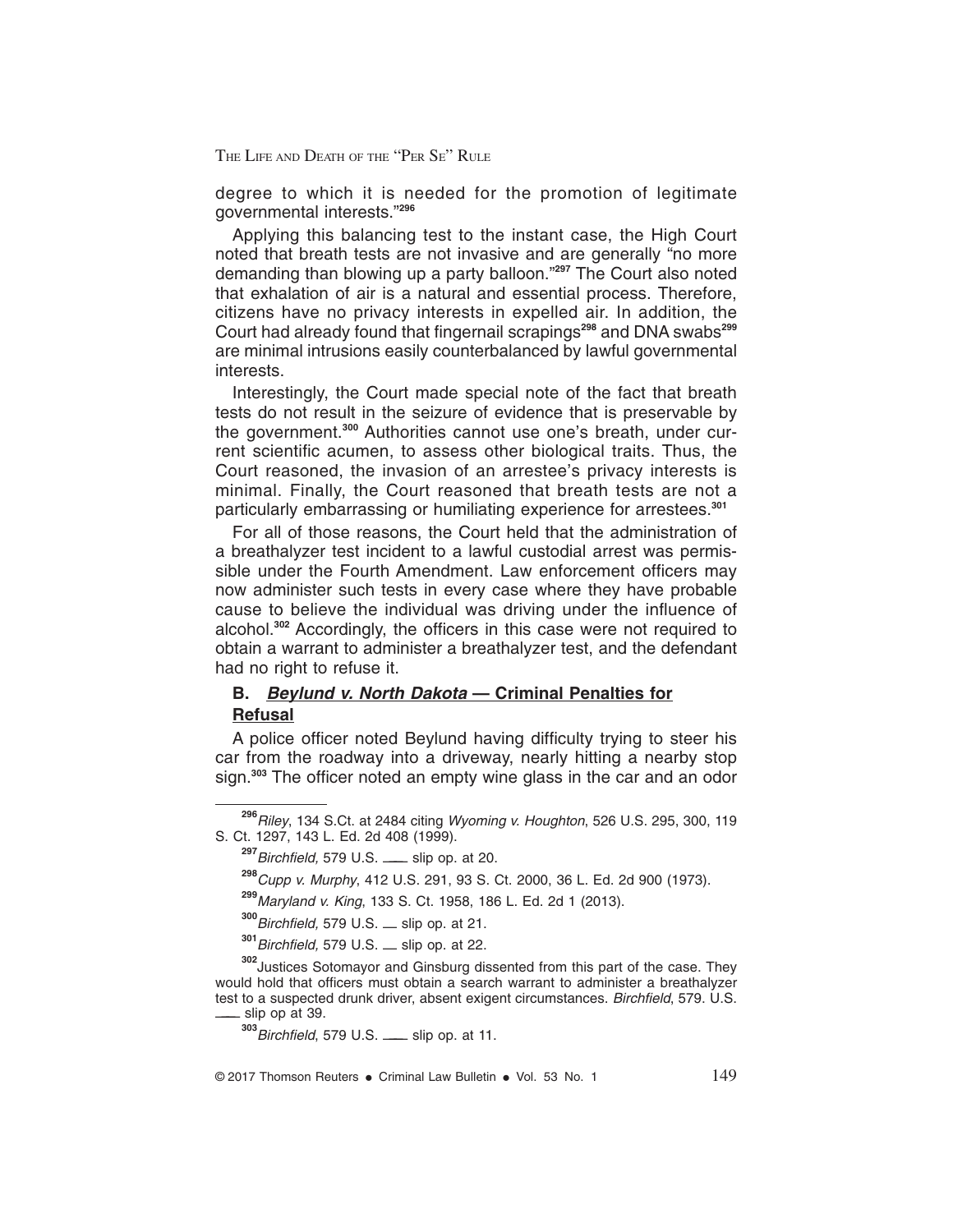degree to which it is needed for the promotion of legitimate governmental interests."[296]

Applying this balancing test to the instant case, the High Court noted that breath tests are not invasive and are generally "no more demanding than blowing up a party balloon."[297] The Court also noted that exhalation of air is a natural and essential process. Therefore, citizens have no privacy interests in expelled air. In addition, the Court had already found that fingernail scrapings[298] and DNA swabs[299] are minimal intrusions easily counterbalanced by lawful governmental interests.

Interestingly, the Court made special note of the fact that breath tests do not result in the seizure of evidence that is preservable by the government.[300] Authorities cannot use one's breath, under current scientific acumen, to assess other biological traits. Thus, the Court reasoned, the invasion of an arrestee's privacy interests is minimal. Finally, the Court reasoned that breath tests are not a particularly embarrassing or humiliating experience for arrestees.[301]

For all of those reasons, the Court held that the administration of a breathalyzer test incident to a lawful custodial arrest was permissible under the Fourth Amendment. Law enforcement officers may now administer such tests in every case where they have probable cause to believe the individual was driving under the influence of alcohol.[302] Accordingly, the officers in this case were not required to obtain a warrant to administer a breathalyzer test, and the defendant had no right to refuse it.

### B. ***Beylund v. North Dakota*** — Criminal Penalties for Refusal

A police officer noted Beylund having difficulty trying to steer his car from the roadway into a driveway, nearly hitting a nearby stop sign.[303] The officer noted an empty wine glass in the car and an odor

---

[296] *Riley*, 134 S.Ct. at 2484 citing *Wyoming v. Houghton*, 526 U.S. 295, 300, 119 S. Ct. 1297, 143 L. Ed. 2d 408 (1999).

[297] *Birchfield,* 579 U.S. ___ slip op. at 20.

[298] *Cupp v. Murphy*, 412 U.S. 291, 93 S. Ct. 2000, 36 L. Ed. 2d 900 (1973).

[299] *Maryland v. King*, 133 S. Ct. 1958, 186 L. Ed. 2d 1 (2013).

[300] *Birchfield,* 579 U.S. __ slip op. at 21.

[301] *Birchfield,* 579 U.S. __ slip op. at 22.

[302] Justices Sotomayor and Ginsburg dissented from this part of the case. They would hold that officers must obtain a search warrant to administer a breathalyzer test to a suspected drunk driver, absent exigent circumstances. *Birchfield*, 579. U.S. ___ slip op at 39.

[303] *Birchfield*, 579 U.S. ___ slip op. at 11.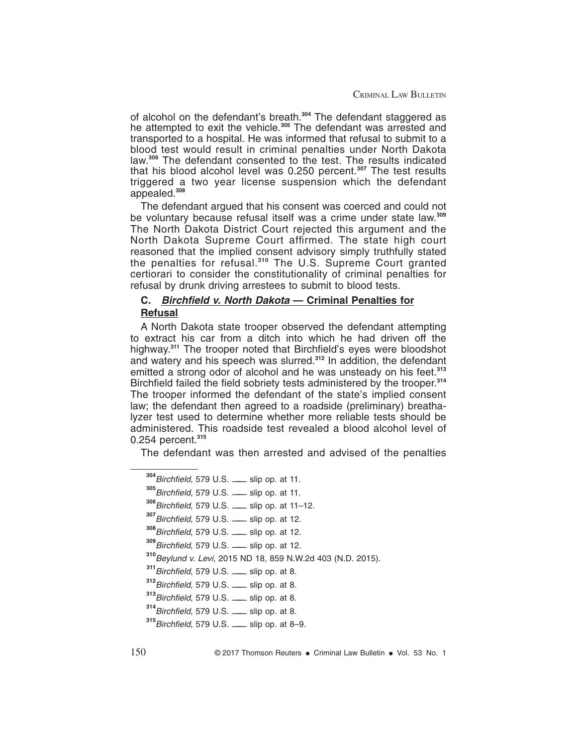of alcohol on the defendant's breath.[304] The defendant staggered as he attempted to exit the vehicle.[305] The defendant was arrested and transported to a hospital. He was informed that refusal to submit to a blood test would result in criminal penalties under North Dakota law.[306] The defendant consented to the test. The results indicated that his blood alcohol level was 0.250 percent.[307] The test results triggered a two year license suspension which the defendant appealed.[308]

The defendant argued that his consent was coerced and could not be voluntary because refusal itself was a crime under state law.[309] The North Dakota District Court rejected this argument and the North Dakota Supreme Court affirmed. The state high court reasoned that the implied consent advisory simply truthfully stated the penalties for refusal.[310] The U.S. Supreme Court granted certiorari to consider the constitutionality of criminal penalties for refusal by drunk driving arrestees to submit to blood tests.

### C. ***Birchfield v. North Dakota*** — Criminal Penalties for Refusal

A North Dakota state trooper observed the defendant attempting to extract his car from a ditch into which he had driven off the highway.[311] The trooper noted that Birchfield's eyes were bloodshot and watery and his speech was slurred.[312] In addition, the defendant emitted a strong odor of alcohol and he was unsteady on his feet.[313] Birchfield failed the field sobriety tests administered by the trooper.[314] The trooper informed the defendant of the state's implied consent law; the defendant then agreed to a roadside (preliminary) breathalyzer test used to determine whether more reliable tests should be administered. This roadside test revealed a blood alcohol level of 0.254 percent.[315]

The defendant was then arrested and advised of the penalties

---

[304] *Birchfield*, 579 U.S. ___ slip op. at 11.

[305] *Birchfield*, 579 U.S. ___ slip op. at 11.

[306] *Birchfield*, 579 U.S. ___ slip op. at 11–12.

[307] *Birchfield*, 579 U.S. ___ slip op. at 12.

[308] *Birchfield*, 579 U.S. ___ slip op. at 12.

[309] *Birchfield*, 579 U.S. ___ slip op. at 12.

[310] *Beylund v. Levi*, 2015 ND 18, 859 N.W.2d 403 (N.D. 2015).

[311] *Birchfield*, 579 U.S. ___ slip op. at 8.

[312] *Birchfield*, 579 U.S. ___ slip op. at 8.

[313] *Birchfield*, 579 U.S. ___ slip op. at 8.

[314] *Birchfield*, 579 U.S. ___ slip op. at 8.

[315] *Birchfield*, 579 U.S. ___ slip op. at 8–9.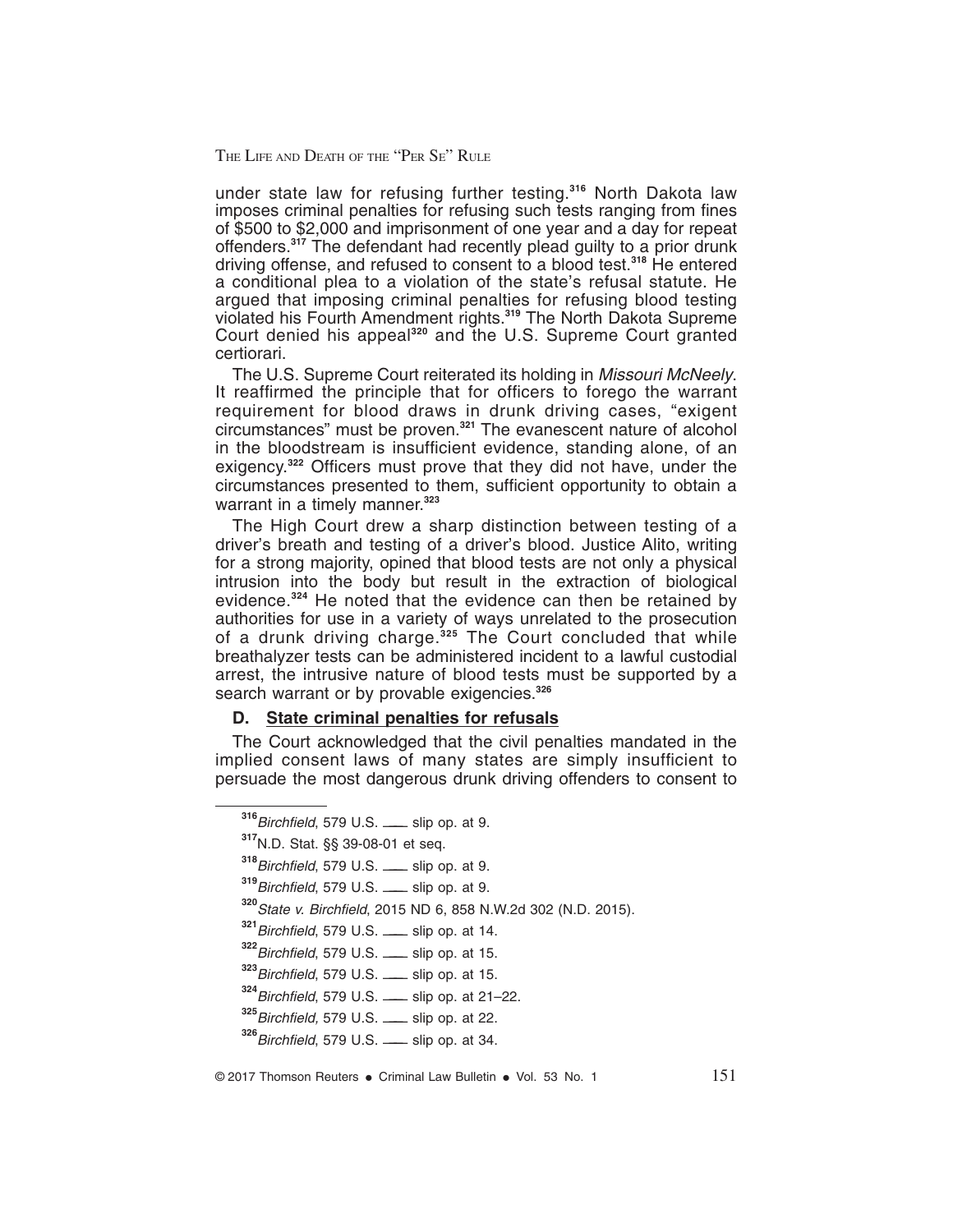under state law for refusing further testing.[316] North Dakota law imposes criminal penalties for refusing such tests ranging from fines of $500 to $2,000 and imprisonment of one year and a day for repeat offenders.[317] The defendant had recently plead guilty to a prior drunk driving offense, and refused to consent to a blood test.[318] He entered a conditional plea to a violation of the state's refusal statute. He argued that imposing criminal penalties for refusing blood testing violated his Fourth Amendment rights.[319] The North Dakota Supreme Court denied his appeal[320] and the U.S. Supreme Court granted certiorari.

The U.S. Supreme Court reiterated its holding in *Missouri McNeely*. It reaffirmed the principle that for officers to forego the warrant requirement for blood draws in drunk driving cases, "exigent circumstances" must be proven.[321] The evanescent nature of alcohol in the bloodstream is insufficient evidence, standing alone, of an exigency.[322] Officers must prove that they did not have, under the circumstances presented to them, sufficient opportunity to obtain a warrant in a timely manner.[323]

The High Court drew a sharp distinction between testing of a driver's breath and testing of a driver's blood. Justice Alito, writing for a strong majority, opined that blood tests are not only a physical intrusion into the body but result in the extraction of biological evidence.[324] He noted that the evidence can then be retained by authorities for use in a variety of ways unrelated to the prosecution of a drunk driving charge.[325] The Court concluded that while breathalyzer tests can be administered incident to a lawful custodial arrest, the intrusive nature of blood tests must be supported by a search warrant or by provable exigencies.[326]

### D. State criminal penalties for refusals

The Court acknowledged that the civil penalties mandated in the implied consent laws of many states are simply insufficient to persuade the most dangerous drunk driving offenders to consent to

---

[316] *Birchfield*, 579 U.S. \_\_\_ slip op. at 9.

[317] N.D. Stat. §§ 39-08-01 et seq.

[318] *Birchfield*, 579 U.S. \_\_\_ slip op. at 9.

[319] *Birchfield*, 579 U.S. \_\_\_ slip op. at 9.

[320] *State v. Birchfield*, 2015 ND 6, 858 N.W.2d 302 (N.D. 2015).

[321] *Birchfield*, 579 U.S. \_\_\_ slip op. at 14.

[322] *Birchfield*, 579 U.S. \_\_\_ slip op. at 15.

[323] *Birchfield*, 579 U.S. \_\_\_ slip op. at 15.

[324] *Birchfield*, 579 U.S. \_\_\_ slip op. at 21–22.

[325] *Birchfield,* 579 U.S. \_\_\_ slip op. at 22.

[326] *Birchfield*, 579 U.S. \_\_\_ slip op. at 34.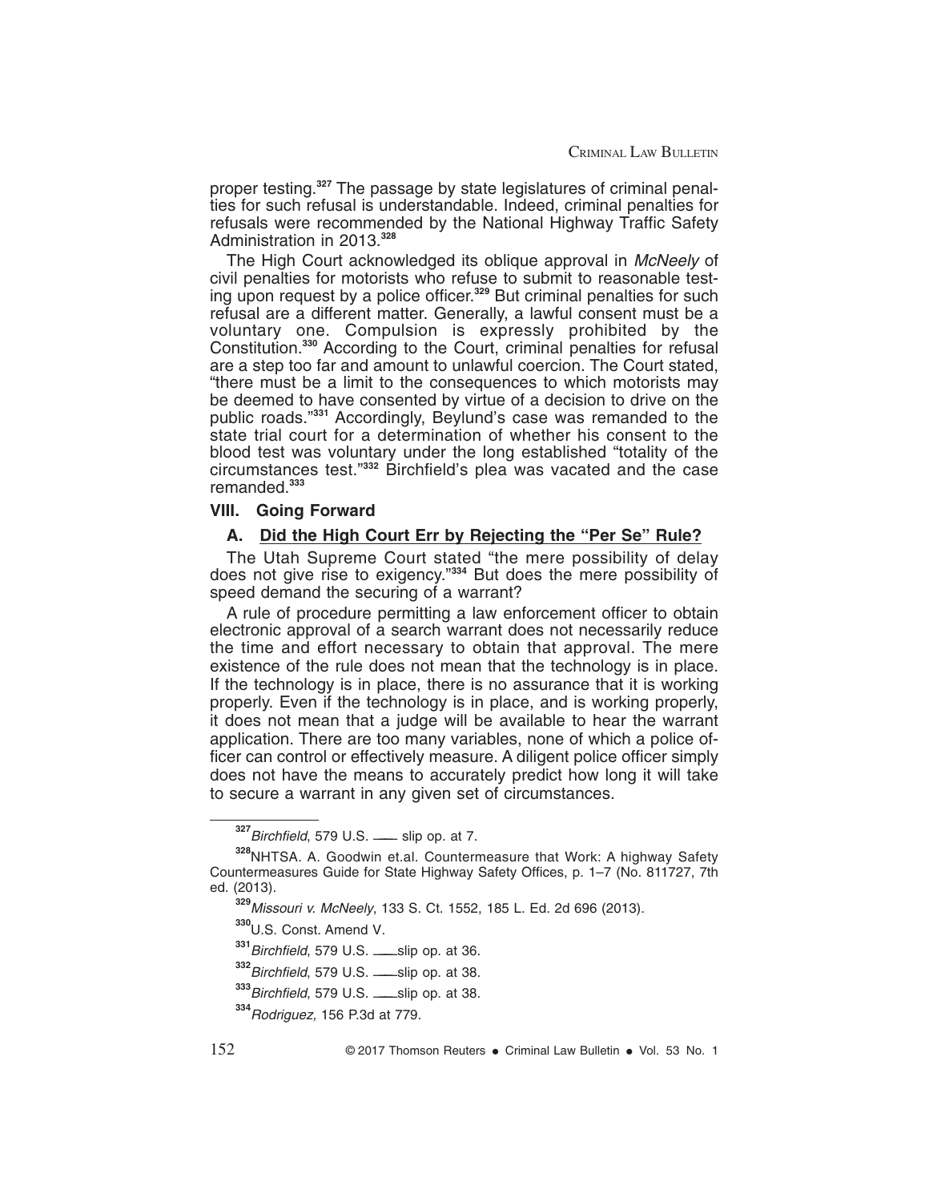proper testing.[327] The passage by state legislatures of criminal penalties for such refusal is understandable. Indeed, criminal penalties for refusals were recommended by the National Highway Traffic Safety Administration in 2013.[328]

The High Court acknowledged its oblique approval in *McNeely* of civil penalties for motorists who refuse to submit to reasonable testing upon request by a police officer.[329] But criminal penalties for such refusal are a different matter. Generally, a lawful consent must be a voluntary one. Compulsion is expressly prohibited by the Constitution.[330] According to the Court, criminal penalties for refusal are a step too far and amount to unlawful coercion. The Court stated, "there must be a limit to the consequences to which motorists may be deemed to have consented by virtue of a decision to drive on the public roads."[331] Accordingly, Beylund's case was remanded to the state trial court for a determination of whether his consent to the blood test was voluntary under the long established "totality of the circumstances test."[332] Birchfield's plea was vacated and the case remanded.[333]

## VIII. Going Forward

### A. Did the High Court Err by Rejecting the "Per Se" Rule?

The Utah Supreme Court stated "the mere possibility of delay does not give rise to exigency."[334] But does the mere possibility of speed demand the securing of a warrant?

A rule of procedure permitting a law enforcement officer to obtain electronic approval of a search warrant does not necessarily reduce the time and effort necessary to obtain that approval. The mere existence of the rule does not mean that the technology is in place. If the technology is in place, there is no assurance that it is working properly. Even if the technology is in place, and is working properly, it does not mean that a judge will be available to hear the warrant application. There are too many variables, none of which a police officer can control or effectively measure. A diligent police officer simply does not have the means to accurately predict how long it will take to secure a warrant in any given set of circumstances.

---

[327] *Birchfield*, 579 U.S. ___ slip op. at 7.

[328] NHTSA. A. Goodwin et.al. Countermeasure that Work: A highway Safety Countermeasures Guide for State Highway Safety Offices, p. 1–7 (No. 811727, 7th ed. (2013).

[329] *Missouri v. McNeely*, 133 S. Ct. 1552, 185 L. Ed. 2d 696 (2013).

[330] U.S. Const. Amend V.

[331] *Birchfield*, 579 U.S. ___slip op. at 36.

[332] *Birchfield*, 579 U.S. ___slip op. at 38.

[333] *Birchfield*, 579 U.S. ___slip op. at 38.

[334] *Rodriguez,* 156 P.3d at 779.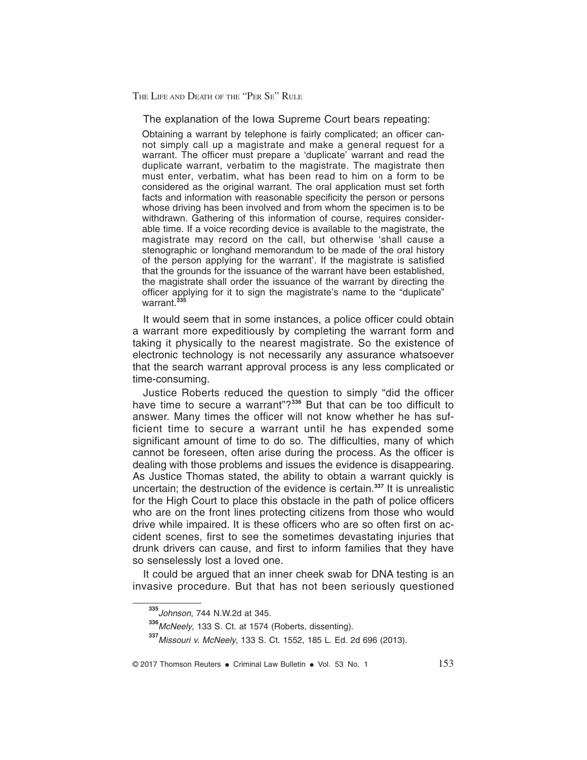The explanation of the Iowa Supreme Court bears repeating:

> Obtaining a warrant by telephone is fairly complicated; an officer cannot simply call up a magistrate and make a general request for a warrant. The officer must prepare a 'duplicate' warrant and read the duplicate warrant, verbatim to the magistrate. The magistrate then must enter, verbatim, what has been read to him on a form to be considered as the original warrant. The oral application must set forth facts and information with reasonable specificity the person or persons whose driving has been involved and from whom the specimen is to be withdrawn. Gathering of this information of course, requires considerable time. If a voice recording device is available to the magistrate, the magistrate may record on the call, but otherwise 'shall cause a stenographic or longhand memorandum to be made of the oral history of the person applying for the warrant'. If the magistrate is satisfied that the grounds for the issuance of the warrant have been established, the magistrate shall order the issuance of the warrant by directing the officer applying for it to sign the magistrate's name to the "duplicate" warrant.[335]

It would seem that in some instances, a police officer could obtain a warrant more expeditiously by completing the warrant form and taking it physically to the nearest magistrate. So the existence of electronic technology is not necessarily any assurance whatsoever that the search warrant approval process is any less complicated or time-consuming.

Justice Roberts reduced the question to simply "did the officer have time to secure a warrant"?[336] But that can be too difficult to answer. Many times the officer will not know whether he has sufficient time to secure a warrant until he has expended some significant amount of time to do so. The difficulties, many of which cannot be foreseen, often arise during the process. As the officer is dealing with those problems and issues the evidence is disappearing. As Justice Thomas stated, the ability to obtain a warrant quickly is uncertain; the destruction of the evidence is certain.[337] It is unrealistic for the High Court to place this obstacle in the path of police officers who are on the front lines protecting citizens from those who would drive while impaired. It is these officers who are so often first on accident scenes, first to see the sometimes devastating injuries that drunk drivers can cause, and first to inform families that they have so senselessly lost a loved one.

It could be argued that an inner cheek swab for DNA testing is an invasive procedure. But that has not been seriously questioned

---

[335] *Johnson*, 744 N.W.2d at 345.

[336] *McNeely*, 133 S. Ct. at 1574 (Roberts, dissenting).

[337] *Missouri v. McNeely*, 133 S. Ct. 1552, 185 L. Ed. 2d 696 (2013).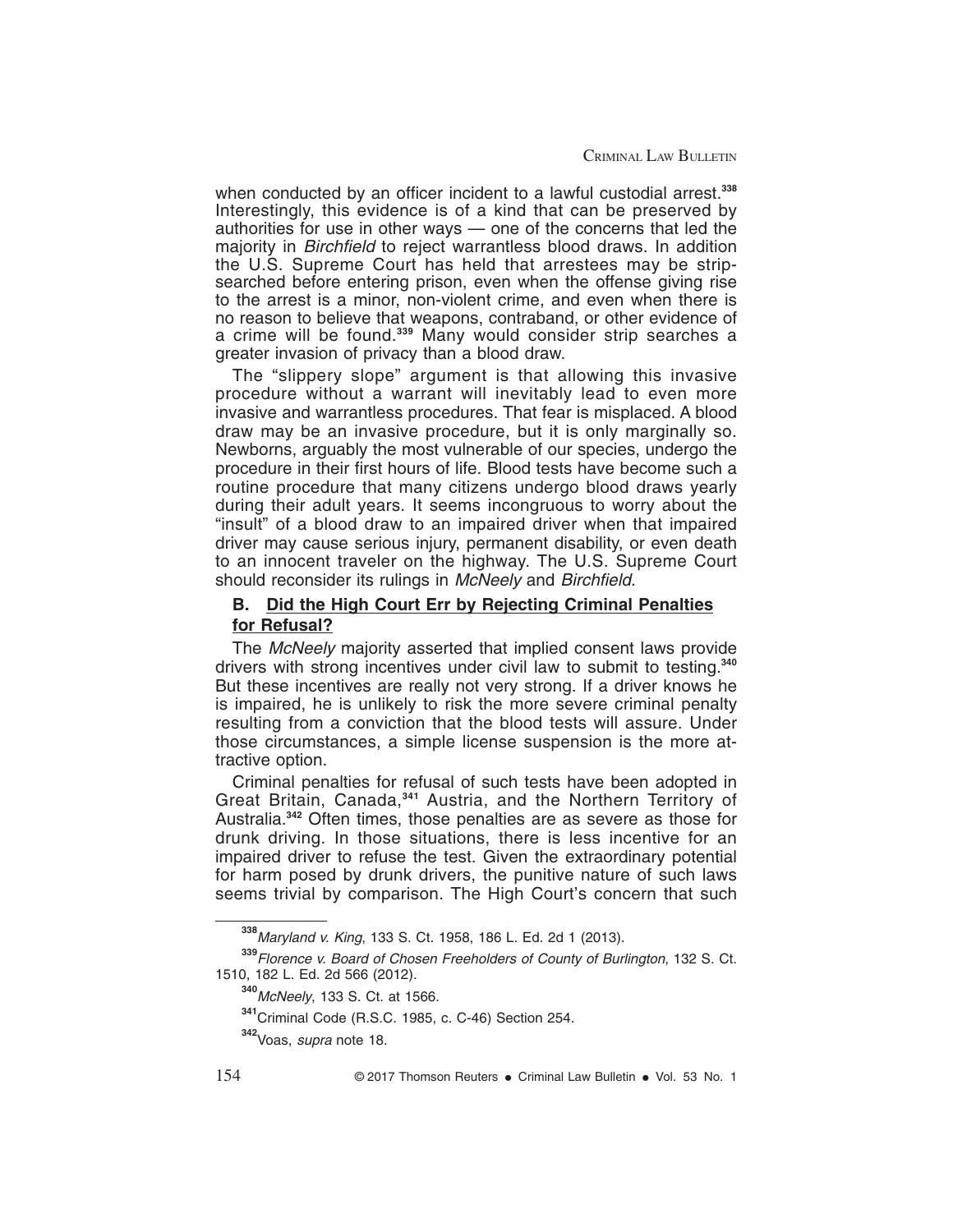when conducted by an officer incident to a lawful custodial arrest.[338] Interestingly, this evidence is of a kind that can be preserved by authorities for use in other ways — one of the concerns that led the majority in *Birchfield* to reject warrantless blood draws. In addition the U.S. Supreme Court has held that arrestees may be strip-searched before entering prison, even when the offense giving rise to the arrest is a minor, non-violent crime, and even when there is no reason to believe that weapons, contraband, or other evidence of a crime will be found.[339] Many would consider strip searches a greater invasion of privacy than a blood draw.

The "slippery slope" argument is that allowing this invasive procedure without a warrant will inevitably lead to even more invasive and warrantless procedures. That fear is misplaced. A blood draw may be an invasive procedure, but it is only marginally so. Newborns, arguably the most vulnerable of our species, undergo the procedure in their first hours of life. Blood tests have become such a routine procedure that many citizens undergo blood draws yearly during their adult years. It seems incongruous to worry about the "insult" of a blood draw to an impaired driver when that impaired driver may cause serious injury, permanent disability, or even death to an innocent traveler on the highway. The U.S. Supreme Court should reconsider its rulings in *McNeely* and *Birchfield*.

### B. Did the High Court Err by Rejecting Criminal Penalties for Refusal?

The *McNeely* majority asserted that implied consent laws provide drivers with strong incentives under civil law to submit to testing.[340] But these incentives are really not very strong. If a driver knows he is impaired, he is unlikely to risk the more severe criminal penalty resulting from a conviction that the blood tests will assure. Under those circumstances, a simple license suspension is the more attractive option.

Criminal penalties for refusal of such tests have been adopted in Great Britain, Canada,[341] Austria, and the Northern Territory of Australia.[342] Often times, those penalties are as severe as those for drunk driving. In those situations, there is less incentive for an impaired driver to refuse the test. Given the extraordinary potential for harm posed by drunk drivers, the punitive nature of such laws seems trivial by comparison. The High Court's concern that such

---

[338] *Maryland v. King*, 133 S. Ct. 1958, 186 L. Ed. 2d 1 (2013).

[339] *Florence v. Board of Chosen Freeholders of County of Burlington*, 132 S. Ct. 1510, 182 L. Ed. 2d 566 (2012).

[340] *McNeely*, 133 S. Ct. at 1566.

[341] Criminal Code (R.S.C. 1985, c. C-46) Section 254.

[342] Voas, *supra* note 18.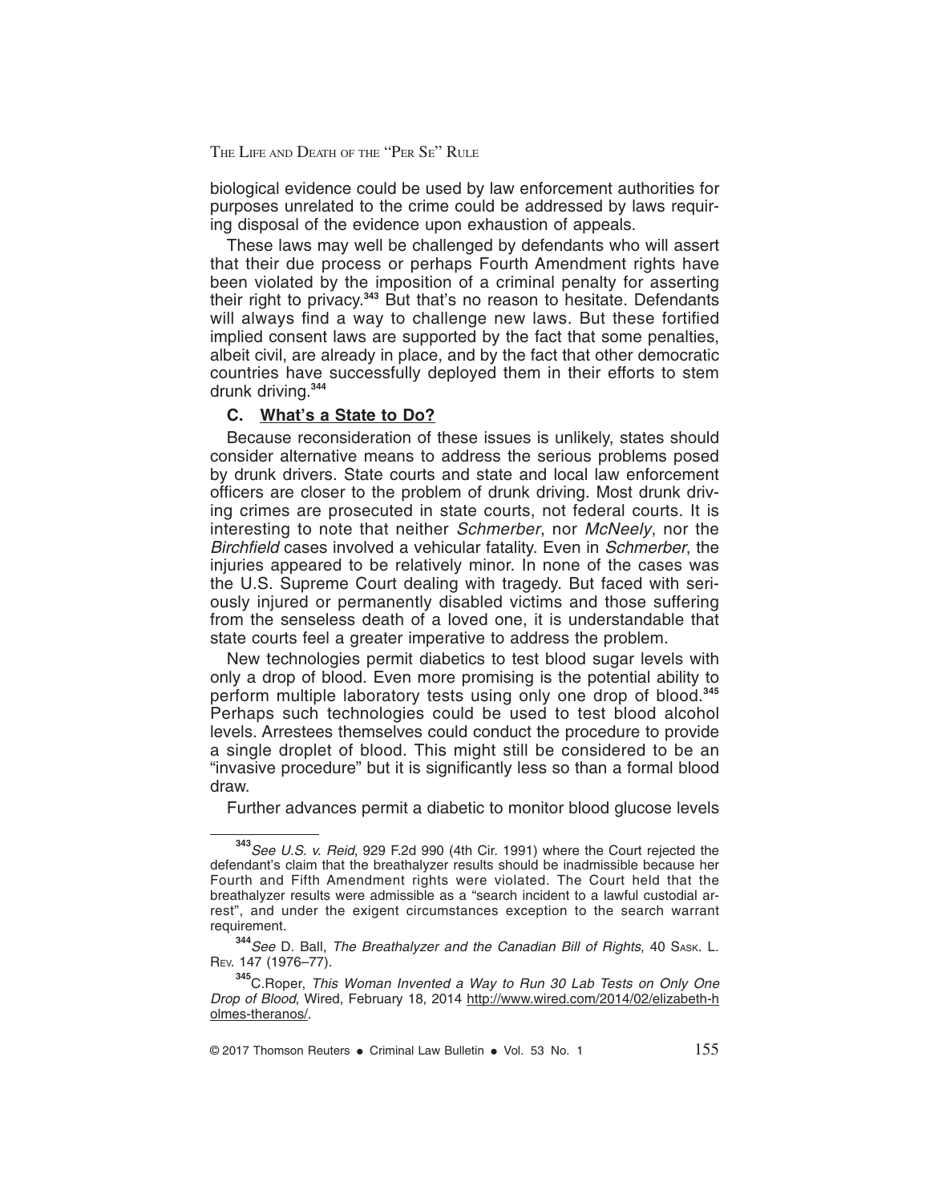biological evidence could be used by law enforcement authorities for purposes unrelated to the crime could be addressed by laws requiring disposal of the evidence upon exhaustion of appeals.

These laws may well be challenged by defendants who will assert that their due process or perhaps Fourth Amendment rights have been violated by the imposition of a criminal penalty for asserting their right to privacy.[343] But that's no reason to hesitate. Defendants will always find a way to challenge new laws. But these fortified implied consent laws are supported by the fact that some penalties, albeit civil, are already in place, and by the fact that other democratic countries have successfully deployed them in their efforts to stem drunk driving.[344]

### C. What's a State to Do?

Because reconsideration of these issues is unlikely, states should consider alternative means to address the serious problems posed by drunk drivers. State courts and state and local law enforcement officers are closer to the problem of drunk driving. Most drunk driving crimes are prosecuted in state courts, not federal courts. It is interesting to note that neither *Schmerber*, nor *McNeely*, nor the *Birchfield* cases involved a vehicular fatality. Even in *Schmerber*, the injuries appeared to be relatively minor. In none of the cases was the U.S. Supreme Court dealing with tragedy. But faced with seriously injured or permanently disabled victims and those suffering from the senseless death of a loved one, it is understandable that state courts feel a greater imperative to address the problem.

New technologies permit diabetics to test blood sugar levels with only a drop of blood. Even more promising is the potential ability to perform multiple laboratory tests using only one drop of blood.[345] Perhaps such technologies could be used to test blood alcohol levels. Arrestees themselves could conduct the procedure to provide a single droplet of blood. This might still be considered to be an "invasive procedure" but it is significantly less so than a formal blood draw.

Further advances permit a diabetic to monitor blood glucose levels

---

[343] *See U.S. v. Reid*, 929 F.2d 990 (4th Cir. 1991) where the Court rejected the defendant's claim that the breathalyzer results should be inadmissible because her Fourth and Fifth Amendment rights were violated. The Court held that the breathalyzer results were admissible as a "search incident to a lawful custodial arrest", and under the exigent circumstances exception to the search warrant requirement.

[344] *See* D. Ball, *The Breathalyzer and the Canadian Bill of Rights*, 40 Sask. L. Rev. 147 (1976–77).

[345] C.Roper, *This Woman Invented a Way to Run 30 Lab Tests on Only One Drop of Blood*, Wired, February 18, 2014 http://www.wired.com/2014/02/elizabeth-holmes-theranos/.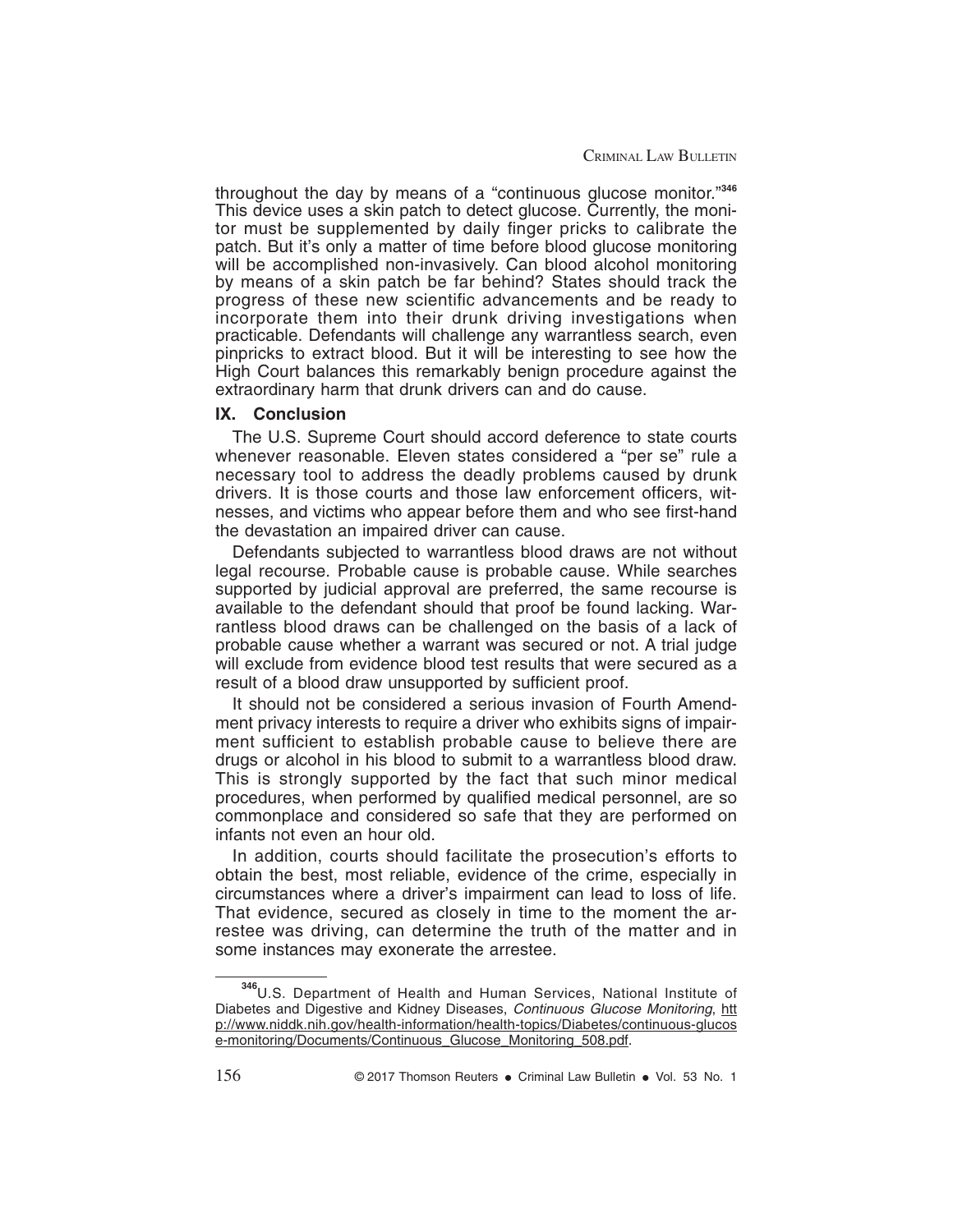throughout the day by means of a "continuous glucose monitor."[346] This device uses a skin patch to detect glucose. Currently, the monitor must be supplemented by daily finger pricks to calibrate the patch. But it's only a matter of time before blood glucose monitoring will be accomplished non-invasively. Can blood alcohol monitoring by means of a skin patch be far behind? States should track the progress of these new scientific advancements and be ready to incorporate them into their drunk driving investigations when practicable. Defendants will challenge any warrantless search, even pinpricks to extract blood. But it will be interesting to see how the High Court balances this remarkably benign procedure against the extraordinary harm that drunk drivers can and do cause.

## IX. Conclusion

The U.S. Supreme Court should accord deference to state courts whenever reasonable. Eleven states considered a "per se" rule a necessary tool to address the deadly problems caused by drunk drivers. It is those courts and those law enforcement officers, witnesses, and victims who appear before them and who see first-hand the devastation an impaired driver can cause.

Defendants subjected to warrantless blood draws are not without legal recourse. Probable cause is probable cause. While searches supported by judicial approval are preferred, the same recourse is available to the defendant should that proof be found lacking. Warrantless blood draws can be challenged on the basis of a lack of probable cause whether a warrant was secured or not. A trial judge will exclude from evidence blood test results that were secured as a result of a blood draw unsupported by sufficient proof.

It should not be considered a serious invasion of Fourth Amendment privacy interests to require a driver who exhibits signs of impairment sufficient to establish probable cause to believe there are drugs or alcohol in his blood to submit to a warrantless blood draw. This is strongly supported by the fact that such minor medical procedures, when performed by qualified medical personnel, are so commonplace and considered so safe that they are performed on infants not even an hour old.

In addition, courts should facilitate the prosecution's efforts to obtain the best, most reliable, evidence of the crime, especially in circumstances where a driver's impairment can lead to loss of life. That evidence, secured as closely in time to the moment the arrestee was driving, can determine the truth of the matter and in some instances may exonerate the arrestee.

---

[346] U.S. Department of Health and Human Services, National Institute of Diabetes and Digestive and Kidney Diseases, *Continuous Glucose Monitoring*, http://www.niddk.nih.gov/health-information/health-topics/Diabetes/continuous-glucose-monitoring/Documents/Continuous_Glucose_Monitoring_508.pdf.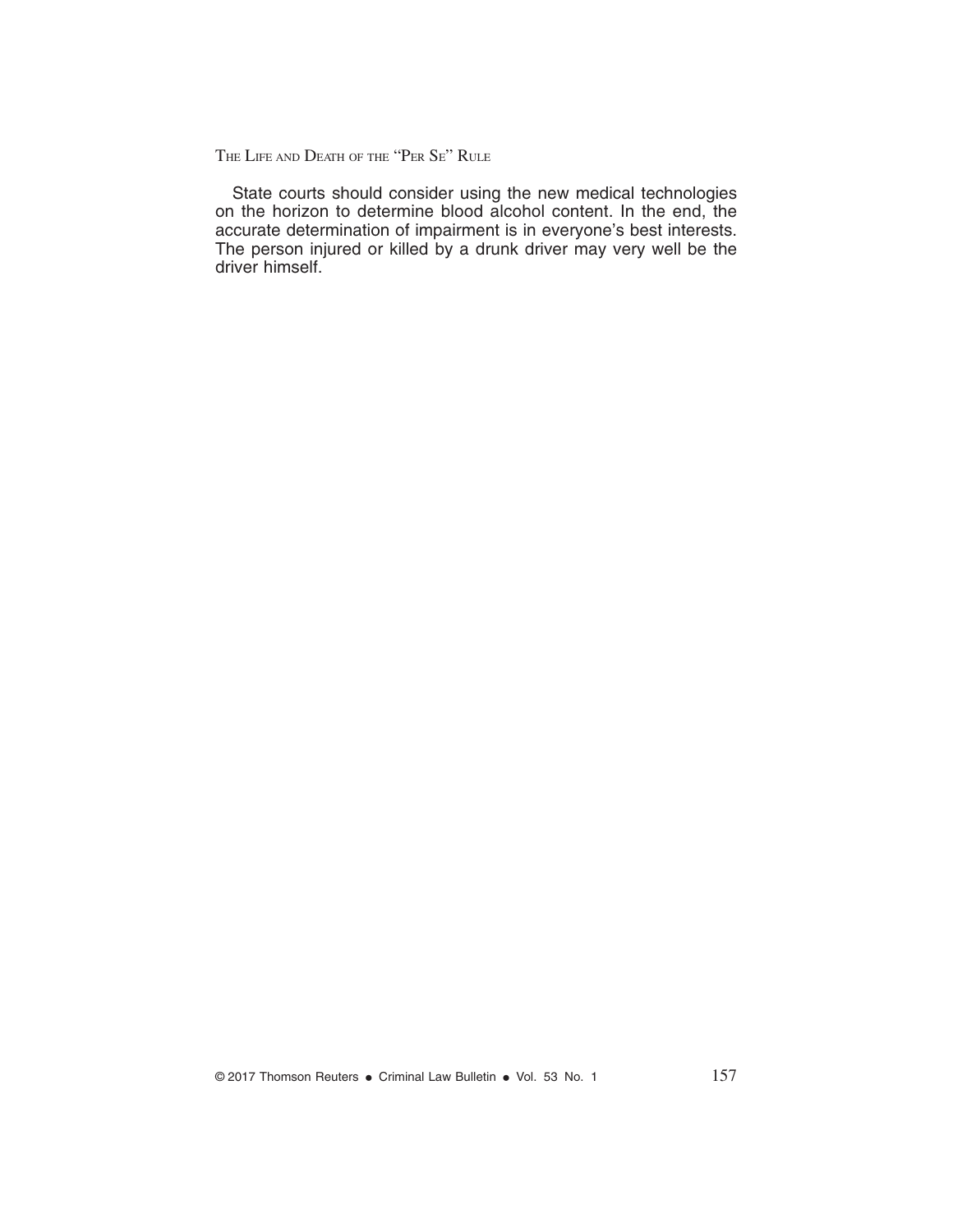State courts should consider using the new medical technologies on the horizon to determine blood alcohol content. In the end, the accurate determination of impairment is in everyone's best interests. The person injured or killed by a drunk driver may very well be the driver himself.